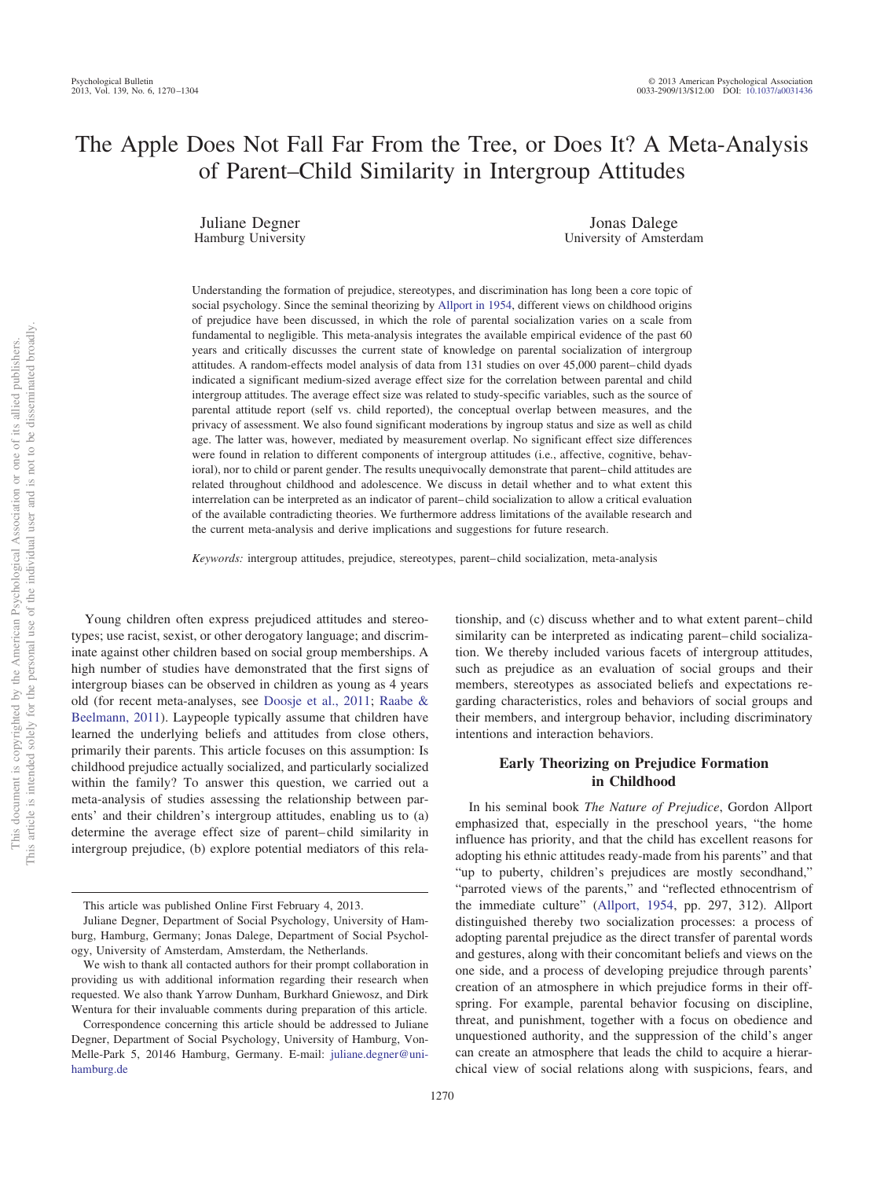# The Apple Does Not Fall Far From the Tree, or Does It? A Meta-Analysis of Parent–Child Similarity in Intergroup Attitudes

Juliane Degner
Hamburg University

Jonas Dalege
University of Amsterdam

Understanding the formation of prejudice, stereotypes, and discrimination has long been a core topic of social psychology. Since the seminal theorizing by Allport in 1954, different views on childhood origins of prejudice have been discussed, in which the role of parental socialization varies on a scale from fundamental to negligible. This meta-analysis integrates the available empirical evidence of the past 60 years and critically discusses the current state of knowledge on parental socialization of intergroup attitudes. A random-effects model analysis of data from 131 studies on over 45,000 parent–child dyads indicated a significant medium-sized average effect size for the correlation between parental and child intergroup attitudes. The average effect size was related to study-specific variables, such as the source of parental attitude report (self vs. child reported), the conceptual overlap between measures, and the privacy of assessment. We also found significant moderations by ingroup status and size as well as child age. The latter was, however, mediated by measurement overlap. No significant effect size differences were found in relation to different components of intergroup attitudes (i.e., affective, cognitive, behavioral), nor to child or parent gender. The results unequivocally demonstrate that parent–child attitudes are related throughout childhood and adolescence. We discuss in detail whether and to what extent this interrelation can be interpreted as an indicator of parent–child socialization to allow a critical evaluation of the available contradicting theories. We furthermore address limitations of the available research and the current meta-analysis and derive implications and suggestions for future research.

*Keywords:* intergroup attitudes, prejudice, stereotypes, parent–child socialization, meta-analysis

Young children often express prejudiced attitudes and stereotypes; use racist, sexist, or other derogatory language; and discriminate against other children based on social group memberships. A high number of studies have demonstrated that the first signs of intergroup biases can be observed in children as young as 4 years old (for recent meta-analyses, see Doosje et al., 2011; Raabe & Beelmann, 2011). Laypeople typically assume that children have learned the underlying beliefs and attitudes from close others, primarily their parents. This article focuses on this assumption: Is childhood prejudice actually socialized, and particularly socialized within the family? To answer this question, we carried out a meta-analysis of studies assessing the relationship between parents' and their children's intergroup attitudes, enabling us to (a) determine the average effect size of parent–child similarity in intergroup prejudice, (b) explore potential mediators of this relationship, and (c) discuss whether and to what extent parent–child similarity can be interpreted as indicating parent–child socialization. We thereby included various facets of intergroup attitudes, such as prejudice as an evaluation of social groups and their members, stereotypes as associated beliefs and expectations regarding characteristics, roles and behaviors of social groups and their members, and intergroup behavior, including discriminatory intentions and interaction behaviors.

## Early Theorizing on Prejudice Formation in Childhood

In his seminal book *The Nature of Prejudice*, Gordon Allport emphasized that, especially in the preschool years, "the home influence has priority, and that the child has excellent reasons for adopting his ethnic attitudes ready-made from his parents" and that "up to puberty, children's prejudices are mostly secondhand," "parroted views of the parents," and "reflected ethnocentrism of the immediate culture" (Allport, 1954, pp. 297, 312). Allport distinguished thereby two socialization processes: a process of adopting parental prejudice as the direct transfer of parental words and gestures, along with their concomitant beliefs and views on the one side, and a process of developing prejudice through parents' creation of an atmosphere in which prejudice forms in their offspring. For example, parental behavior focusing on discipline, threat, and punishment, together with a focus on obedience and unquestioned authority, and the suppression of the child's anger can create an atmosphere that leads the child to acquire a hierarchical view of social relations along with suspicions, fears, and

---

This article was published Online First February 4, 2013.

Juliane Degner, Department of Social Psychology, University of Hamburg, Hamburg, Germany; Jonas Dalege, Department of Social Psychology, University of Amsterdam, Amsterdam, the Netherlands.

We wish to thank all contacted authors for their prompt collaboration in providing us with additional information regarding their research when requested. We also thank Yarrow Dunham, Burkhard Gniewosz, and Dirk Wentura for their invaluable comments during preparation of this article.

Correspondence concerning this article should be addressed to Juliane Degner, Department of Social Psychology, University of Hamburg, Von-Melle-Park 5, 20146 Hamburg, Germany. E-mail: juliane.degner@uni-hamburg.de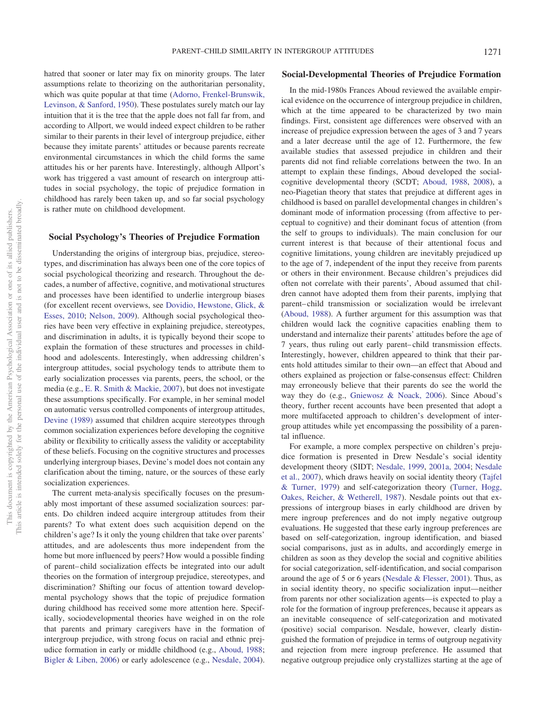hatred that sooner or later may fix on minority groups. The later assumptions relate to theorizing on the authoritarian personality, which was quite popular at that time (Adorno, Frenkel-Brunswik, Levinson, & Sanford, 1950). These postulates surely match our lay intuition that it is the tree that the apple does not fall far from, and according to Allport, we would indeed expect children to be rather similar to their parents in their level of intergroup prejudice, either because they imitate parents' attitudes or because parents recreate environmental circumstances in which the child forms the same attitudes his or her parents have. Interestingly, although Allport's work has triggered a vast amount of research on intergroup attitudes in social psychology, the topic of prejudice formation in childhood has rarely been taken up, and so far social psychology is rather mute on childhood development.

## Social Psychology's Theories of Prejudice Formation

Understanding the origins of intergroup bias, prejudice, stereotypes, and discrimination has always been one of the core topics of social psychological theorizing and research. Throughout the decades, a number of affective, cognitive, and motivational structures and processes have been identified to underlie intergroup biases (for excellent recent overviews, see Dovidio, Hewstone, Glick, & Esses, 2010; Nelson, 2009). Although social psychological theories have been very effective in explaining prejudice, stereotypes, and discrimination in adults, it is typically beyond their scope to explain the formation of these structures and processes in childhood and adolescents. Interestingly, when addressing children's intergroup attitudes, social psychology tends to attribute them to early socialization processes via parents, peers, the school, or the media (e.g., E. R. Smith & Mackie, 2007), but does not investigate these assumptions specifically. For example, in her seminal model on automatic versus controlled components of intergroup attitudes, Devine (1989) assumed that children acquire stereotypes through common socialization experiences before developing the cognitive ability or flexibility to critically assess the validity or acceptability of these beliefs. Focusing on the cognitive structures and processes underlying intergroup biases, Devine's model does not contain any clarification about the timing, nature, or the sources of these early socialization experiences.

The current meta-analysis specifically focuses on the presumably most important of these assumed socialization sources: parents. Do children indeed acquire intergroup attitudes from their parents? To what extent does such acquisition depend on the children's age? Is it only the young children that take over parents' attitudes, and are adolescents thus more independent from the home but more influenced by peers? How would a possible finding of parent–child socialization effects be integrated into our adult theories on the formation of intergroup prejudice, stereotypes, and discrimination? Shifting our focus of attention toward developmental psychology shows that the topic of prejudice formation during childhood has received some more attention here. Specifically, sociodevelopmental theories have weighed in on the role that parents and primary caregivers have in the formation of intergroup prejudice, with strong focus on racial and ethnic prejudice formation in early or middle childhood (e.g., Aboud, 1988; Bigler & Liben, 2006) or early adolescence (e.g., Nesdale, 2004).

## Social-Developmental Theories of Prejudice Formation

In the mid-1980s Frances Aboud reviewed the available empirical evidence on the occurrence of intergroup prejudice in children, which at the time appeared to be characterized by two main findings. First, consistent age differences were observed with an increase of prejudice expression between the ages of 3 and 7 years and a later decrease until the age of 12. Furthermore, the few available studies that assessed prejudice in children and their parents did not find reliable correlations between the two. In an attempt to explain these findings, Aboud developed the social-cognitive developmental theory (SCDT; Aboud, 1988, 2008), a neo-Piagetian theory that states that prejudice at different ages in childhood is based on parallel developmental changes in children's dominant mode of information processing (from affective to perceptual to cognitive) and their dominant focus of attention (from the self to groups to individuals). The main conclusion for our current interest is that because of their attentional focus and cognitive limitations, young children are inevitably prejudiced up to the age of 7, independent of the input they receive from parents or others in their environment. Because children's prejudices did often not correlate with their parents', Aboud assumed that children cannot have adopted them from their parents, implying that parent–child transmission or socialization would be irrelevant (Aboud, 1988). A further argument for this assumption was that children would lack the cognitive capacities enabling them to understand and internalize their parents' attitudes before the age of 7 years, thus ruling out early parent–child transmission effects. Interestingly, however, children appeared to think that their parents hold attitudes similar to their own—an effect that Aboud and others explained as projection or false-consensus effect: Children may erroneously believe that their parents do see the world the way they do (e.g., Gniewosz & Noack, 2006). Since Aboud's theory, further recent accounts have been presented that adopt a more multifaceted approach to children's development of intergroup attitudes while yet encompassing the possibility of a parental influence.

For example, a more complex perspective on children's prejudice formation is presented in Drew Nesdale's social identity development theory (SIDT; Nesdale, 1999, 2001a, 2004; Nesdale et al., 2007), which draws heavily on social identity theory (Tajfel & Turner, 1979) and self-categorization theory (Turner, Hogg, Oakes, Reicher, & Wetherell, 1987). Nesdale points out that expressions of intergroup biases in early childhood are driven by mere ingroup preferences and do not imply negative outgroup evaluations. He suggested that these early ingroup preferences are based on self-categorization, ingroup identification, and biased social comparisons, just as in adults, and accordingly emerge in children as soon as they develop the social and cognitive abilities for social categorization, self-identification, and social comparison around the age of 5 or 6 years (Nesdale & Flesser, 2001). Thus, as in social identity theory, no specific socialization input—neither from parents nor other socialization agents—is expected to play a role for the formation of ingroup preferences, because it appears as an inevitable consequence of self-categorization and motivated (positive) social comparison. Nesdale, however, clearly distinguished the formation of prejudice in terms of outgroup negativity and rejection from mere ingroup preference. He assumed that negative outgroup prejudice only crystallizes starting at the age of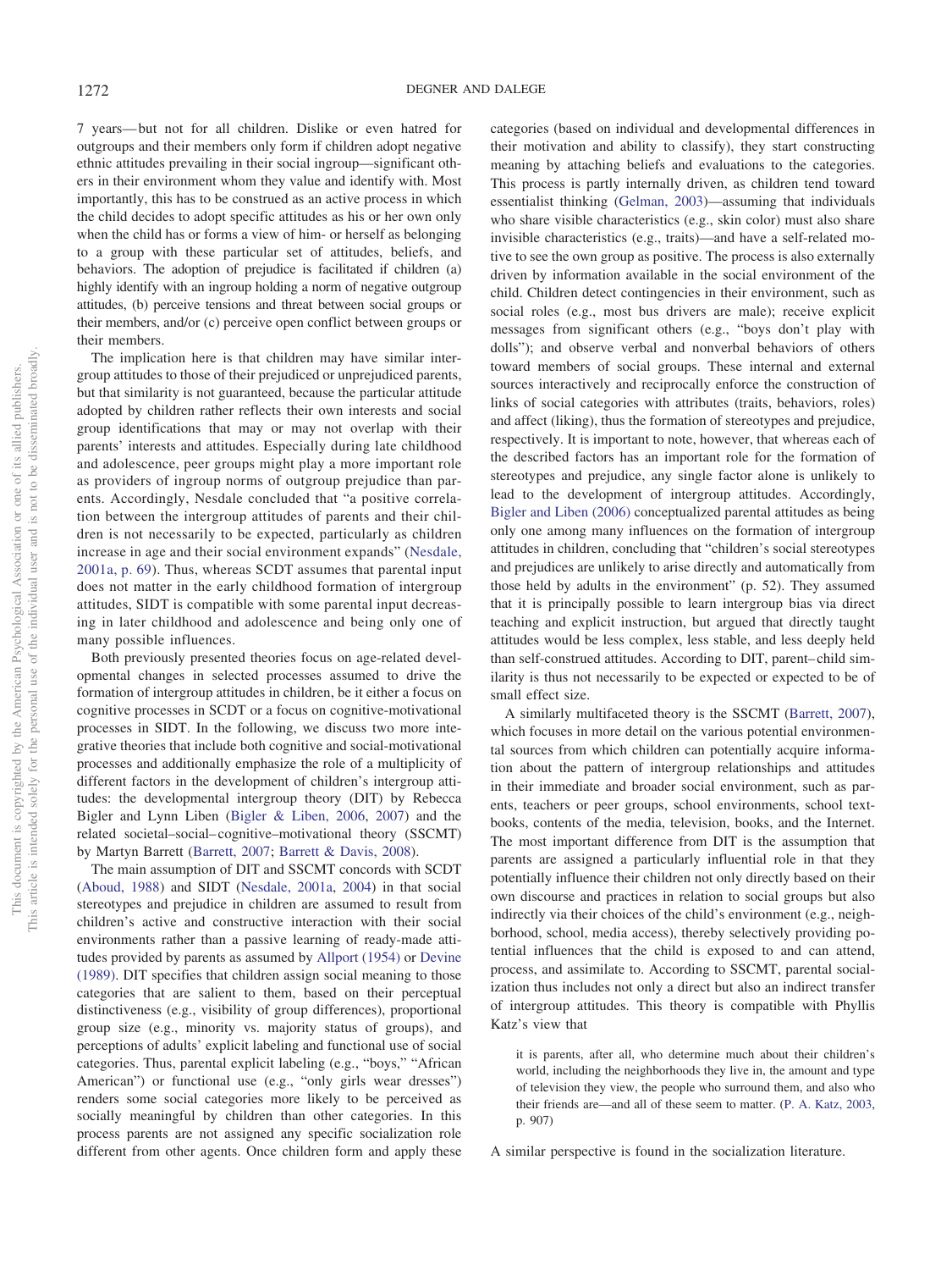7 years—but not for all children. Dislike or even hatred for outgroups and their members only form if children adopt negative ethnic attitudes prevailing in their social ingroup—significant others in their environment whom they value and identify with. Most importantly, this has to be construed as an active process in which the child decides to adopt specific attitudes as his or her own only when the child has or forms a view of him- or herself as belonging to a group with these particular set of attitudes, beliefs, and behaviors. The adoption of prejudice is facilitated if children (a) highly identify with an ingroup holding a norm of negative outgroup attitudes, (b) perceive tensions and threat between social groups or their members, and/or (c) perceive open conflict between groups or their members.

The implication here is that children may have similar intergroup attitudes to those of their prejudiced or unprejudiced parents, but that similarity is not guaranteed, because the particular attitude adopted by children rather reflects their own interests and social group identifications that may or may not overlap with their parents' interests and attitudes. Especially during late childhood and adolescence, peer groups might play a more important role as providers of ingroup norms of outgroup prejudice than parents. Accordingly, Nesdale concluded that "a positive correlation between the intergroup attitudes of parents and their children is not necessarily to be expected, particularly as children increase in age and their social environment expands" (Nesdale, 2001a, p. 69). Thus, whereas SCDT assumes that parental input does not matter in the early childhood formation of intergroup attitudes, SIDT is compatible with some parental input decreasing in later childhood and adolescence and being only one of many possible influences.

Both previously presented theories focus on age-related developmental changes in selected processes assumed to drive the formation of intergroup attitudes in children, be it either a focus on cognitive processes in SCDT or a focus on cognitive-motivational processes in SIDT. In the following, we discuss two more integrative theories that include both cognitive and social-motivational processes and additionally emphasize the role of a multiplicity of different factors in the development of children's intergroup attitudes: the developmental intergroup theory (DIT) by Rebecca Bigler and Lynn Liben (Bigler & Liben, 2006, 2007) and the related societal–social–cognitive–motivational theory (SSCMT) by Martyn Barrett (Barrett, 2007; Barrett & Davis, 2008).

The main assumption of DIT and SSCMT concords with SCDT (Aboud, 1988) and SIDT (Nesdale, 2001a, 2004) in that social stereotypes and prejudice in children are assumed to result from children's active and constructive interaction with their social environments rather than a passive learning of ready-made attitudes provided by parents as assumed by Allport (1954) or Devine (1989). DIT specifies that children assign social meaning to those categories that are salient to them, based on their perceptual distinctiveness (e.g., visibility of group differences), proportional group size (e.g., minority vs. majority status of groups), and perceptions of adults' explicit labeling and functional use of social categories. Thus, parental explicit labeling (e.g., "boys," "African American") or functional use (e.g., "only girls wear dresses") renders some social categories more likely to be perceived as socially meaningful by children than other categories. In this process parents are not assigned any specific socialization role different from other agents. Once children form and apply these categories (based on individual and developmental differences in their motivation and ability to classify), they start constructing meaning by attaching beliefs and evaluations to the categories. This process is partly internally driven, as children tend toward essentialist thinking (Gelman, 2003)—assuming that individuals who share visible characteristics (e.g., skin color) must also share invisible characteristics (e.g., traits)—and have a self-related motive to see the own group as positive. The process is also externally driven by information available in the social environment of the child. Children detect contingencies in their environment, such as social roles (e.g., most bus drivers are male); receive explicit messages from significant others (e.g., "boys don't play with dolls"); and observe verbal and nonverbal behaviors of others toward members of social groups. These internal and external sources interactively and reciprocally enforce the construction of links of social categories with attributes (traits, behaviors, roles) and affect (liking), thus the formation of stereotypes and prejudice, respectively. It is important to note, however, that whereas each of the described factors has an important role for the formation of stereotypes and prejudice, any single factor alone is unlikely to lead to the development of intergroup attitudes. Accordingly, Bigler and Liben (2006) conceptualized parental attitudes as being only one among many influences on the formation of intergroup attitudes in children, concluding that "children's social stereotypes and prejudices are unlikely to arise directly and automatically from those held by adults in the environment" (p. 52). They assumed that it is principally possible to learn intergroup bias via direct teaching and explicit instruction, but argued that directly taught attitudes would be less complex, less stable, and less deeply held than self-construed attitudes. According to DIT, parent–child similarity is thus not necessarily to be expected or expected to be of small effect size.

A similarly multifaceted theory is the SSCMT (Barrett, 2007), which focuses in more detail on the various potential environmental sources from which children can potentially acquire information about the pattern of intergroup relationships and attitudes in their immediate and broader social environment, such as parents, teachers or peer groups, school environments, school textbooks, contents of the media, television, books, and the Internet. The most important difference from DIT is the assumption that parents are assigned a particularly influential role in that they potentially influence their children not only directly based on their own discourse and practices in relation to social groups but also indirectly via their choices of the child's environment (e.g., neighborhood, school, media access), thereby selectively providing potential influences that the child is exposed to and can attend, process, and assimilate to. According to SSCMT, parental socialization thus includes not only a direct but also an indirect transfer of intergroup attitudes. This theory is compatible with Phyllis Katz's view that

> it is parents, after all, who determine much about their children's world, including the neighborhoods they live in, the amount and type of television they view, the people who surround them, and also who their friends are—and all of these seem to matter. (P. A. Katz, 2003, p. 907)

A similar perspective is found in the socialization literature.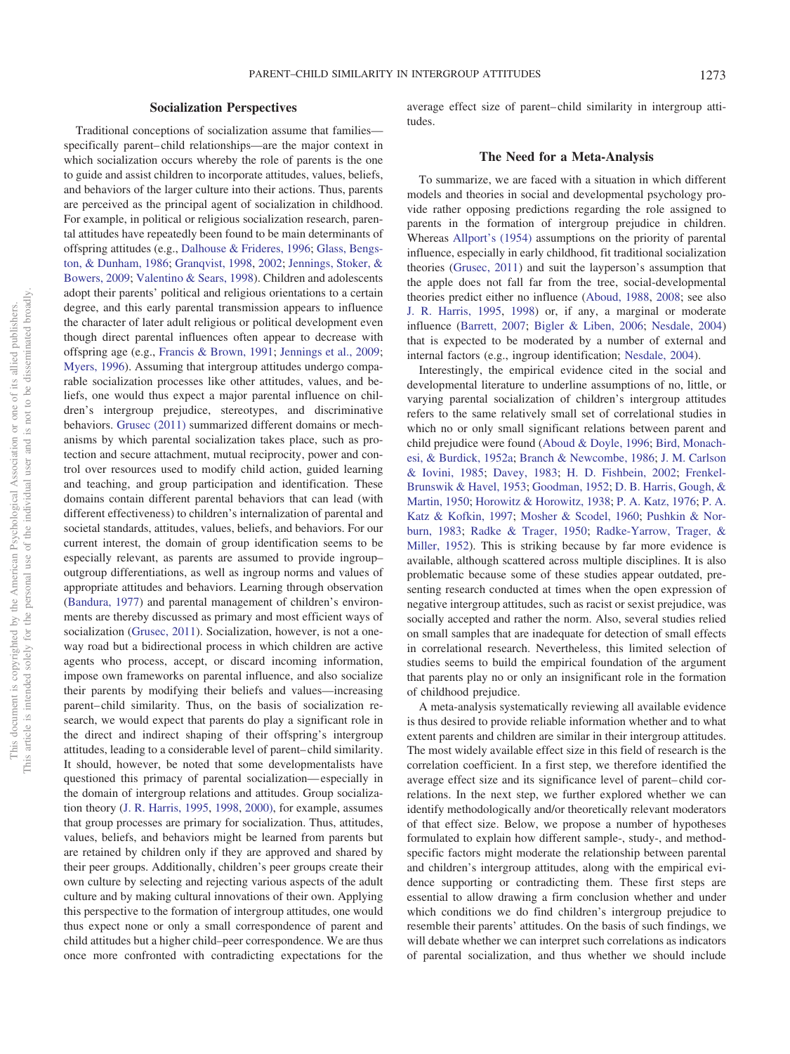### Socialization Perspectives

Traditional conceptions of socialization assume that families—specifically parent–child relationships—are the major context in which socialization occurs whereby the role of parents is the one to guide and assist children to incorporate attitudes, values, beliefs, and behaviors of the larger culture into their actions. Thus, parents are perceived as the principal agent of socialization in childhood. For example, in political or religious socialization research, parental attitudes have repeatedly been found to be main determinants of offspring attitudes (e.g., Dalhouse & Frideres, 1996; Glass, Bengston, & Dunham, 1986; Granqvist, 1998, 2002; Jennings, Stoker, & Bowers, 2009; Valentino & Sears, 1998). Children and adolescents adopt their parents' political and religious orientations to a certain degree, and this early parental transmission appears to influence the character of later adult religious or political development even though direct parental influences often appear to decrease with offspring age (e.g., Francis & Brown, 1991; Jennings et al., 2009; Myers, 1996). Assuming that intergroup attitudes undergo comparable socialization processes like other attitudes, values, and beliefs, one would thus expect a major parental influence on children's intergroup prejudice, stereotypes, and discriminative behaviors. Grusec (2011) summarized different domains or mechanisms by which parental socialization takes place, such as protection and secure attachment, mutual reciprocity, power and control over resources used to modify child action, guided learning and teaching, and group participation and identification. These domains contain different parental behaviors that can lead (with different effectiveness) to children's internalization of parental and societal standards, attitudes, values, beliefs, and behaviors. For our current interest, the domain of group identification seems to be especially relevant, as parents are assumed to provide ingroup–outgroup differentiations, as well as ingroup norms and values of appropriate attitudes and behaviors. Learning through observation (Bandura, 1977) and parental management of children's environments are thereby discussed as primary and most efficient ways of socialization (Grusec, 2011). Socialization, however, is not a one-way road but a bidirectional process in which children are active agents who process, accept, or discard incoming information, impose own frameworks on parental influence, and also socialize their parents by modifying their beliefs and values—increasing parent–child similarity. Thus, on the basis of socialization research, we would expect that parents do play a significant role in the direct and indirect shaping of their offspring's intergroup attitudes, leading to a considerable level of parent–child similarity. It should, however, be noted that some developmentalists have questioned this primacy of parental socialization—especially in the domain of intergroup relations and attitudes. Group socialization theory (J. R. Harris, 1995, 1998, 2000), for example, assumes that group processes are primary for socialization. Thus, attitudes, values, beliefs, and behaviors might be learned from parents but are retained by children only if they are approved and shared by their peer groups. Additionally, children's peer groups create their own culture by selecting and rejecting various aspects of the adult culture and by making cultural innovations of their own. Applying this perspective to the formation of intergroup attitudes, one would thus expect none or only a small correspondence of parent and child attitudes but a higher child–peer correspondence. We are thus once more confronted with contradicting expectations for the average effect size of parent–child similarity in intergroup attitudes.

### The Need for a Meta-Analysis

To summarize, we are faced with a situation in which different models and theories in social and developmental psychology provide rather opposing predictions regarding the role assigned to parents in the formation of intergroup prejudice in children. Whereas Allport's (1954) assumptions on the priority of parental influence, especially in early childhood, fit traditional socialization theories (Grusec, 2011) and suit the layperson's assumption that the apple does not fall far from the tree, social-developmental theories predict either no influence (Aboud, 1988, 2008; see also J. R. Harris, 1995, 1998) or, if any, a marginal or moderate influence (Barrett, 2007; Bigler & Liben, 2006; Nesdale, 2004) that is expected to be moderated by a number of external and internal factors (e.g., ingroup identification; Nesdale, 2004).

Interestingly, the empirical evidence cited in the social and developmental literature to underline assumptions of no, little, or varying parental socialization of children's intergroup attitudes refers to the same relatively small set of correlational studies in which no or only small significant relations between parent and child prejudice were found (Aboud & Doyle, 1996; Bird, Monachesi, & Burdick, 1952a; Branch & Newcombe, 1986; J. M. Carlson & Iovini, 1985; Davey, 1983; H. D. Fishbein, 2002; Frenkel-Brunswik & Havel, 1953; Goodman, 1952; D. B. Harris, Gough, & Martin, 1950; Horowitz & Horowitz, 1938; P. A. Katz, 1976; P. A. Katz & Kofkin, 1997; Mosher & Scodel, 1960; Pushkin & Norburn, 1983; Radke & Trager, 1950; Radke-Yarrow, Trager, & Miller, 1952). This is striking because by far more evidence is available, although scattered across multiple disciplines. It is also problematic because some of these studies appear outdated, presenting research conducted at times when the open expression of negative intergroup attitudes, such as racist or sexist prejudice, was socially accepted and rather the norm. Also, several studies relied on small samples that are inadequate for detection of small effects in correlational research. Nevertheless, this limited selection of studies seems to build the empirical foundation of the argument that parents play no or only an insignificant role in the formation of childhood prejudice.

A meta-analysis systematically reviewing all available evidence is thus desired to provide reliable information whether and to what extent parents and children are similar in their intergroup attitudes. The most widely available effect size in this field of research is the correlation coefficient. In a first step, we therefore identified the average effect size and its significance level of parent–child correlations. In the next step, we further explored whether we can identify methodologically and/or theoretically relevant moderators of that effect size. Below, we propose a number of hypotheses formulated to explain how different sample-, study-, and method-specific factors might moderate the relationship between parental and children's intergroup attitudes, along with the empirical evidence supporting or contradicting them. These first steps are essential to allow drawing a firm conclusion whether and under which conditions we do find children's intergroup prejudice to resemble their parents' attitudes. On the basis of such findings, we will debate whether we can interpret such correlations as indicators of parental socialization, and thus whether we should include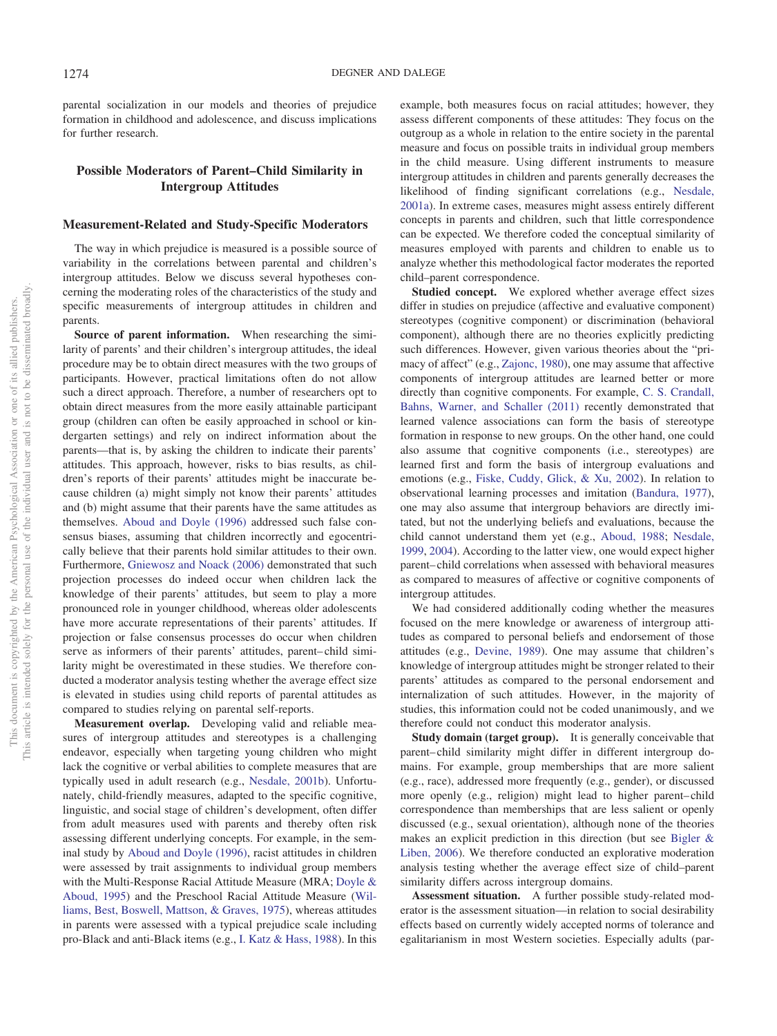parental socialization in our models and theories of prejudice formation in childhood and adolescence, and discuss implications for further research.

## Possible Moderators of Parent–Child Similarity in Intergroup Attitudes

### Measurement-Related and Study-Specific Moderators

The way in which prejudice is measured is a possible source of variability in the correlations between parental and children's intergroup attitudes. Below we discuss several hypotheses concerning the moderating roles of the characteristics of the study and specific measurements of intergroup attitudes in children and parents.

**Source of parent information.** When researching the similarity of parents' and their children's intergroup attitudes, the ideal procedure may be to obtain direct measures with the two groups of participants. However, practical limitations often do not allow such a direct approach. Therefore, a number of researchers opt to obtain direct measures from the more easily attainable participant group (children can often be easily approached in school or kindergarten settings) and rely on indirect information about the parents—that is, by asking the children to indicate their parents' attitudes. This approach, however, risks to bias results, as children's reports of their parents' attitudes might be inaccurate because children (a) might simply not know their parents' attitudes and (b) might assume that their parents have the same attitudes as themselves. Aboud and Doyle (1996) addressed such false consensus biases, assuming that children incorrectly and egocentrically believe that their parents hold similar attitudes to their own. Furthermore, Gniewosz and Noack (2006) demonstrated that such projection processes do indeed occur when children lack the knowledge of their parents' attitudes, but seem to play a more pronounced role in younger childhood, whereas older adolescents have more accurate representations of their parents' attitudes. If projection or false consensus processes do occur when children serve as informers of their parents' attitudes, parent–child similarity might be overestimated in these studies. We therefore conducted a moderator analysis testing whether the average effect size is elevated in studies using child reports of parental attitudes as compared to studies relying on parental self-reports.

**Measurement overlap.** Developing valid and reliable measures of intergroup attitudes and stereotypes is a challenging endeavor, especially when targeting young children who might lack the cognitive or verbal abilities to complete measures that are typically used in adult research (e.g., Nesdale, 2001b). Unfortunately, child-friendly measures, adapted to the specific cognitive, linguistic, and social stage of children's development, often differ from adult measures used with parents and thereby often risk assessing different underlying concepts. For example, in the seminal study by Aboud and Doyle (1996), racist attitudes in children were assessed by trait assignments to individual group members with the Multi-Response Racial Attitude Measure (MRA; Doyle & Aboud, 1995) and the Preschool Racial Attitude Measure (Williams, Best, Boswell, Mattson, & Graves, 1975), whereas attitudes in parents were assessed with a typical prejudice scale including pro-Black and anti-Black items (e.g., I. Katz & Hass, 1988). In this example, both measures focus on racial attitudes; however, they assess different components of these attitudes: They focus on the outgroup as a whole in relation to the entire society in the parental measure and focus on possible traits in individual group members in the child measure. Using different instruments to measure intergroup attitudes in children and parents generally decreases the likelihood of finding significant correlations (e.g., Nesdale, 2001a). In extreme cases, measures might assess entirely different concepts in parents and children, such that little correspondence can be expected. We therefore coded the conceptual similarity of measures employed with parents and children to enable us to analyze whether this methodological factor moderates the reported child–parent correspondence.

**Studied concept.** We explored whether average effect sizes differ in studies on prejudice (affective and evaluative component) stereotypes (cognitive component) or discrimination (behavioral component), although there are no theories explicitly predicting such differences. However, given various theories about the "primacy of affect" (e.g., Zajonc, 1980), one may assume that affective components of intergroup attitudes are learned better or more directly than cognitive components. For example, C. S. Crandall, Bahns, Warner, and Schaller (2011) recently demonstrated that learned valence associations can form the basis of stereotype formation in response to new groups. On the other hand, one could also assume that cognitive components (i.e., stereotypes) are learned first and form the basis of intergroup evaluations and emotions (e.g., Fiske, Cuddy, Glick, & Xu, 2002). In relation to observational learning processes and imitation (Bandura, 1977), one may also assume that intergroup behaviors are directly imitated, but not the underlying beliefs and evaluations, because the child cannot understand them yet (e.g., Aboud, 1988; Nesdale, 1999, 2004). According to the latter view, one would expect higher parent–child correlations when assessed with behavioral measures as compared to measures of affective or cognitive components of intergroup attitudes.

We had considered additionally coding whether the measures focused on the mere knowledge or awareness of intergroup attitudes as compared to personal beliefs and endorsement of those attitudes (e.g., Devine, 1989). One may assume that children's knowledge of intergroup attitudes might be stronger related to their parents' attitudes as compared to the personal endorsement and internalization of such attitudes. However, in the majority of studies, this information could not be coded unanimously, and we therefore could not conduct this moderator analysis.

**Study domain (target group).** It is generally conceivable that parent–child similarity might differ in different intergroup domains. For example, group memberships that are more salient (e.g., race), addressed more frequently (e.g., gender), or discussed more openly (e.g., religion) might lead to higher parent–child correspondence than memberships that are less salient or openly discussed (e.g., sexual orientation), although none of the theories makes an explicit prediction in this direction (but see Bigler & Liben, 2006). We therefore conducted an explorative moderation analysis testing whether the average effect size of child–parent similarity differs across intergroup domains.

**Assessment situation.** A further possible study-related moderator is the assessment situation—in relation to social desirability effects based on currently widely accepted norms of tolerance and egalitarianism in most Western societies. Especially adults (par-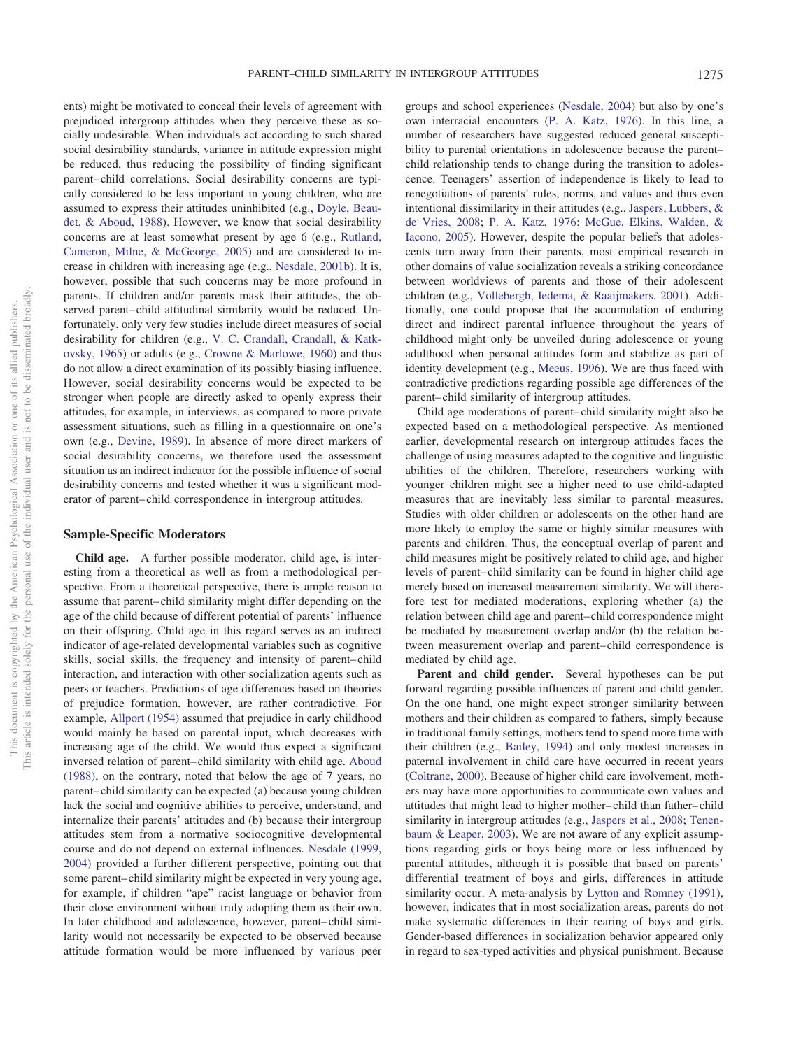ents) might be motivated to conceal their levels of agreement with prejudiced intergroup attitudes when they perceive these as socially undesirable. When individuals act according to such shared social desirability standards, variance in attitude expression might be reduced, thus reducing the possibility of finding significant parent–child correlations. Social desirability concerns are typically considered to be less important in young children, who are assumed to express their attitudes uninhibited (e.g., Doyle, Beaudet, & Aboud, 1988). However, we know that social desirability concerns are at least somewhat present by age 6 (e.g., Rutland, Cameron, Milne, & McGeorge, 2005) and are considered to increase in children with increasing age (e.g., Nesdale, 2001b). It is, however, possible that such concerns may be more profound in parents. If children and/or parents mask their attitudes, the observed parent–child attitudinal similarity would be reduced. Unfortunately, only very few studies include direct measures of social desirability for children (e.g., V. C. Crandall, Crandall, & Katkovsky, 1965) or adults (e.g., Crowne & Marlowe, 1960) and thus do not allow a direct examination of its possibly biasing influence. However, social desirability concerns would be expected to be stronger when people are directly asked to openly express their attitudes, for example, in interviews, as compared to more private assessment situations, such as filling in a questionnaire on one's own (e.g., Devine, 1989). In absence of more direct markers of social desirability concerns, we therefore used the assessment situation as an indirect indicator for the possible influence of social desirability concerns and tested whether it was a significant moderator of parent–child correspondence in intergroup attitudes.

### Sample-Specific Moderators

**Child age.** A further possible moderator, child age, is interesting from a theoretical as well as from a methodological perspective. From a theoretical perspective, there is ample reason to assume that parent–child similarity might differ depending on the age of the child because of different potential of parents' influence on their offspring. Child age in this regard serves as an indirect indicator of age-related developmental variables such as cognitive skills, social skills, the frequency and intensity of parent–child interaction, and interaction with other socialization agents such as peers or teachers. Predictions of age differences based on theories of prejudice formation, however, are rather contradictive. For example, Allport (1954) assumed that prejudice in early childhood would mainly be based on parental input, which decreases with increasing age of the child. We would thus expect a significant inversed relation of parent–child similarity with child age. Aboud (1988), on the contrary, noted that below the age of 7 years, no parent–child similarity can be expected (a) because young children lack the social and cognitive abilities to perceive, understand, and internalize their parents' attitudes and (b) because their intergroup attitudes stem from a normative sociocognitive developmental course and do not depend on external influences. Nesdale (1999, 2004) provided a further different perspective, pointing out that some parent–child similarity might be expected in very young age, for example, if children "ape" racist language or behavior from their close environment without truly adopting them as their own. In later childhood and adolescence, however, parent–child similarity would not necessarily be expected to be observed because attitude formation would be more influenced by various peer groups and school experiences (Nesdale, 2004) but also by one's own interracial encounters (P. A. Katz, 1976). In this line, a number of researchers have suggested reduced general susceptibility to parental orientations in adolescence because the parent–child relationship tends to change during the transition to adolescence. Teenagers' assertion of independence is likely to lead to renegotiations of parents' rules, norms, and values and thus even intentional dissimilarity in their attitudes (e.g., Jaspers, Lubbers, & de Vries, 2008; P. A. Katz, 1976; McGue, Elkins, Walden, & Iacono, 2005). However, despite the popular beliefs that adolescents turn away from their parents, most empirical research in other domains of value socialization reveals a striking concordance between worldviews of parents and those of their adolescent children (e.g., Vollebergh, Iedema, & Raaijmakers, 2001). Additionally, one could propose that the accumulation of enduring direct and indirect parental influence throughout the years of childhood might only be unveiled during adolescence or young adulthood when personal attitudes form and stabilize as part of identity development (e.g., Meeus, 1996). We are thus faced with contradictive predictions regarding possible age differences of the parent–child similarity of intergroup attitudes.

Child age moderations of parent–child similarity might also be expected based on a methodological perspective. As mentioned earlier, developmental research on intergroup attitudes faces the challenge of using measures adapted to the cognitive and linguistic abilities of the children. Therefore, researchers working with younger children might see a higher need to use child-adapted measures that are inevitably less similar to parental measures. Studies with older children or adolescents on the other hand are more likely to employ the same or highly similar measures with parents and children. Thus, the conceptual overlap of parent and child measures might be positively related to child age, and higher levels of parent–child similarity can be found in higher child age merely based on increased measurement similarity. We will therefore test for mediated moderations, exploring whether (a) the relation between child age and parent–child correspondence might be mediated by measurement overlap and/or (b) the relation between measurement overlap and parent–child correspondence is mediated by child age.

**Parent and child gender.** Several hypotheses can be put forward regarding possible influences of parent and child gender. On the one hand, one might expect stronger similarity between mothers and their children as compared to fathers, simply because in traditional family settings, mothers tend to spend more time with their children (e.g., Bailey, 1994) and only modest increases in paternal involvement in child care have occurred in recent years (Coltrane, 2000). Because of higher child care involvement, mothers may have more opportunities to communicate own values and attitudes that might lead to higher mother–child than father–child similarity in intergroup attitudes (e.g., Jaspers et al., 2008; Tenenbaum & Leaper, 2003). We are not aware of any explicit assumptions regarding girls or boys being more or less influenced by parental attitudes, although it is possible that based on parents' differential treatment of boys and girls, differences in attitude similarity occur. A meta-analysis by Lytton and Romney (1991), however, indicates that in most socialization areas, parents do not make systematic differences in their rearing of boys and girls. Gender-based differences in socialization behavior appeared only in regard to sex-typed activities and physical punishment. Because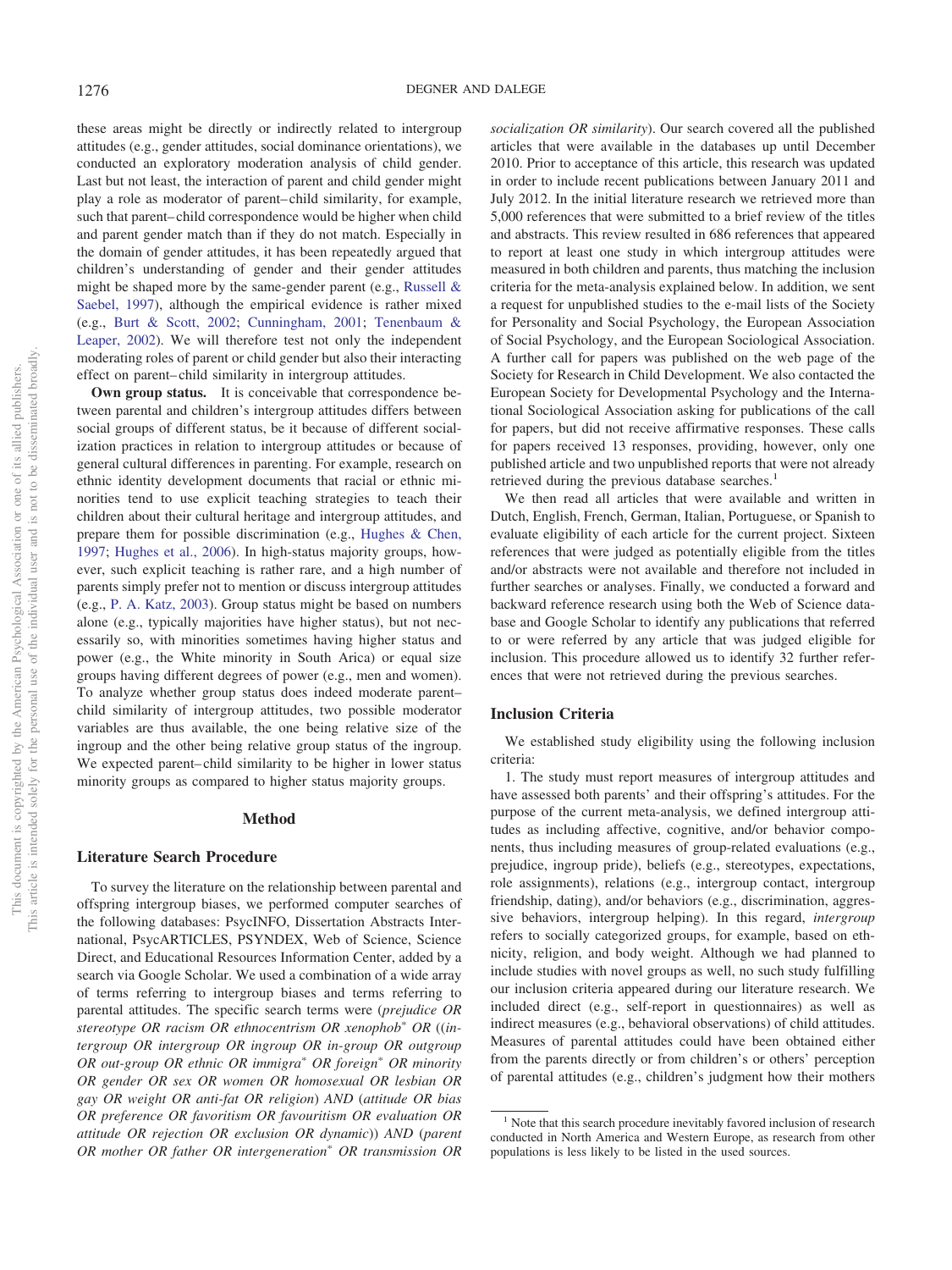these areas might be directly or indirectly related to intergroup attitudes (e.g., gender attitudes, social dominance orientations), we conducted an exploratory moderation analysis of child gender. Last but not least, the interaction of parent and child gender might play a role as moderator of parent–child similarity, for example, such that parent–child correspondence would be higher when child and parent gender match than if they do not match. Especially in the domain of gender attitudes, it has been repeatedly argued that children's understanding of gender and their gender attitudes might be shaped more by the same-gender parent (e.g., Russell & Saebel, 1997), although the empirical evidence is rather mixed (e.g., Burt & Scott, 2002; Cunningham, 2001; Tenenbaum & Leaper, 2002). We will therefore test not only the independent moderating roles of parent or child gender but also their interacting effect on parent–child similarity in intergroup attitudes.

**Own group status.** It is conceivable that correspondence between parental and children's intergroup attitudes differs between social groups of different status, be it because of different socialization practices in relation to intergroup attitudes or because of general cultural differences in parenting. For example, research on ethnic identity development documents that racial or ethnic minorities tend to use explicit teaching strategies to teach their children about their cultural heritage and intergroup attitudes, and prepare them for possible discrimination (e.g., Hughes & Chen, 1997; Hughes et al., 2006). In high-status majority groups, however, such explicit teaching is rather rare, and a high number of parents simply prefer not to mention or discuss intergroup attitudes (e.g., P. A. Katz, 2003). Group status might be based on numbers alone (e.g., typically majorities have higher status), but not necessarily so, with minorities sometimes having higher status and power (e.g., the White minority in South Arica) or equal size groups having different degrees of power (e.g., men and women). To analyze whether group status does indeed moderate parent–child similarity of intergroup attitudes, two possible moderator variables are thus available, the one being relative size of the ingroup and the other being relative group status of the ingroup. We expected parent–child similarity to be higher in lower status minority groups as compared to higher status majority groups.

## Method

### Literature Search Procedure

To survey the literature on the relationship between parental and offspring intergroup biases, we performed computer searches of the following databases: PsycINFO, Dissertation Abstracts International, PsycARTICLES, PSYNDEX, Web of Science, Science Direct, and Educational Resources Information Center, added by a search via Google Scholar. We used a combination of a wide array of terms referring to intergroup biases and terms referring to parental attitudes. The specific search terms were (*prejudice OR stereotype OR racism OR ethnocentrism OR xenophob* OR* ((*intergroup OR intergroup OR ingroup OR in-group OR outgroup OR out-group OR ethnic OR immigra* OR foreign* OR minority OR gender OR sex OR women OR homosexual OR lesbian OR gay OR weight OR anti-fat OR religion*) *AND* (*attitude OR bias OR preference OR favoritism OR favouritism OR evaluation OR attitude OR rejection OR exclusion OR dynamic*)) *AND* (*parent OR mother OR father OR intergeneration* OR transmission OR socialization OR similarity*). Our search covered all the published articles that were available in the databases up until December 2010. Prior to acceptance of this article, this research was updated in order to include recent publications between January 2011 and July 2012. In the initial literature research we retrieved more than 5,000 references that were submitted to a brief review of the titles and abstracts. This review resulted in 686 references that appeared to report at least one study in which intergroup attitudes were measured in both children and parents, thus matching the inclusion criteria for the meta-analysis explained below. In addition, we sent a request for unpublished studies to the e-mail lists of the Society for Personality and Social Psychology, the European Association of Social Psychology, and the European Sociological Association. A further call for papers was published on the web page of the Society for Research in Child Development. We also contacted the European Society for Developmental Psychology and the International Sociological Association asking for publications of the call for papers, but did not receive affirmative responses. These calls for papers received 13 responses, providing, however, only one published article and two unpublished reports that were not already retrieved during the previous database searches.[1]

We then read all articles that were available and written in Dutch, English, French, German, Italian, Portuguese, or Spanish to evaluate eligibility of each article for the current project. Sixteen references that were judged as potentially eligible from the titles and/or abstracts were not available and therefore not included in further searches or analyses. Finally, we conducted a forward and backward reference research using both the Web of Science database and Google Scholar to identify any publications that referred to or were referred by any article that was judged eligible for inclusion. This procedure allowed us to identify 32 further references that were not retrieved during the previous searches.

### Inclusion Criteria

We established study eligibility using the following inclusion criteria:

1. The study must report measures of intergroup attitudes and have assessed both parents' and their offspring's attitudes. For the purpose of the current meta-analysis, we defined intergroup attitudes as including affective, cognitive, and/or behavior components, thus including measures of group-related evaluations (e.g., prejudice, ingroup pride), beliefs (e.g., stereotypes, expectations, role assignments), relations (e.g., intergroup contact, intergroup friendship, dating), and/or behaviors (e.g., discrimination, aggressive behaviors, intergroup helping). In this regard, *intergroup* refers to socially categorized groups, for example, based on ethnicity, religion, and body weight. Although we had planned to include studies with novel groups as well, no such study fulfilling our inclusion criteria appeared during our literature research. We included direct (e.g., self-report in questionnaires) as well as indirect measures (e.g., behavioral observations) of child attitudes. Measures of parental attitudes could have been obtained either from the parents directly or from children's or others' perception of parental attitudes (e.g., children's judgment how their mothers

[1] Note that this search procedure inevitably favored inclusion of research conducted in North America and Western Europe, as research from other populations is less likely to be listed in the used sources.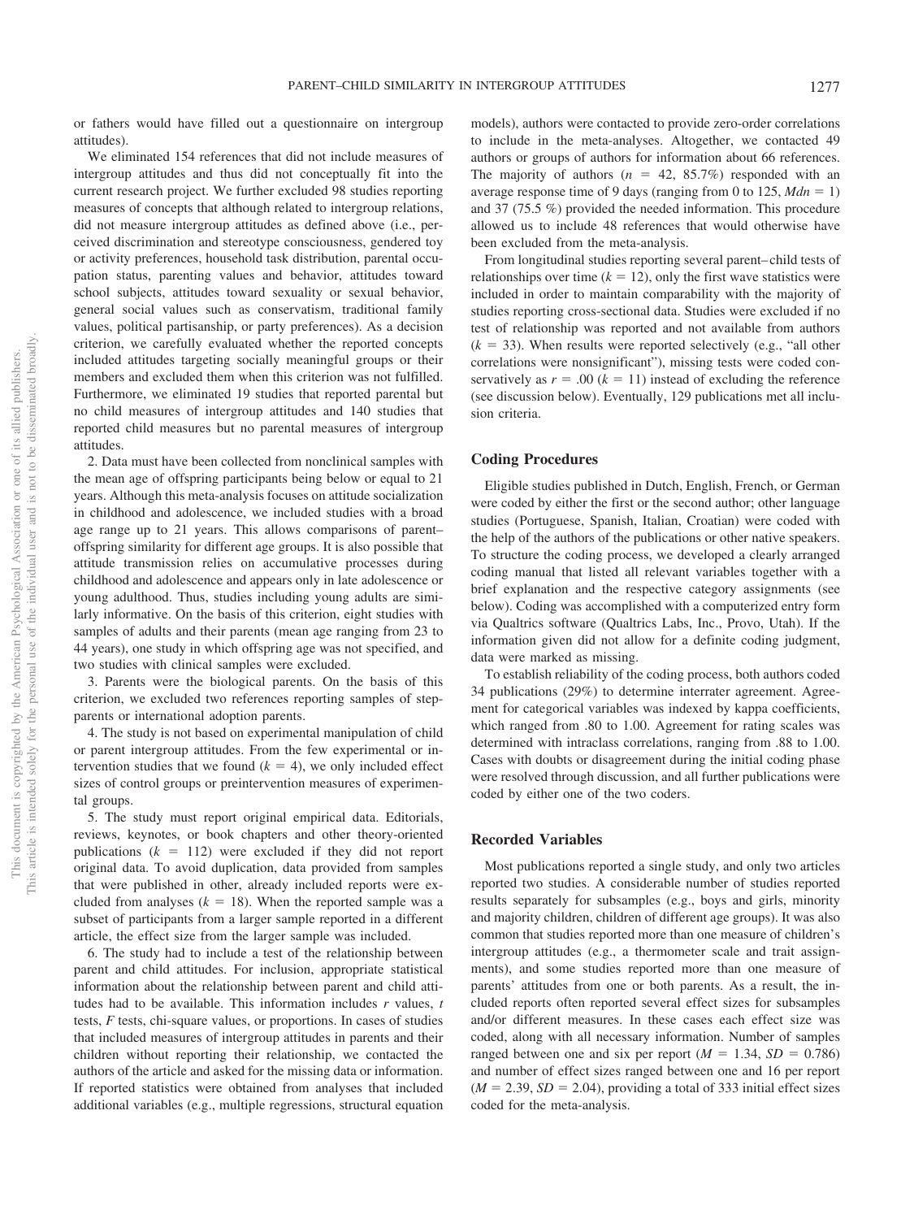or fathers would have filled out a questionnaire on intergroup attitudes).

We eliminated 154 references that did not include measures of intergroup attitudes and thus did not conceptually fit into the current research project. We further excluded 98 studies reporting measures of concepts that although related to intergroup relations, did not measure intergroup attitudes as defined above (i.e., perceived discrimination and stereotype consciousness, gendered toy or activity preferences, household task distribution, parental occupation status, parenting values and behavior, attitudes toward school subjects, attitudes toward sexuality or sexual behavior, general social values such as conservatism, traditional family values, political partisanship, or party preferences). As a decision criterion, we carefully evaluated whether the reported concepts included attitudes targeting socially meaningful groups or their members and excluded them when this criterion was not fulfilled. Furthermore, we eliminated 19 studies that reported parental but no child measures of intergroup attitudes and 140 studies that reported child measures but no parental measures of intergroup attitudes.

2. Data must have been collected from nonclinical samples with the mean age of offspring participants being below or equal to 21 years. Although this meta-analysis focuses on attitude socialization in childhood and adolescence, we included studies with a broad age range up to 21 years. This allows comparisons of parent–offspring similarity for different age groups. It is also possible that attitude transmission relies on accumulative processes during childhood and adolescence and appears only in late adolescence or young adulthood. Thus, studies including young adults are similarly informative. On the basis of this criterion, eight studies with samples of adults and their parents (mean age ranging from 23 to 44 years), one study in which offspring age was not specified, and two studies with clinical samples were excluded.

3. Parents were the biological parents. On the basis of this criterion, we excluded two references reporting samples of stepparents or international adoption parents.

4. The study is not based on experimental manipulation of child or parent intergroup attitudes. From the few experimental or intervention studies that we found ($k = 4$), we only included effect sizes of control groups or preintervention measures of experimental groups.

5. The study must report original empirical data. Editorials, reviews, keynotes, or book chapters and other theory-oriented publications ($k = 112$) were excluded if they did not report original data. To avoid duplication, data provided from samples that were published in other, already included reports were excluded from analyses ($k = 18$). When the reported sample was a subset of participants from a larger sample reported in a different article, the effect size from the larger sample was included.

6. The study had to include a test of the relationship between parent and child attitudes. For inclusion, appropriate statistical information about the relationship between parent and child attitudes had to be available. This information includes *r* values, *t* tests, *F* tests, chi-square values, or proportions. In cases of studies that included measures of intergroup attitudes in parents and their children without reporting their relationship, we contacted the authors of the article and asked for the missing data or information. If reported statistics were obtained from analyses that included additional variables (e.g., multiple regressions, structural equation models), authors were contacted to provide zero-order correlations to include in the meta-analyses. Altogether, we contacted 49 authors or groups of authors for information about 66 references. The majority of authors ($n = 42$, 85.7%) responded with an average response time of 9 days (ranging from 0 to 125, $Mdn = 1$) and 37 (75.5 %) provided the needed information. This procedure allowed us to include 48 references that would otherwise have been excluded from the meta-analysis.

From longitudinal studies reporting several parent–child tests of relationships over time ($k = 12$), only the first wave statistics were included in order to maintain comparability with the majority of studies reporting cross-sectional data. Studies were excluded if no test of relationship was reported and not available from authors ($k = 33$). When results were reported selectively (e.g., "all other correlations were nonsignificant"), missing tests were coded conservatively as $r = .00$ ($k = 11$) instead of excluding the reference (see discussion below). Eventually, 129 publications met all inclusion criteria.

## Coding Procedures

Eligible studies published in Dutch, English, French, or German were coded by either the first or the second author; other language studies (Portuguese, Spanish, Italian, Croatian) were coded with the help of the authors of the publications or other native speakers. To structure the coding process, we developed a clearly arranged coding manual that listed all relevant variables together with a brief explanation and the respective category assignments (see below). Coding was accomplished with a computerized entry form via Qualtrics software (Qualtrics Labs, Inc., Provo, Utah). If the information given did not allow for a definite coding judgment, data were marked as missing.

To establish reliability of the coding process, both authors coded 34 publications (29%) to determine interrater agreement. Agreement for categorical variables was indexed by kappa coefficients, which ranged from .80 to 1.00. Agreement for rating scales was determined with intraclass correlations, ranging from .88 to 1.00. Cases with doubts or disagreement during the initial coding phase were resolved through discussion, and all further publications were coded by either one of the two coders.

## Recorded Variables

Most publications reported a single study, and only two articles reported two studies. A considerable number of studies reported results separately for subsamples (e.g., boys and girls, minority and majority children, children of different age groups). It was also common that studies reported more than one measure of children's intergroup attitudes (e.g., a thermometer scale and trait assignments), and some studies reported more than one measure of parents' attitudes from one or both parents. As a result, the included reports often reported several effect sizes for subsamples and/or different measures. In these cases each effect size was coded, along with all necessary information. Number of samples ranged between one and six per report ($M = 1.34$, $SD = 0.786$) and number of effect sizes ranged between one and 16 per report ($M = 2.39$, $SD = 2.04$), providing a total of 333 initial effect sizes coded for the meta-analysis.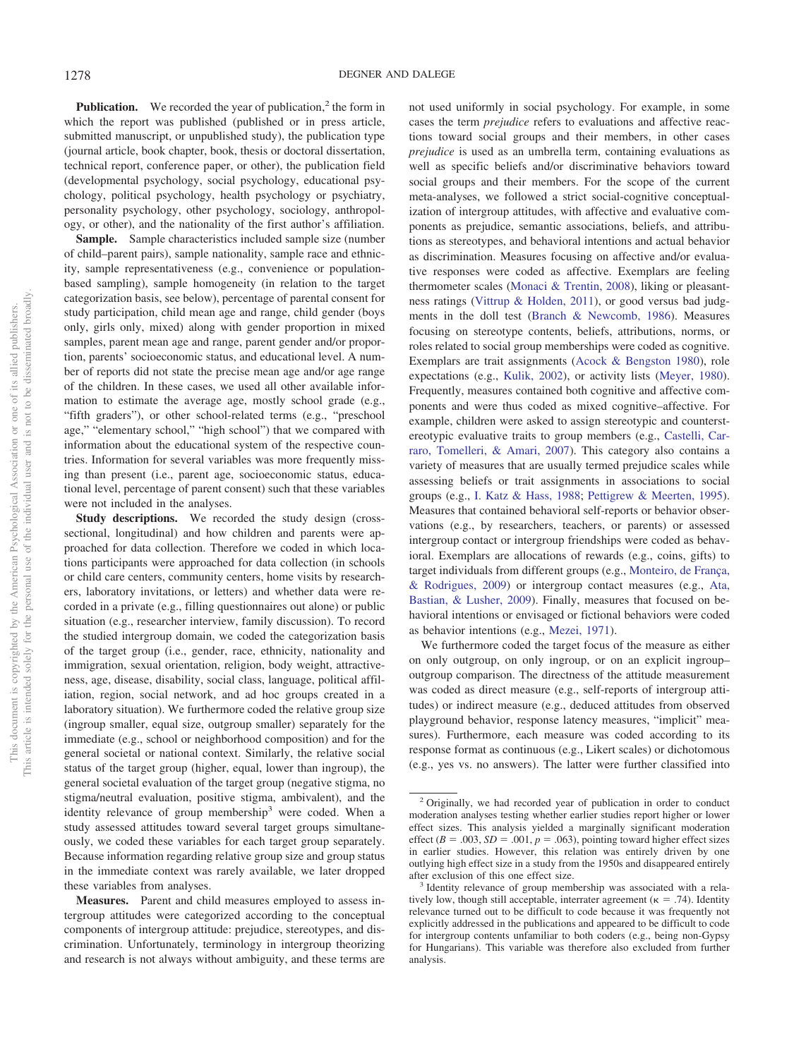**Publication.** We recorded the year of publication,[2] the form in which the report was published (published or in press article, submitted manuscript, or unpublished study), the publication type (journal article, book chapter, book, thesis or doctoral dissertation, technical report, conference paper, or other), the publication field (developmental psychology, social psychology, educational psychology, political psychology, health psychology or psychiatry, personality psychology, other psychology, sociology, anthropology, or other), and the nationality of the first author's affiliation.

**Sample.** Sample characteristics included sample size (number of child–parent pairs), sample nationality, sample race and ethnicity, sample representativeness (e.g., convenience or population-based sampling), sample homogeneity (in relation to the target categorization basis, see below), percentage of parental consent for study participation, child mean age and range, child gender (boys only, girls only, mixed) along with gender proportion in mixed samples, parent mean age and range, parent gender and/or proportion, parents' socioeconomic status, and educational level. A number of reports did not state the precise mean age and/or age range of the children. In these cases, we used all other available information to estimate the average age, mostly school grade (e.g., "fifth graders"), or other school-related terms (e.g., "preschool age," "elementary school," "high school") that we compared with information about the educational system of the respective countries. Information for several variables was more frequently missing than present (i.e., parent age, socioeconomic status, educational level, percentage of parent consent) such that these variables were not included in the analyses.

**Study descriptions.** We recorded the study design (cross-sectional, longitudinal) and how children and parents were approached for data collection. Therefore we coded in which locations participants were approached for data collection (in schools or child care centers, community centers, home visits by researchers, laboratory invitations, or letters) and whether data were recorded in a private (e.g., filling questionnaires out alone) or public situation (e.g., researcher interview, family discussion). To record the studied intergroup domain, we coded the categorization basis of the target group (i.e., gender, race, ethnicity, nationality and immigration, sexual orientation, religion, body weight, attractiveness, age, disease, disability, social class, language, political affiliation, region, social network, and ad hoc groups created in a laboratory situation). We furthermore coded the relative group size (ingroup smaller, equal size, outgroup smaller) separately for the immediate (e.g., school or neighborhood composition) and for the general societal or national context. Similarly, the relative social status of the target group (higher, equal, lower than ingroup), the general societal evaluation of the target group (negative stigma, no stigma/neutral evaluation, positive stigma, ambivalent), and the identity relevance of group membership[3] were coded. When a study assessed attitudes toward several target groups simultaneously, we coded these variables for each target group separately. Because information regarding relative group size and group status in the immediate context was rarely available, we later dropped these variables from analyses.

**Measures.** Parent and child measures employed to assess intergroup attitudes were categorized according to the conceptual components of intergroup attitude: prejudice, stereotypes, and discrimination. Unfortunately, terminology in intergroup theorizing and research is not always without ambiguity, and these terms are not used uniformly in social psychology. For example, in some cases the term *prejudice* refers to evaluations and affective reactions toward social groups and their members, in other cases *prejudice* is used as an umbrella term, containing evaluations as well as specific beliefs and/or discriminative behaviors toward social groups and their members. For the scope of the current meta-analyses, we followed a strict social-cognitive conceptualization of intergroup attitudes, with affective and evaluative components as prejudice, semantic associations, beliefs, and attributions as stereotypes, and behavioral intentions and actual behavior as discrimination. Measures focusing on affective and/or evaluative responses were coded as affective. Exemplars are feeling thermometer scales (Monaci & Trentin, 2008), liking or pleasantness ratings (Vittrup & Holden, 2011), or good versus bad judgments in the doll test (Branch & Newcomb, 1986). Measures focusing on stereotype contents, beliefs, attributions, norms, or roles related to social group memberships were coded as cognitive. Exemplars are trait assignments (Acock & Bengston 1980), role expectations (e.g., Kulik, 2002), or activity lists (Meyer, 1980). Frequently, measures contained both cognitive and affective components and were thus coded as mixed cognitive–affective. For example, children were asked to assign stereotypic and counterstereotypic evaluative traits to group members (e.g., Castelli, Carraro, Tomelleri, & Amari, 2007). This category also contains a variety of measures that are usually termed prejudice scales while assessing beliefs or trait assignments in associations to social groups (e.g., I. Katz & Hass, 1988; Pettigrew & Meerten, 1995). Measures that contained behavioral self-reports or behavior observations (e.g., by researchers, teachers, or parents) or assessed intergroup contact or intergroup friendships were coded as behavioral. Exemplars are allocations of rewards (e.g., coins, gifts) to target individuals from different groups (e.g., Monteiro, de França, & Rodrigues, 2009) or intergroup contact measures (e.g., Ata, Bastian, & Lusher, 2009). Finally, measures that focused on behavioral intentions or envisaged or fictional behaviors were coded as behavior intentions (e.g., Mezei, 1971).

We furthermore coded the target focus of the measure as either on only outgroup, on only ingroup, or on an explicit ingroup–outgroup comparison. The directness of the attitude measurement was coded as direct measure (e.g., self-reports of intergroup attitudes) or indirect measure (e.g., deduced attitudes from observed playground behavior, response latency measures, "implicit" measures). Furthermore, each measure was coded according to its response format as continuous (e.g., Likert scales) or dichotomous (e.g., yes vs. no answers). The latter were further classified into

[2] Originally, we had recorded year of publication in order to conduct moderation analyses testing whether earlier studies report higher or lower effect sizes. This analysis yielded a marginally significant moderation effect ($B = .003$, $SD = .001$, $p = .063$), pointing toward higher effect sizes in earlier studies. However, this relation was entirely driven by one outlying high effect size in a study from the 1950s and disappeared entirely after exclusion of this one effect size.

[3] Identity relevance of group membership was associated with a relatively low, though still acceptable, interrater agreement ($\kappa = .74$). Identity relevance turned out to be difficult to code because it was frequently not explicitly addressed in the publications and appeared to be difficult to code for intergroup contents unfamiliar to both coders (e.g., being non-Gypsy for Hungarians). This variable was therefore also excluded from further analysis.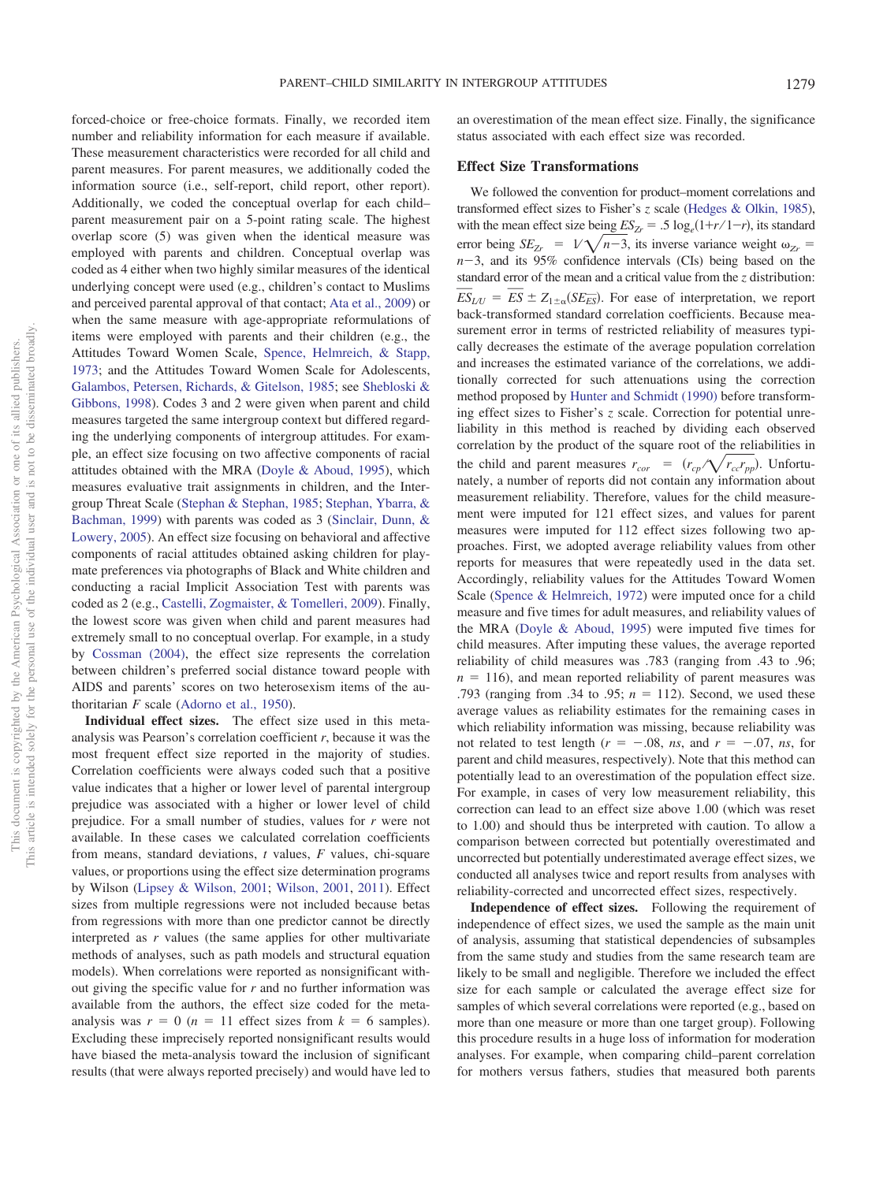forced-choice or free-choice formats. Finally, we recorded item number and reliability information for each measure if available. These measurement characteristics were recorded for all child and parent measures. For parent measures, we additionally coded the information source (i.e., self-report, child report, other report). Additionally, we coded the conceptual overlap for each child–parent measurement pair on a 5-point rating scale. The highest overlap score (5) was given when the identical measure was employed with parents and children. Conceptual overlap was coded as 4 either when two highly similar measures of the identical underlying concept were used (e.g., children's contact to Muslims and perceived parental approval of that contact; Ata et al., 2009) or when the same measure with age-appropriate reformulations of items were employed with parents and their children (e.g., the Attitudes Toward Women Scale, Spence, Helmreich, & Stapp, 1973; and the Attitudes Toward Women Scale for Adolescents, Galambos, Petersen, Richards, & Gitelson, 1985; see Shebloski & Gibbons, 1998). Codes 3 and 2 were given when parent and child measures targeted the same intergroup context but differed regarding the underlying components of intergroup attitudes. For example, an effect size focusing on two affective components of racial attitudes obtained with the MRA (Doyle & Aboud, 1995), which measures evaluative trait assignments in children, and the Intergroup Threat Scale (Stephan & Stephan, 1985; Stephan, Ybarra, & Bachman, 1999) with parents was coded as 3 (Sinclair, Dunn, & Lowery, 2005). An effect size focusing on behavioral and affective components of racial attitudes obtained asking children for playmate preferences via photographs of Black and White children and conducting a racial Implicit Association Test with parents was coded as 2 (e.g., Castelli, Zogmaister, & Tomelleri, 2009). Finally, the lowest score was given when child and parent measures had extremely small to no conceptual overlap. For example, in a study by Cossman (2004), the effect size represents the correlation between children's preferred social distance toward people with AIDS and parents' scores on two heterosexism items of the authoritarian *F* scale (Adorno et al., 1950).

**Individual effect sizes.** The effect size used in this meta-analysis was Pearson's correlation coefficient *r*, because it was the most frequent effect size reported in the majority of studies. Correlation coefficients were always coded such that a positive value indicates that a higher or lower level of parental intergroup prejudice was associated with a higher or lower level of child prejudice. For a small number of studies, values for *r* were not available. In these cases we calculated correlation coefficients from means, standard deviations, *t* values, *F* values, chi-square values, or proportions using the effect size determination programs by Wilson (Lipsey & Wilson, 2001; Wilson, 2001, 2011). Effect sizes from multiple regressions were not included because betas from regressions with more than one predictor cannot be directly interpreted as *r* values (the same applies for other multivariate methods of analyses, such as path models and structural equation models). When correlations were reported as nonsignificant without giving the specific value for *r* and no further information was available from the authors, the effect size coded for the meta-analysis was $r = 0$ ($n = 11$ effect sizes from $k = 6$ samples). Excluding these imprecisely reported nonsignificant results would have biased the meta-analysis toward the inclusion of significant results (that were always reported precisely) and would have led to an overestimation of the mean effect size. Finally, the significance status associated with each effect size was recorded.

## Effect Size Transformations

We followed the convention for product–moment correlations and transformed effect sizes to Fisher's *z* scale (Hedges & Olkin, 1985), with the mean effect size being $ES_{Zr} = .5\ \log_e(1{+}r/1{-}r)$, its standard error being $SE_{Zr} = 1/\sqrt{n{-}3}$, its inverse variance weight $\omega_{Zr} = n{-}3$, and its 95% confidence intervals (CIs) being based on the standard error of the mean and a critical value from the *z* distribution: $\overline{ES}_{L/U} = \overline{ES} \pm Z_{1\pm\alpha}(SE_{\overline{ES}})$. For ease of interpretation, we report back-transformed standard correlation coefficients. Because measurement error in terms of restricted reliability of measures typically decreases the estimate of the average population correlation and increases the estimated variance of the correlations, we additionally corrected for such attenuations using the correction method proposed by Hunter and Schmidt (1990) before transforming effect sizes to Fisher's *z* scale. Correction for potential unreliability in this method is reached by dividing each observed correlation by the product of the square root of the reliabilities in the child and parent measures $r_{cor} = (r_{cp}/\sqrt{r_{cc}r_{pp}})$. Unfortunately, a number of reports did not contain any information about measurement reliability. Therefore, values for the child measurement were imputed for 121 effect sizes, and values for parent measures were imputed for 112 effect sizes following two approaches. First, we adopted average reliability values from other reports for measures that were repeatedly used in the data set. Accordingly, reliability values for the Attitudes Toward Women Scale (Spence & Helmreich, 1972) were imputed once for a child measure and five times for adult measures, and reliability values of the MRA (Doyle & Aboud, 1995) were imputed five times for child measures. After imputing these values, the average reported reliability of child measures was .783 (ranging from .43 to .96; $n = 116$), and mean reported reliability of parent measures was .793 (ranging from .34 to .95; $n = 112$). Second, we used these average values as reliability estimates for the remaining cases in which reliability information was missing, because reliability was not related to test length ($r = -.08$, *ns*, and $r = -.07$, *ns*, for parent and child measures, respectively). Note that this method can potentially lead to an overestimation of the population effect size. For example, in cases of very low measurement reliability, this correction can lead to an effect size above 1.00 (which was reset to 1.00) and should thus be interpreted with caution. To allow a comparison between corrected but potentially overestimated and uncorrected but potentially underestimated average effect sizes, we conducted all analyses twice and report results from analyses with reliability-corrected and uncorrected effect sizes, respectively.

**Independence of effect sizes.** Following the requirement of independence of effect sizes, we used the sample as the main unit of analysis, assuming that statistical dependencies of subsamples from the same study and studies from the same research team are likely to be small and negligible. Therefore we included the effect size for each sample or calculated the average effect size for samples of which several correlations were reported (e.g., based on more than one measure or more than one target group). Following this procedure results in a huge loss of information for moderation analyses. For example, when comparing child–parent correlation for mothers versus fathers, studies that measured both parents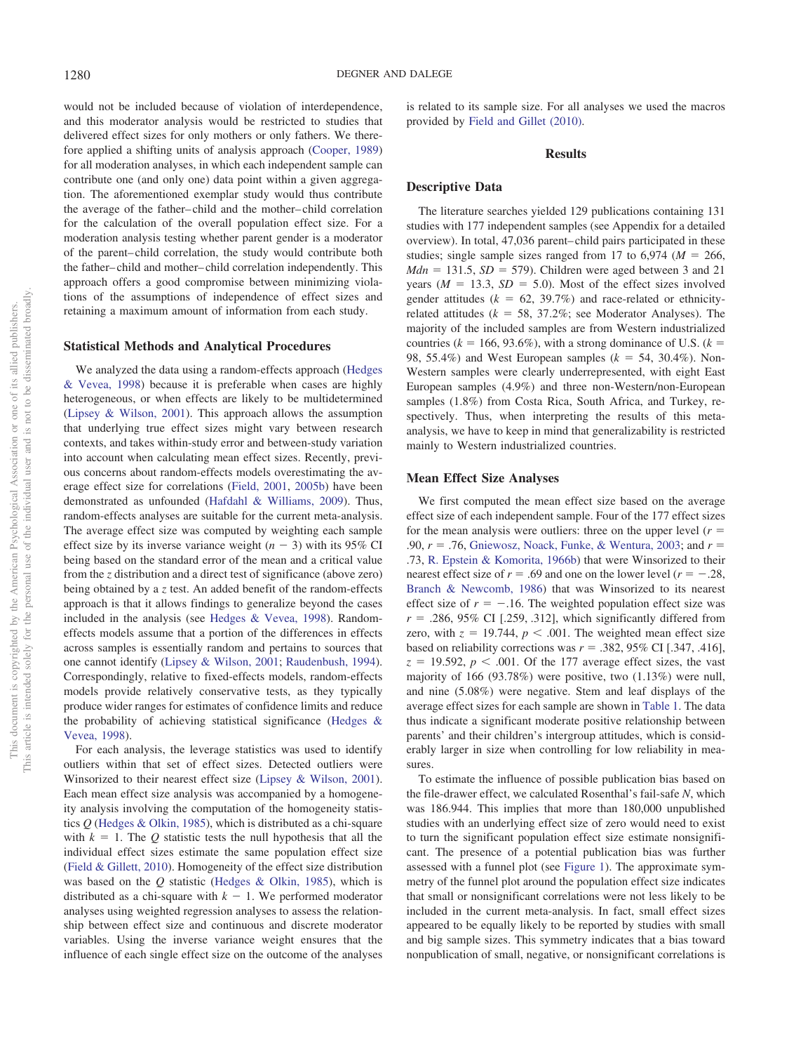would not be included because of violation of interdependence, and this moderator analysis would be restricted to studies that delivered effect sizes for only mothers or only fathers. We therefore applied a shifting units of analysis approach (Cooper, 1989) for all moderation analyses, in which each independent sample can contribute one (and only one) data point within a given aggregation. The aforementioned exemplar study would thus contribute the average of the father–child and the mother–child correlation for the calculation of the overall population effect size. For a moderation analysis testing whether parent gender is a moderator of the parent–child correlation, the study would contribute both the father–child and mother–child correlation independently. This approach offers a good compromise between minimizing violations of the assumptions of independence of effect sizes and retaining a maximum amount of information from each study.

### Statistical Methods and Analytical Procedures

We analyzed the data using a random-effects approach (Hedges & Vevea, 1998) because it is preferable when cases are highly heterogeneous, or when effects are likely to be multidetermined (Lipsey & Wilson, 2001). This approach allows the assumption that underlying true effect sizes might vary between research contexts, and takes within-study error and between-study variation into account when calculating mean effect sizes. Recently, previous concerns about random-effects models overestimating the average effect size for correlations (Field, 2001, 2005b) have been demonstrated as unfounded (Hafdahl & Williams, 2009). Thus, random-effects analyses are suitable for the current meta-analysis. The average effect size was computed by weighting each sample effect size by its inverse variance weight ($n - 3$) with its 95% CI being based on the standard error of the mean and a critical value from the *z* distribution and a direct test of significance (above zero) being obtained by a *z* test. An added benefit of the random-effects approach is that it allows findings to generalize beyond the cases included in the analysis (see Hedges & Vevea, 1998). Random-effects models assume that a portion of the differences in effects across samples is essentially random and pertains to sources that one cannot identify (Lipsey & Wilson, 2001; Raudenbush, 1994). Correspondingly, relative to fixed-effects models, random-effects models provide relatively conservative tests, as they typically produce wider ranges for estimates of confidence limits and reduce the probability of achieving statistical significance (Hedges & Vevea, 1998).

For each analysis, the leverage statistics was used to identify outliers within that set of effect sizes. Detected outliers were Winsorized to their nearest effect size (Lipsey & Wilson, 2001). Each mean effect size analysis was accompanied by a homogeneity analysis involving the computation of the homogeneity statistics *Q* (Hedges & Olkin, 1985), which is distributed as a chi-square with $k = 1$. The *Q* statistic tests the null hypothesis that all the individual effect sizes estimate the same population effect size (Field & Gillett, 2010). Homogeneity of the effect size distribution was based on the *Q* statistic (Hedges & Olkin, 1985), which is distributed as a chi-square with $k - 1$. We performed moderator analyses using weighted regression analyses to assess the relationship between effect size and continuous and discrete moderator variables. Using the inverse variance weight ensures that the influence of each single effect size on the outcome of the analyses is related to its sample size. For all analyses we used the macros provided by Field and Gillet (2010).

## Results

### Descriptive Data

The literature searches yielded 129 publications containing 131 studies with 177 independent samples (see Appendix for a detailed overview). In total, 47,036 parent–child pairs participated in these studies; single sample sizes ranged from 17 to 6,974 ($M = 266$, $Mdn = 131.5$, $SD = 579$). Children were aged between 3 and 21 years ($M = 13.3$, $SD = 5.0$). Most of the effect sizes involved gender attitudes ($k = 62$, 39.7%) and race-related or ethnicity-related attitudes ($k = 58$, 37.2%; see Moderator Analyses). The majority of the included samples are from Western industrialized countries ($k = 166$, 93.6%), with a strong dominance of U.S. ($k = 98$, 55.4%) and West European samples ($k = 54$, 30.4%). Non-Western samples were clearly underrepresented, with eight East European samples (4.9%) and three non-Western/non-European samples (1.8%) from Costa Rica, South Africa, and Turkey, respectively. Thus, when interpreting the results of this meta-analysis, we have to keep in mind that generalizability is restricted mainly to Western industrialized countries.

### Mean Effect Size Analyses

We first computed the mean effect size based on the average effect size of each independent sample. Four of the 177 effect sizes for the mean analysis were outliers: three on the upper level ($r = .90$, $r = .76$, Gniewosz, Noack, Funke, & Wentura, 2003; and $r = .73$, R. Epstein & Komorita, 1966b) that were Winsorized to their nearest effect size of $r = .69$ and one on the lower level ($r = -.28$, Branch & Newcomb, 1986) that was Winsorized to its nearest effect size of $r = -.16$. The weighted population effect size was $r = .286$, 95% CI [.259, .312], which significantly differed from zero, with $z = 19.744$, $p < .001$. The weighted mean effect size based on reliability corrections was $r = .382$, 95% CI [.347, .416], $z = 19.592$, $p < .001$. Of the 177 average effect sizes, the vast majority of 166 (93.78%) were positive, two (1.13%) were null, and nine (5.08%) were negative. Stem and leaf displays of the average effect sizes for each sample are shown in Table 1. The data thus indicate a significant moderate positive relationship between parents' and their children's intergroup attitudes, which is considerably larger in size when controlling for low reliability in measures.

To estimate the influence of possible publication bias based on the file-drawer effect, we calculated Rosenthal's fail-safe *N*, which was 186.944. This implies that more than 180,000 unpublished studies with an underlying effect size of zero would need to exist to turn the significant population effect size estimate nonsignificant. The presence of a potential publication bias was further assessed with a funnel plot (see Figure 1). The approximate symmetry of the funnel plot around the population effect size indicates that small or nonsignificant correlations were not less likely to be included in the current meta-analysis. In fact, small effect sizes appeared to be equally likely to be reported by studies with small and big sample sizes. This symmetry indicates that a bias toward nonpublication of small, negative, or nonsignificant correlations is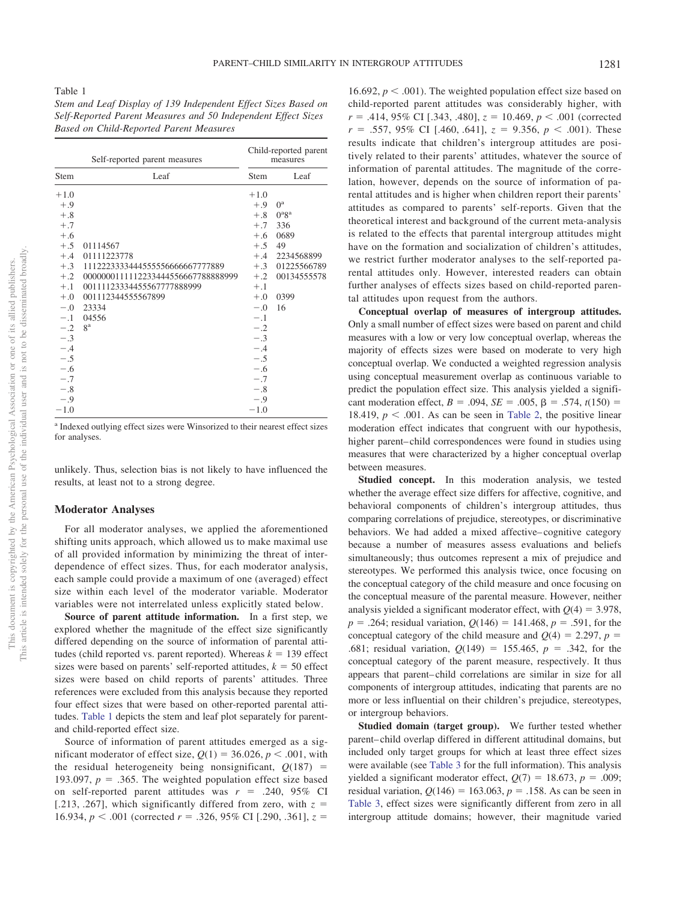Table 1

*Stem and Leaf Display of 139 Independent Effect Sizes Based on Self-Reported Parent Measures and 50 Independent Effect Sizes Based on Child-Reported Parent Measures*

| Self-reported parent measures | | Child-reported parent measures | |
|---|---|---|---|
| Stem | Leaf | Stem | Leaf |
| +1.0 | | +1.0 | |
| +.9 | | +.9 | 0[a] |
| +.8 | | +.8 | 0[a]8[a] |
| +.7 | | +.7 | 336 |
| +.6 | | +.6 | 0689 |
| +.5 | 01114567 | +.5 | 49 |
| +.4 | 01111223778 | +.4 | 2234568899 |
| +.3 | 1112223333444555556666667777889 | +.3 | 01225566789 |
| +.2 | 000000011111223344455666778888899 | +.2 | 00134555578 |
| +.1 | 001111233344555677788899​9 | +.1 | |
| +.0 | 001112344555567899 | +.0 | 0399 |
| −.0 | 23334 | −.0 | 16 |
| −.1 | 04556 | −.1 | |
| −.2 | 8[a] | −.2 | |
| −.3 | | −.3 | |
| −.4 | | −.4 | |
| −.5 | | −.5 | |
| −.6 | | −.6 | |
| −.7 | | −.7 | |
| −.8 | | −.8 | |
| −.9 | | −.9 | |
| −1.0 | | −1.0 | |

[a] Indexed outlying effect sizes were Winsorized to their nearest effect sizes for analyses.

unlikely. Thus, selection bias is not likely to have influenced the results, at least not to a strong degree.

## Moderator Analyses

For all moderator analyses, we applied the aforementioned shifting units approach, which allowed us to make maximal use of all provided information by minimizing the threat of interdependence of effect sizes. Thus, for each moderator analysis, each sample could provide a maximum of one (averaged) effect size within each level of the moderator variable. Moderator variables were not interrelated unless explicitly stated below.

**Source of parent attitude information.** In a first step, we explored whether the magnitude of the effect size significantly differed depending on the source of information of parental attitudes (child reported vs. parent reported). Whereas $k = 139$ effect sizes were based on parents' self-reported attitudes, $k = 50$ effect sizes were based on child reports of parents' attitudes. Three references were excluded from this analysis because they reported four effect sizes that were based on other-reported parental attitudes. Table 1 depicts the stem and leaf plot separately for parent- and child-reported effect size.

Source of information of parent attitudes emerged as a significant moderator of effect size, $Q(1) = 36.026$, $p < .001$, with the residual heterogeneity being nonsignificant, $Q(187) = 193.097$, $p = .365$. The weighted population effect size based on self-reported parent attitudes was $r = .240$, 95% CI [.213, .267], which significantly differed from zero, with $z = 16.934$, $p < .001$ (corrected $r = .326$, 95% CI [.290, .361], $z = 16.692$, $p < .001$). The weighted population effect size based on child-reported parent attitudes was considerably higher, with $r = .414$, 95% CI [.343, .480], $z = 10.469$, $p < .001$ (corrected $r = .557$, 95% CI [.460, .641], $z = 9.356$, $p < .001$). These results indicate that children's intergroup attitudes are positively related to their parents' attitudes, whatever the source of information of parental attitudes. The magnitude of the correlation, however, depends on the source of information of parental attitudes and is higher when children report their parents' attitudes as compared to parents' self-reports. Given that the theoretical interest and background of the current meta-analysis is related to the effects that parental intergroup attitudes might have on the formation and socialization of children's attitudes, we restrict further moderator analyses to the self-reported parental attitudes only. However, interested readers can obtain further analyses of effects sizes based on child-reported parental attitudes upon request from the authors.

**Conceptual overlap of measures of intergroup attitudes.** Only a small number of effect sizes were based on parent and child measures with a low or very low conceptual overlap, whereas the majority of effects sizes were based on moderate to very high conceptual overlap. We conducted a weighted regression analysis using conceptual measurement overlap as continuous variable to predict the population effect size. This analysis yielded a significant moderation effect, $B = .094$, $SE = .005$, $\beta = .574$, $t(150) = 18.419$, $p < .001$. As can be seen in Table 2, the positive linear moderation effect indicates that congruent with our hypothesis, higher parent–child correspondences were found in studies using measures that were characterized by a higher conceptual overlap between measures.

**Studied concept.** In this moderation analysis, we tested whether the average effect size differs for affective, cognitive, and behavioral components of children's intergroup attitudes, thus comparing correlations of prejudice, stereotypes, or discriminative behaviors. We had added a mixed affective–cognitive category because a number of measures assess evaluations and beliefs simultaneously; thus outcomes represent a mix of prejudice and stereotypes. We performed this analysis twice, once focusing on the conceptual category of the child measure and once focusing on the conceptual measure of the parental measure. However, neither analysis yielded a significant moderator effect, with $Q(4) = 3.978$, $p = .264$; residual variation, $Q(146) = 141.468$, $p = .591$, for the conceptual category of the child measure and $Q(4) = 2.297$, $p = .681$; residual variation, $Q(149) = 155.465$, $p = .342$, for the conceptual category of the parent measure, respectively. It thus appears that parent–child correlations are similar in size for all components of intergroup attitudes, indicating that parents are no more or less influential on their children's prejudice, stereotypes, or intergroup behaviors.

**Studied domain (target group).** We further tested whether parent–child overlap differed in different attitudinal domains, but included only target groups for which at least three effect sizes were available (see Table 3 for the full information). This analysis yielded a significant moderator effect, $Q(7) = 18.673$, $p = .009$; residual variation, $Q(146) = 163.063$, $p = .158$. As can be seen in Table 3, effect sizes were significantly different from zero in all intergroup attitude domains; however, their magnitude varied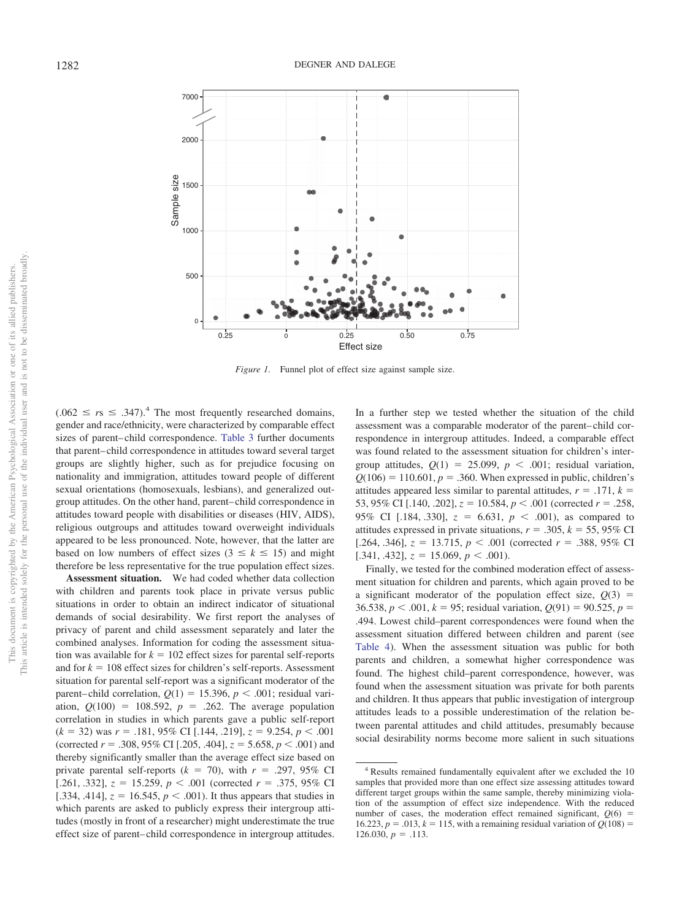*Figure 1.* Funnel plot of effect size against sample size.

$(.062 \leq rs \leq .347)$.[4] The most frequently researched domains, gender and race/ethnicity, were characterized by comparable effect sizes of parent–child correspondence. Table 3 further documents that parent–child correspondence in attitudes toward several target groups are slightly higher, such as for prejudice focusing on nationality and immigration, attitudes toward people of different sexual orientations (homosexuals, lesbians), and generalized outgroup attitudes. On the other hand, parent–child correspondence in attitudes toward people with disabilities or diseases (HIV, AIDS), religious outgroups and attitudes toward overweight individuals appeared to be less pronounced. Note, however, that the latter are based on low numbers of effect sizes $(3 \leq k \leq 15)$ and might therefore be less representative for the true population effect sizes.

**Assessment situation.** We had coded whether data collection with children and parents took place in private versus public situations in order to obtain an indirect indicator of situational demands of social desirability. We first report the analyses of privacy of parent and child assessment separately and later the combined analyses. Information for coding the assessment situation was available for $k = 102$ effect sizes for parental self-reports and for $k = 108$ effect sizes for children's self-reports. Assessment situation for parental self-report was a significant moderator of the parent–child correlation, $Q(1) = 15.396$, $p < .001$; residual variation, $Q(100) = 108.592$, $p = .262$. The average population correlation in studies in which parents gave a public self-report $(k = 32)$ was $r = .181$, 95% CI [.144, .219], $z = 9.254$, $p < .001$ (corrected $r = .308$, 95% CI [.205, .404], $z = 5.658$, $p < .001$) and thereby significantly smaller than the average effect size based on private parental self-reports $(k = 70)$, with $r = .297$, 95% CI [.261, .332], $z = 15.259$, $p < .001$ (corrected $r = .375$, 95% CI [.334, .414], $z = 16.545$, $p < .001$). It thus appears that studies in which parents are asked to publicly express their intergroup attitudes (mostly in front of a researcher) might underestimate the true effect size of parent–child correspondence in intergroup attitudes.

In a further step we tested whether the situation of the child assessment was a comparable moderator of the parent–child correspondence in intergroup attitudes. Indeed, a comparable effect was found related to the assessment situation for children's intergroup attitudes, $Q(1) = 25.099$, $p < .001$; residual variation, $Q(106) = 110.601$, $p = .360$. When expressed in public, children's attitudes appeared less similar to parental attitudes, $r = .171$, $k = 53$, 95% CI [.140, .202], $z = 10.584$, $p < .001$ (corrected $r = .258$, 95% CI [.184, .330], $z = 6.631$, $p < .001$), as compared to attitudes expressed in private situations, $r = .305$, $k = 55$, 95% CI [.264, .346], $z = 13.715$, $p < .001$ (corrected $r = .388$, 95% CI [.341, .432], $z = 15.069$, $p < .001$).

Finally, we tested for the combined moderation effect of assessment situation for children and parents, which again proved to be a significant moderator of the population effect size, $Q(3) = 36.538$, $p < .001$, $k = 95$; residual variation, $Q(91) = 90.525$, $p = .494$. Lowest child–parent correspondences were found when the assessment situation differed between children and parent (see Table 4). When the assessment situation was public for both parents and children, a somewhat higher correspondence was found. The highest child–parent correspondence, however, was found when the assessment situation was private for both parents and children. It thus appears that public investigation of intergroup attitudes leads to a possible underestimation of the relation between parental attitudes and child attitudes, presumably because social desirability norms become more salient in such situations

[4] Results remained fundamentally equivalent after we excluded the 10 samples that provided more than one effect size assessing attitudes toward different target groups within the same sample, thereby minimizing violation of the assumption of effect size independence. With the reduced number of cases, the moderation effect remained significant, $Q(6) = 16.223$, $p = .013$, $k = 115$, with a remaining residual variation of $Q(108) = 126.030$, $p = .113$.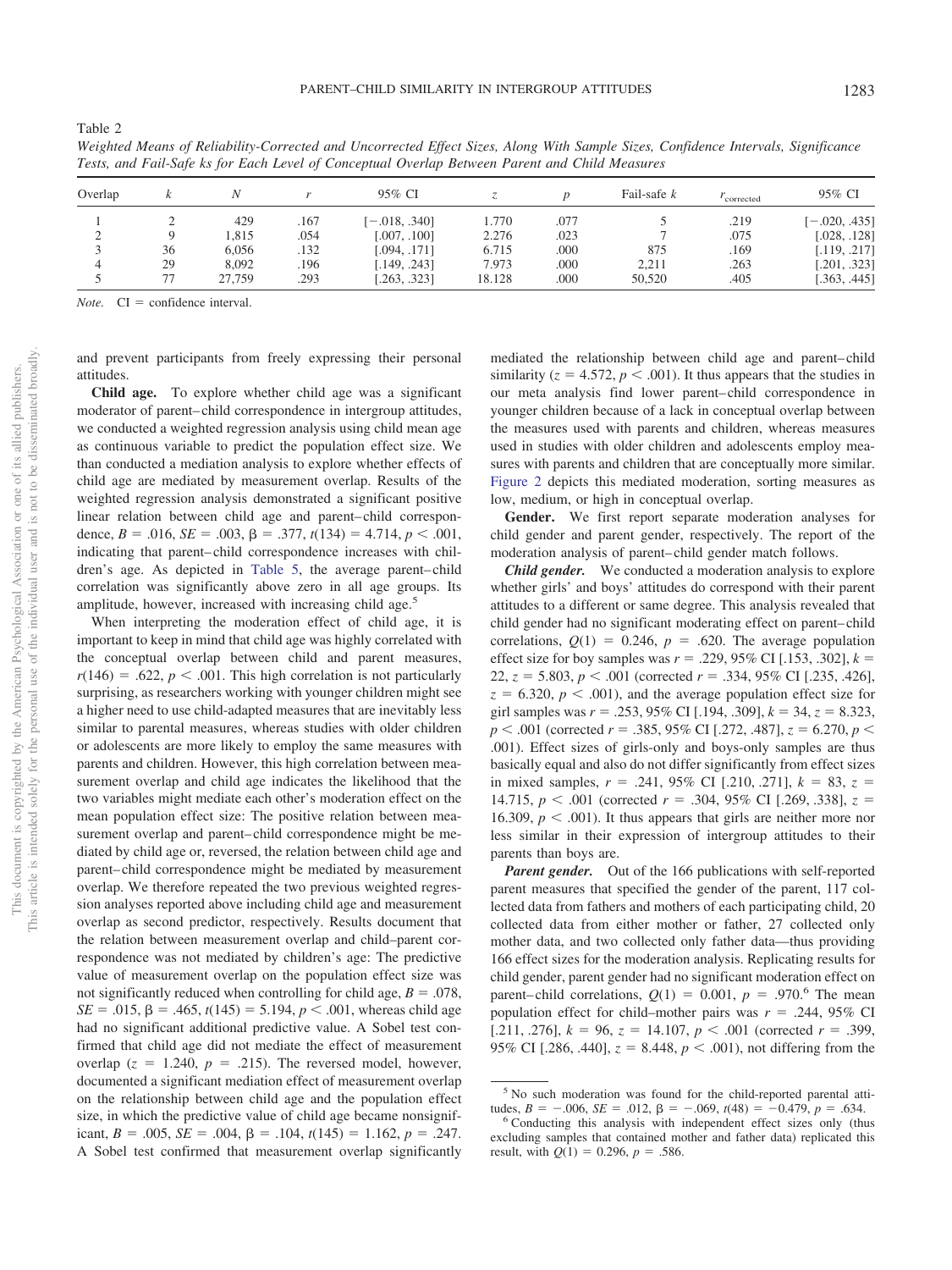Table 2

*Weighted Means of Reliability-Corrected and Uncorrected Effect Sizes, Along With Sample Sizes, Confidence Intervals, Significance Tests, and Fail-Safe ks for Each Level of Conceptual Overlap Between Parent and Child Measures*

| Overlap | $k$ | $N$ | $r$ | 95% CI | $z$ | $p$ | Fail-safe $k$ | $r_{corrected}$ | 95% CI |
|---|---|---|---|---|---|---|---|---|---|
| 1 | 2 | 429 | .167 | [−.018, .340] | 1.770 | .077 | 5 | .219 | [−.020, .435] |
| 2 | 9 | 1,815 | .054 | [.007, .100] | 2.276 | .023 | 7 | .075 | [.028, .128] |
| 3 | 36 | 6,056 | .132 | [.094, .171] | 6.715 | .000 | 875 | .169 | [.119, .217] |
| 4 | 29 | 8,092 | .196 | [.149, .243] | 7.973 | .000 | 2,211 | .263 | [.201, .323] |
| 5 | 77 | 27,759 | .293 | [.263, .323] | 18.128 | .000 | 50,520 | .405 | [.363, .445] |

*Note.* CI = confidence interval.

and prevent participants from freely expressing their personal attitudes.

**Child age.** To explore whether child age was a significant moderator of parent–child correspondence in intergroup attitudes, we conducted a weighted regression analysis using child mean age as continuous variable to predict the population effect size. We than conducted a mediation analysis to explore whether effects of child age are mediated by measurement overlap. Results of the weighted regression analysis demonstrated a significant positive linear relation between child age and parent–child correspondence, $B = .016$, $SE = .003$, $\beta = .377$, $t(134) = 4.714$, $p < .001$, indicating that parent–child correspondence increases with children's age. As depicted in Table 5, the average parent–child correlation was significantly above zero in all age groups. Its amplitude, however, increased with increasing child age.[5]

When interpreting the moderation effect of child age, it is important to keep in mind that child age was highly correlated with the conceptual overlap between child and parent measures, $r(146) = .622$, $p < .001$. This high correlation is not particularly surprising, as researchers working with younger children might see a higher need to use child-adapted measures that are inevitably less similar to parental measures, whereas studies with older children or adolescents are more likely to employ the same measures with parents and children. However, this high correlation between measurement overlap and child age indicates the likelihood that the two variables might mediate each other's moderation effect on the mean population effect size: The positive relation between measurement overlap and parent–child correspondence might be mediated by child age or, reversed, the relation between child age and parent–child correspondence might be mediated by measurement overlap. We therefore repeated the two previous weighted regression analyses reported above including child age and measurement overlap as second predictor, respectively. Results document that the relation between measurement overlap and child–parent correspondence was not mediated by children's age: The predictive value of measurement overlap on the population effect size was not significantly reduced when controlling for child age, $B = .078$, $SE = .015$, $\beta = .465$, $t(145) = 5.194$, $p < .001$, whereas child age had no significant additional predictive value. A Sobel test confirmed that child age did not mediate the effect of measurement overlap ($z = 1.240$, $p = .215$). The reversed model, however, documented a significant mediation effect of measurement overlap on the relationship between child age and the population effect size, in which the predictive value of child age became nonsignificant, $B = .005$, $SE = .004$, $\beta = .104$, $t(145) = 1.162$, $p = .247$. A Sobel test confirmed that measurement overlap significantly mediated the relationship between child age and parent–child similarity ($z = 4.572$, $p < .001$). It thus appears that the studies in our meta analysis find lower parent–child correspondence in younger children because of a lack in conceptual overlap between the measures used with parents and children, whereas measures used in studies with older children and adolescents employ measures with parents and children that are conceptually more similar. Figure 2 depicts this mediated moderation, sorting measures as low, medium, or high in conceptual overlap.

**Gender.** We first report separate moderation analyses for child gender and parent gender, respectively. The report of the moderation analysis of parent–child gender match follows.

***Child gender.*** We conducted a moderation analysis to explore whether girls' and boys' attitudes do correspond with their parent attitudes to a different or same degree. This analysis revealed that child gender had no significant moderating effect on parent–child correlations, $Q(1) = 0.246$, $p = .620$. The average population effect size for boy samples was $r = .229$, 95% CI [.153, .302], $k = 22$, $z = 5.803$, $p < .001$ (corrected $r = .334$, 95% CI [.235, .426], $z = 6.320$, $p < .001$), and the average population effect size for girl samples was $r = .253$, 95% CI [.194, .309], $k = 34$, $z = 8.323$, $p < .001$ (corrected $r = .385$, 95% CI [.272, .487], $z = 6.270$, $p < .001$). Effect sizes of girls-only and boys-only samples are thus basically equal and also do not differ significantly from effect sizes in mixed samples, $r = .241$, 95% CI [.210, .271], $k = 83$, $z = 14.715$, $p < .001$ (corrected $r = .304$, 95% CI [.269, .338], $z = 16.309$, $p < .001$). It thus appears that girls are neither more nor less similar in their expression of intergroup attitudes to their parents than boys are.

***Parent gender.*** Out of the 166 publications with self-reported parent measures that specified the gender of the parent, 117 collected data from fathers and mothers of each participating child, 20 collected data from either mother or father, 27 collected only mother data, and two collected only father data—thus providing 166 effect sizes for the moderation analysis. Replicating results for child gender, parent gender had no significant moderation effect on parent–child correlations, $Q(1) = 0.001$, $p = .970$.[6] The mean population effect for child–mother pairs was $r = .244$, 95% CI [.211, .276], $k = 96$, $z = 14.107$, $p < .001$ (corrected $r = .399$, 95% CI [.286, .440], $z = 8.448$, $p < .001$), not differing from the

[5] No such moderation was found for the child-reported parental attitudes, $B = -.006$, $SE = .012$, $\beta = -.069$, $t(48) = -0.479$, $p = .634$.

[6] Conducting this analysis with independent effect sizes only (thus excluding samples that contained mother and father data) replicated this result, with $Q(1) = 0.296$, $p = .586$.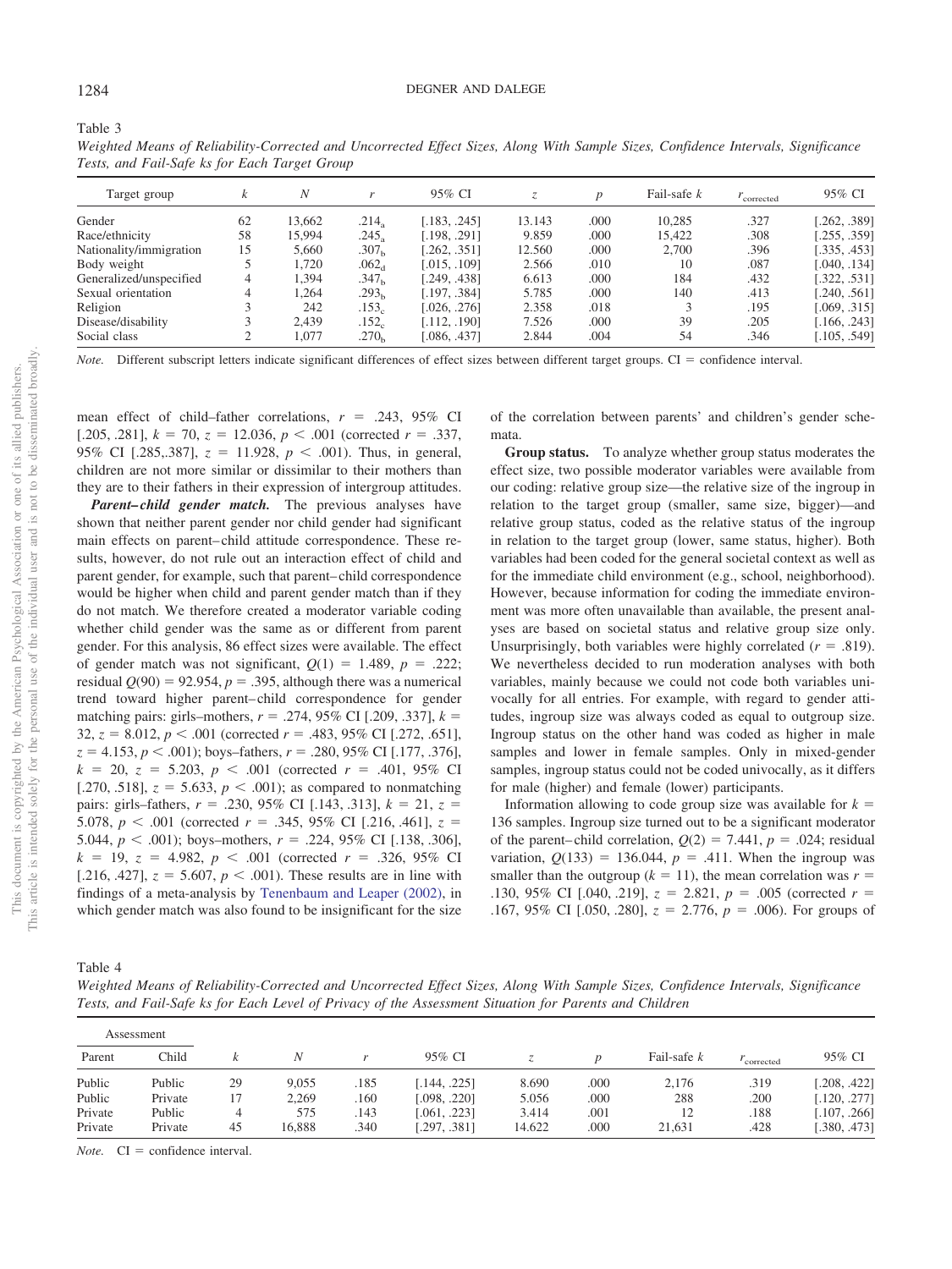Table 3

*Weighted Means of Reliability-Corrected and Uncorrected Effect Sizes, Along With Sample Sizes, Confidence Intervals, Significance Tests, and Fail-Safe ks for Each Target Group*

| Target group | $k$ | $N$ | $r$ | 95% CI | $z$ | $p$ | Fail-safe $k$ | $r_{\text{corrected}}$ | 95% CI |
|---|---|---|---|---|---|---|---|---|---|
| Gender | 62 | 13,662 | $.214_a$ | [.183, .245] | 13.143 | .000 | 10,285 | .327 | [.262, .389] |
| Race/ethnicity | 58 | 15,994 | $.245_a$ | [.198, .291] | 9.859 | .000 | 15,422 | .308 | [.255, .359] |
| Nationality/immigration | 15 | 5,660 | $.307_b$ | [.262, .351] | 12.560 | .000 | 2,700 | .396 | [.335, .453] |
| Body weight | 5 | 1,720 | $.062_d$ | [.015, .109] | 2.566 | .010 | 10 | .087 | [.040, .134] |
| Generalized/unspecified | 4 | 1,394 | $.347_b$ | [.249, .438] | 6.613 | .000 | 184 | .432 | [.322, .531] |
| Sexual orientation | 4 | 1,264 | $.293_b$ | [.197, .384] | 5.785 | .000 | 140 | .413 | [.240, .561] |
| Religion | 3 | 242 | $.153_c$ | [.026, .276] | 2.358 | .018 | 3 | .195 | [.069, .315] |
| Disease/disability | 3 | 2,439 | $.152_c$ | [.112, .190] | 7.526 | .000 | 39 | .205 | [.166, .243] |
| Social class | 2 | 1,077 | $.270_b$ | [.086, .437] | 2.844 | .004 | 54 | .346 | [.105, .549] |

*Note.* Different subscript letters indicate significant differences of effect sizes between different target groups. CI = confidence interval.

mean effect of child–father correlations, $r = .243$, 95% CI [.205, .281], $k = 70$, $z = 12.036$, $p < .001$ (corrected $r = .337$, 95% CI [.285,.387], $z = 11.928$, $p < .001$). Thus, in general, children are not more similar or dissimilar to their mothers than they are to their fathers in their expression of intergroup attitudes.

***Parent–child gender match.*** The previous analyses have shown that neither parent gender nor child gender had significant main effects on parent–child attitude correspondence. These results, however, do not rule out an interaction effect of child and parent gender, for example, such that parent–child correspondence would be higher when child and parent gender match than if they do not match. We therefore created a moderator variable coding whether child gender was the same as or different from parent gender. For this analysis, 86 effect sizes were available. The effect of gender match was not significant, $Q(1) = 1.489$, $p = .222$; residual $Q(90) = 92.954$, $p = .395$, although there was a numerical trend toward higher parent–child correspondence for gender matching pairs: girls–mothers, $r = .274$, 95% CI [.209, .337], $k = 32$, $z = 8.012$, $p < .001$ (corrected $r = .483$, 95% CI [.272, .651], $z = 4.153$, $p < .001$); boys–fathers, $r = .280$, 95% CI [.177, .376], $k = 20$, $z = 5.203$, $p < .001$ (corrected $r = .401$, 95% CI [.270, .518], $z = 5.633$, $p < .001$); as compared to nonmatching pairs: girls–fathers, $r = .230$, 95% CI [.143, .313], $k = 21$, $z = 5.078$, $p < .001$ (corrected $r = .345$, 95% CI [.216, .461], $z = 5.044$, $p < .001$); boys–mothers, $r = .224$, 95% CI [.138, .306], $k = 19$, $z = 4.982$, $p < .001$ (corrected $r = .326$, 95% CI [.216, .427], $z = 5.607$, $p < .001$). These results are in line with findings of a meta-analysis by Tenenbaum and Leaper (2002), in which gender match was also found to be insignificant for the size of the correlation between parents' and children's gender schemata.

**Group status.** To analyze whether group status moderates the effect size, two possible moderator variables were available from our coding: relative group size—the relative size of the ingroup in relation to the target group (smaller, same size, bigger)—and relative group status, coded as the relative status of the ingroup in relation to the target group (lower, same status, higher). Both variables had been coded for the general societal context as well as for the immediate child environment (e.g., school, neighborhood). However, because information for coding the immediate environment was more often unavailable than available, the present analyses are based on societal status and relative group size only. Unsurprisingly, both variables were highly correlated ($r = .819$). We nevertheless decided to run moderation analyses with both variables, mainly because we could not code both variables univocally for all entries. For example, with regard to gender attitudes, ingroup size was always coded as equal to outgroup size. Ingroup status on the other hand was coded as higher in male samples and lower in female samples. Only in mixed-gender samples, ingroup status could not be coded univocally, as it differs for male (higher) and female (lower) participants.

Information allowing to code group size was available for $k = 136$ samples. Ingroup size turned out to be a significant moderator of the parent–child correlation, $Q(2) = 7.441$, $p = .024$; residual variation, $Q(133) = 136.044$, $p = .411$. When the ingroup was smaller than the outgroup ($k = 11$), the mean correlation was $r = .130$, 95% CI [.040, .219], $z = 2.821$, $p = .005$ (corrected $r = .167$, 95% CI [.050, .280], $z = 2.776$, $p = .006$). For groups of

Table 4

*Weighted Means of Reliability-Corrected and Uncorrected Effect Sizes, Along With Sample Sizes, Confidence Intervals, Significance Tests, and Fail-Safe ks for Each Level of Privacy of the Assessment Situation for Parents and Children*

| Assessment | | | | | | | | | | |
|---|---|---|---|---|---|---|---|---|---|---|
| Parent | Child | $k$ | $N$ | $r$ | 95% CI | $z$ | $p$ | Fail-safe $k$ | $r_{\text{corrected}}$ | 95% CI |
| Public | Public | 29 | 9,055 | .185 | [.144, .225] | 8.690 | .000 | 2,176 | .319 | [.208, .422] |
| Public | Private | 17 | 2,269 | .160 | [.098, .220] | 5.056 | .000 | 288 | .200 | [.120, .277] |
| Private | Public | 4 | 575 | .143 | [.061, .223] | 3.414 | .001 | 12 | .188 | [.107, .266] |
| Private | Private | 45 | 16,888 | .340 | [.297, .381] | 14.622 | .000 | 21,631 | .428 | [.380, .473] |

*Note.* CI = confidence interval.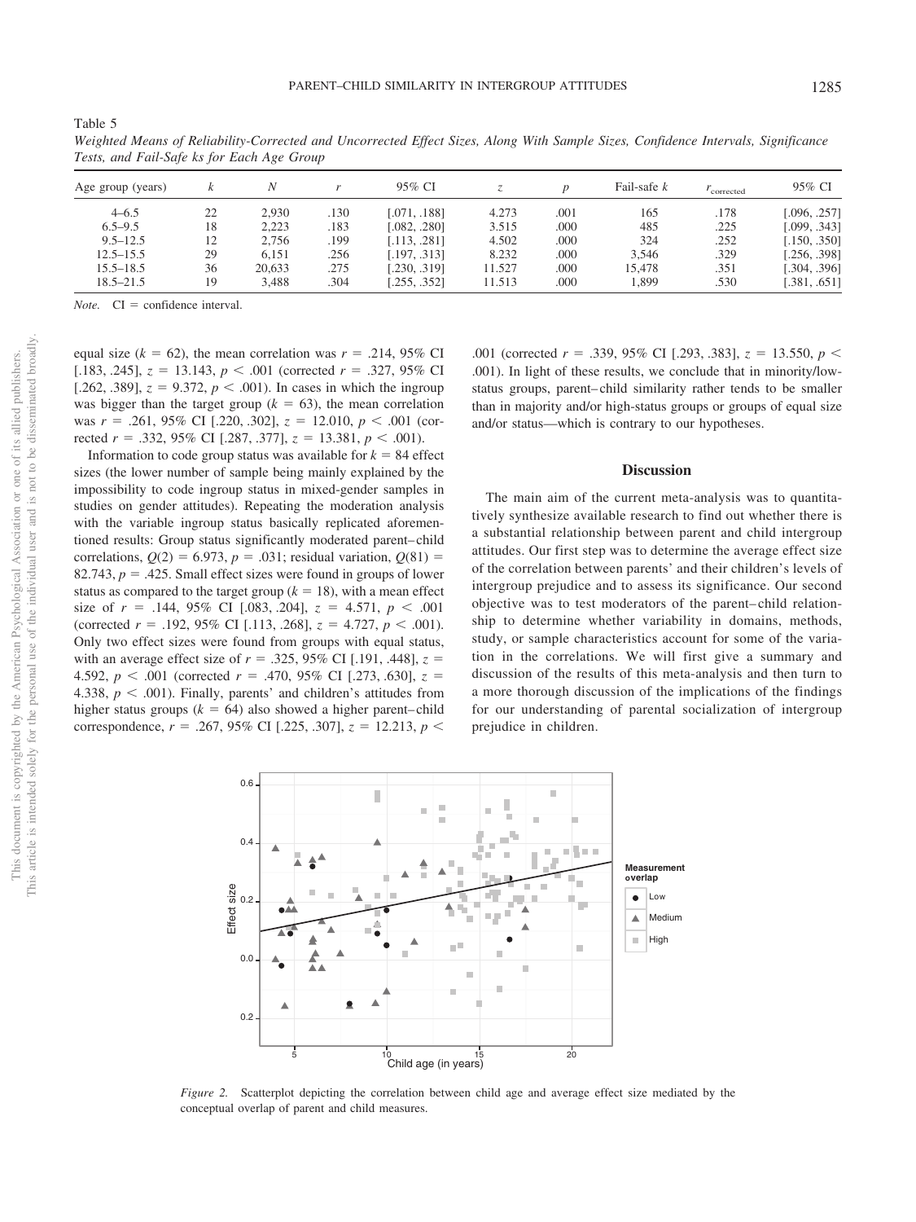Table 5

*Weighted Means of Reliability-Corrected and Uncorrected Effect Sizes, Along With Sample Sizes, Confidence Intervals, Significance Tests, and Fail-Safe ks for Each Age Group*

| Age group (years) | $k$ | $N$ | $r$ | 95% CI | $z$ | $p$ | Fail-safe $k$ | $r_{\text{corrected}}$ | 95% CI |
|---|---|---|---|---|---|---|---|---|---|
| 4–6.5 | 22 | 2,930 | .130 | [.071, .188] | 4.273 | .001 | 165 | .178 | [.096, .257] |
| 6.5–9.5 | 18 | 2,223 | .183 | [.082, .280] | 3.515 | .000 | 485 | .225 | [.099, .343] |
| 9.5–12.5 | 12 | 2,756 | .199 | [.113, .281] | 4.502 | .000 | 324 | .252 | [.150, .350] |
| 12.5–15.5 | 29 | 6,151 | .256 | [.197, .313] | 8.232 | .000 | 3,546 | .329 | [.256, .398] |
| 15.5–18.5 | 36 | 20,633 | .275 | [.230, .319] | 11.527 | .000 | 15,478 | .351 | [.304, .396] |
| 18.5–21.5 | 19 | 3,488 | .304 | [.255, .352] | 11.513 | .000 | 1,899 | .530 | [.381, .651] |

*Note.* CI = confidence interval.

equal size ($k$ = 62), the mean correlation was $r$ = .214, 95% CI [.183, .245], $z$ = 13.143, $p$ < .001 (corrected $r$ = .327, 95% CI [.262, .389], $z$ = 9.372, $p$ < .001). In cases in which the ingroup was bigger than the target group ($k$ = 63), the mean correlation was $r$ = .261, 95% CI [.220, .302], $z$ = 12.010, $p$ < .001 (corrected $r$ = .332, 95% CI [.287, .377], $z$ = 13.381, $p$ < .001).

Information to code group status was available for $k$ = 84 effect sizes (the lower number of sample being mainly explained by the impossibility to code ingroup status in mixed-gender samples in studies on gender attitudes). Repeating the moderation analysis with the variable ingroup status basically replicated aforementioned results: Group status significantly moderated parent–child correlations, $Q(2)$ = 6.973, $p$ = .031; residual variation, $Q(81)$ = 82.743, $p$ = .425. Small effect sizes were found in groups of lower status as compared to the target group ($k$ = 18), with a mean effect size of $r$ = .144, 95% CI [.083, .204], $z$ = 4.571, $p$ < .001 (corrected $r$ = .192, 95% CI [.113, .268], $z$ = 4.727, $p$ < .001). Only two effect sizes were found from groups with equal status, with an average effect size of $r$ = .325, 95% CI [.191, .448], $z$ = 4.592, $p$ < .001 (corrected $r$ = .470, 95% CI [.273, .630], $z$ = 4.338, $p$ < .001). Finally, parents' and children's attitudes from higher status groups ($k$ = 64) also showed a higher parent–child correspondence, $r$ = .267, 95% CI [.225, .307], $z$ = 12.213, $p$ < .001 (corrected $r$ = .339, 95% CI [.293, .383], $z$ = 13.550, $p$ < .001). In light of these results, we conclude that in minority/low-status groups, parent–child similarity rather tends to be smaller than in majority and/or high-status groups or groups of equal size and/or status—which is contrary to our hypotheses.

## Discussion

The main aim of the current meta-analysis was to quantitatively synthesize available research to find out whether there is a substantial relationship between parent and child intergroup attitudes. Our first step was to determine the average effect size of the correlation between parents' and their children's levels of intergroup prejudice and to assess its significance. Our second objective was to test moderators of the parent–child relationship to determine whether variability in domains, methods, study, or sample characteristics account for some of the variation in the correlations. We will first give a summary and discussion of the results of this meta-analysis and then turn to a more thorough discussion of the implications of the findings for our understanding of parental socialization of intergroup prejudice in children.

*Figure 2.* Scatterplot depicting the correlation between child age and average effect size mediated by the conceptual overlap of parent and child measures.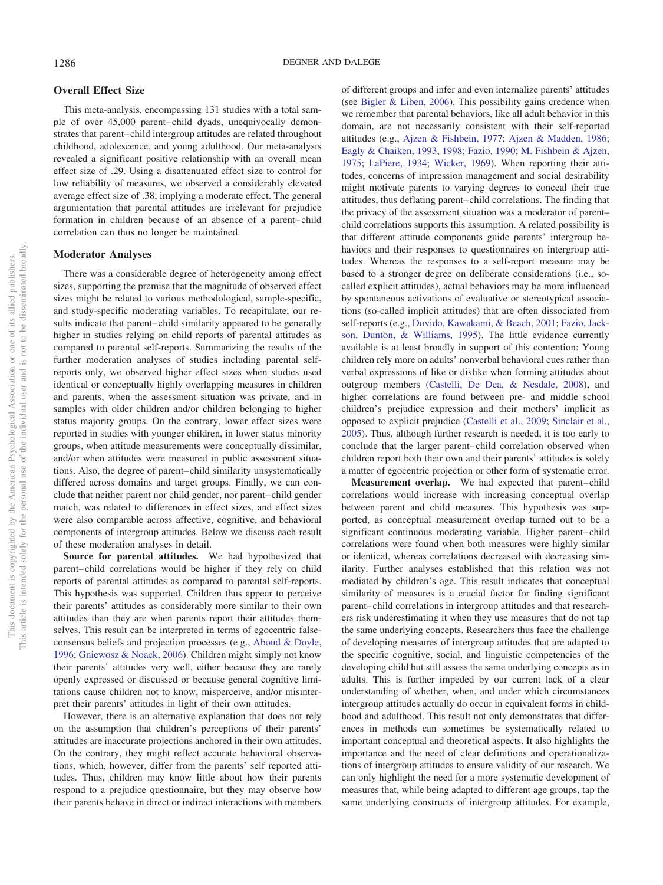## Overall Effect Size

This meta-analysis, encompassing 131 studies with a total sample of over 45,000 parent–child dyads, unequivocally demonstrates that parent–child intergroup attitudes are related throughout childhood, adolescence, and young adulthood. Our meta-analysis revealed a significant positive relationship with an overall mean effect size of .29. Using a disattenuated effect size to control for low reliability of measures, we observed a considerably elevated average effect size of .38, implying a moderate effect. The general argumentation that parental attitudes are irrelevant for prejudice formation in children because of an absence of a parent–child correlation can thus no longer be maintained.

## Moderator Analyses

There was a considerable degree of heterogeneity among effect sizes, supporting the premise that the magnitude of observed effect sizes might be related to various methodological, sample-specific, and study-specific moderating variables. To recapitulate, our results indicate that parent–child similarity appeared to be generally higher in studies relying on child reports of parental attitudes as compared to parental self-reports. Summarizing the results of the further moderation analyses of studies including parental self-reports only, we observed higher effect sizes when studies used identical or conceptually highly overlapping measures in children and parents, when the assessment situation was private, and in samples with older children and/or children belonging to higher status majority groups. On the contrary, lower effect sizes were reported in studies with younger children, in lower status minority groups, when attitude measurements were conceptually dissimilar, and/or when attitudes were measured in public assessment situations. Also, the degree of parent–child similarity unsystematically differed across domains and target groups. Finally, we can conclude that neither parent nor child gender, nor parent–child gender match, was related to differences in effect sizes, and effect sizes were also comparable across affective, cognitive, and behavioral components of intergroup attitudes. Below we discuss each result of these moderation analyses in detail.

**Source for parental attitudes.** We had hypothesized that parent–child correlations would be higher if they rely on child reports of parental attitudes as compared to parental self-reports. This hypothesis was supported. Children thus appear to perceive their parents' attitudes as considerably more similar to their own attitudes than they are when parents report their attitudes themselves. This result can be interpreted in terms of egocentric false-consensus beliefs and projection processes (e.g., Aboud & Doyle, 1996; Gniewosz & Noack, 2006). Children might simply not know their parents' attitudes very well, either because they are rarely openly expressed or discussed or because general cognitive limitations cause children not to know, misperceive, and/or misinterpret their parents' attitudes in light of their own attitudes.

However, there is an alternative explanation that does not rely on the assumption that children's perceptions of their parents' attitudes are inaccurate projections anchored in their own attitudes. On the contrary, they might reflect accurate behavioral observations, which, however, differ from the parents' self reported attitudes. Thus, children may know little about how their parents respond to a prejudice questionnaire, but they may observe how their parents behave in direct or indirect interactions with members of different groups and infer and even internalize parents' attitudes (see Bigler & Liben, 2006). This possibility gains credence when we remember that parental behaviors, like all adult behavior in this domain, are not necessarily consistent with their self-reported attitudes (e.g., Ajzen & Fishbein, 1977; Ajzen & Madden, 1986; Eagly & Chaiken, 1993, 1998; Fazio, 1990; M. Fishbein & Ajzen, 1975; LaPiere, 1934; Wicker, 1969). When reporting their attitudes, concerns of impression management and social desirability might motivate parents to varying degrees to conceal their true attitudes, thus deflating parent–child correlations. The finding that the privacy of the assessment situation was a moderator of parent–child correlations supports this assumption. A related possibility is that different attitude components guide parents' intergroup behaviors and their responses to questionnaires on intergroup attitudes. Whereas the responses to a self-report measure may be based to a stronger degree on deliberate considerations (i.e., so-called explicit attitudes), actual behaviors may be more influenced by spontaneous activations of evaluative or stereotypical associations (so-called implicit attitudes) that are often dissociated from self-reports (e.g., Dovido, Kawakami, & Beach, 2001; Fazio, Jackson, Dunton, & Williams, 1995). The little evidence currently available is at least broadly in support of this contention: Young children rely more on adults' nonverbal behavioral cues rather than verbal expressions of like or dislike when forming attitudes about outgroup members (Castelli, De Dea, & Nesdale, 2008), and higher correlations are found between pre- and middle school children's prejudice expression and their mothers' implicit as opposed to explicit prejudice (Castelli et al., 2009; Sinclair et al., 2005). Thus, although further research is needed, it is too early to conclude that the larger parent–child correlation observed when children report both their own and their parents' attitudes is solely a matter of egocentric projection or other form of systematic error.

**Measurement overlap.** We had expected that parent–child correlations would increase with increasing conceptual overlap between parent and child measures. This hypothesis was supported, as conceptual measurement overlap turned out to be a significant continuous moderating variable. Higher parent–child correlations were found when both measures were highly similar or identical, whereas correlations decreased with decreasing similarity. Further analyses established that this relation was not mediated by children's age. This result indicates that conceptual similarity of measures is a crucial factor for finding significant parent–child correlations in intergroup attitudes and that researchers risk underestimating it when they use measures that do not tap the same underlying concepts. Researchers thus face the challenge of developing measures of intergroup attitudes that are adapted to the specific cognitive, social, and linguistic competencies of the developing child but still assess the same underlying concepts as in adults. This is further impeded by our current lack of a clear understanding of whether, when, and under which circumstances intergroup attitudes actually do occur in equivalent forms in childhood and adulthood. This result not only demonstrates that differences in methods can sometimes be systematically related to important conceptual and theoretical aspects. It also highlights the importance and the need of clear definitions and operationalizations of intergroup attitudes to ensure validity of our research. We can only highlight the need for a more systematic development of measures that, while being adapted to different age groups, tap the same underlying constructs of intergroup attitudes. For example,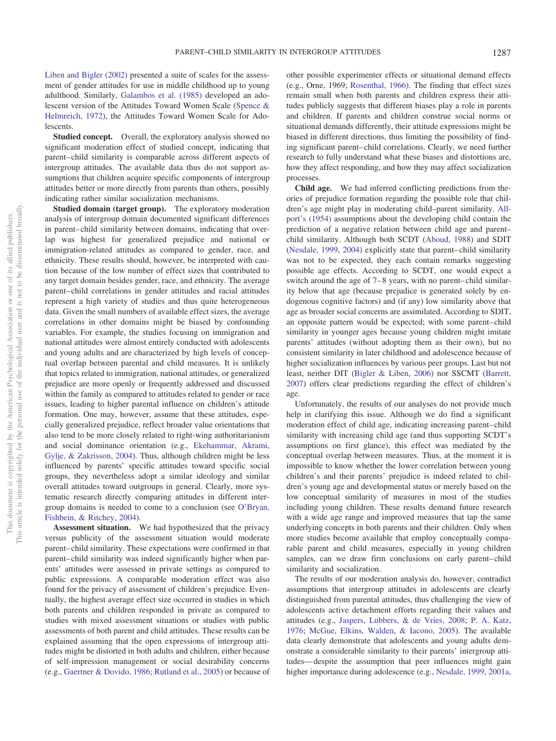Liben and Bigler (2002) presented a suite of scales for the assessment of gender attitudes for use in middle childhood up to young adulthood. Similarly, Galambos et al. (1985) developed an adolescent version of the Attitudes Toward Women Scale (Spence & Helmreich, 1972), the Attitudes Toward Women Scale for Adolescents.

**Studied concept.** Overall, the exploratory analysis showed no significant moderation effect of studied concept, indicating that parent–child similarity is comparable across different aspects of intergroup attitudes. The available data thus do not support assumptions that children acquire specific components of intergroup attitudes better or more directly from parents than others, possibly indicating rather similar socialization mechanisms.

**Studied domain (target group).** The exploratory moderation analysis of intergroup domain documented significant differences in parent–child similarity between domains, indicating that overlap was highest for generalized prejudice and national or immigration-related attitudes as compared to gender, race, and ethnicity. These results should, however, be interpreted with caution because of the low number of effect sizes that contributed to any target domain besides gender, race, and ethnicity. The average parent–child correlations in gender attitudes and racial attitudes represent a high variety of studies and thus quite heterogeneous data. Given the small numbers of available effect sizes, the average correlations in other domains might be biased by confounding variables. For example, the studies focusing on immigration and national attitudes were almost entirely conducted with adolescents and young adults and are characterized by high levels of conceptual overlap between parental and child measures. It is unlikely that topics related to immigration, national attitudes, or generalized prejudice are more openly or frequently addressed and discussed within the family as compared to attitudes related to gender or race issues, leading to higher parental influence on children's attitude formation. One may, however, assume that these attitudes, especially generalized prejudice, reflect broader value orientations that also tend to be more closely related to right-wing authoritarianism and social dominance orientation (e.g., Ekehammar, Akrami, Gylje, & Zakrisson, 2004). Thus, although children might be less influenced by parents' specific attitudes toward specific social groups, they nevertheless adopt a similar ideology and similar overall attitudes toward outgroups in general. Clearly, more systematic research directly comparing attitudes in different intergroup domains is needed to come to a conclusion (see O'Bryan, Fishbein, & Ritchey, 2004).

**Assessment situation.** We had hypothesized that the privacy versus publicity of the assessment situation would moderate parent–child similarity. These expectations were confirmed in that parent–child similarity was indeed significantly higher when parents' attitudes were assessed in private settings as compared to public expressions. A comparable moderation effect was also found for the privacy of assessment of children's prejudice. Eventually, the highest average effect size occurred in studies in which both parents and children responded in private as compared to studies with mixed assessment situations or studies with public assessments of both parent and child attitudes. These results can be explained assuming that the open expressions of intergroup attitudes might be distorted in both adults and children, either because of self-impression management or social desirability concerns (e.g., Gaertner & Dovido, 1986; Rutland et al., 2005) or because of other possible experimenter effects or situational demand effects (e.g., Orne, 1969; Rosenthal, 1966). The finding that effect sizes remain small when both parents and children express their attitudes publicly suggests that different biases play a role in parents and children. If parents and children construe social norms or situational demands differently, their attitude expressions might be biased in different directions, thus limiting the possibility of finding significant parent–child correlations. Clearly, we need further research to fully understand what these biases and distortions are, how they affect responding, and how they may affect socialization processes.

**Child age.** We had inferred conflicting predictions from theories of prejudice formation regarding the possible role that children's age might play in moderating child–parent similarity. Allport's (1954) assumptions about the developing child contain the prediction of a negative relation between child age and parent–child similarity. Although both SCDT (Aboud, 1988) and SDIT (Nesdale, 1999, 2004) explicitly state that parent–child similarity was not to be expected, they each contain remarks suggesting possible age effects. According to SCDT, one would expect a switch around the age of 7–8 years, with no parent–child similarity below that age (because prejudice is generated solely by endogenous cognitive factors) and (if any) low similarity above that age as broader social concerns are assimilated. According to SDIT, an opposite pattern would be expected; with some parent–child similarity in younger ages because young children might imitate parents' attitudes (without adopting them as their own), but no consistent similarity in later childhood and adolescence because of higher socialization influences by various peer groups. Last but not least, neither DIT (Bigler & Liben, 2006) nor SSCMT (Barrett, 2007) offers clear predictions regarding the effect of children's age.

Unfortunately, the results of our analyses do not provide much help in clarifying this issue. Although we do find a significant moderation effect of child age, indicating increasing parent–child similarity with increasing child age (and thus supporting SCDT's assumptions on first glance), this effect was mediated by the conceptual overlap between measures. Thus, at the moment it is impossible to know whether the lower correlation between young children's and their parents' prejudice is indeed related to children's young age and developmental status or merely based on the low conceptual similarity of measures in most of the studies including young children. These results demand future research with a wide age range and improved measures that tap the same underlying concepts in both parents and their children. Only when more studies become available that employ conceptually comparable parent and child measures, especially in young children samples, can we draw firm conclusions on early parent–child similarity and socialization.

The results of our moderation analysis do, however, contradict assumptions that intergroup attitudes in adolescents are clearly distinguished from parental attitudes, thus challenging the view of adolescents active detachment efforts regarding their values and attitudes (e.g., Jaspers, Lubbers, & de Vries, 2008; P. A. Katz, 1976; McGue, Elkins, Walden, & Iacono, 2005). The available data clearly demonstrate that adolescents and young adults demonstrate a considerable similarity to their parents' intergroup attitudes—despite the assumption that peer influences might gain higher importance during adolescence (e.g., Nesdale, 1999, 2001a,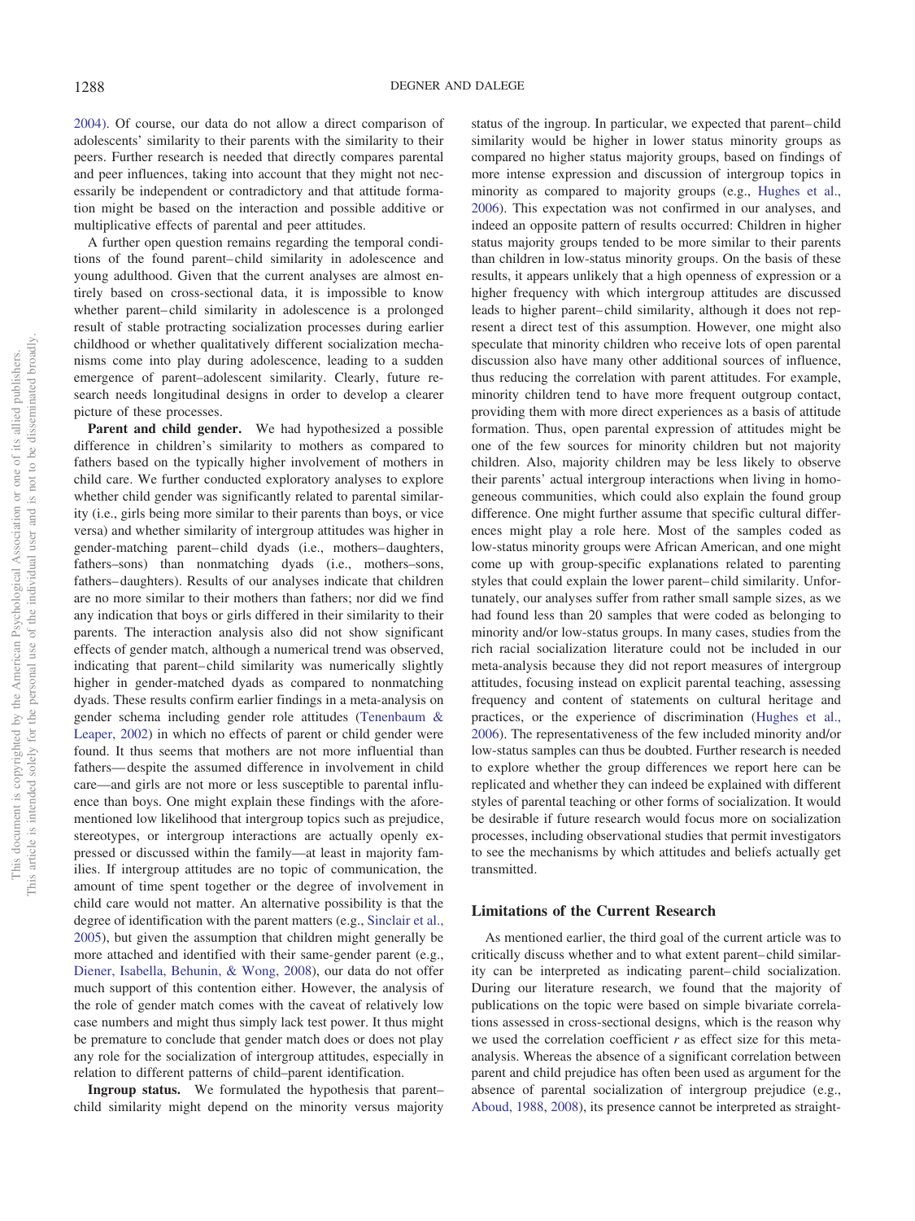2004). Of course, our data do not allow a direct comparison of adolescents' similarity to their parents with the similarity to their peers. Further research is needed that directly compares parental and peer influences, taking into account that they might not necessarily be independent or contradictory and that attitude formation might be based on the interaction and possible additive or multiplicative effects of parental and peer attitudes.

A further open question remains regarding the temporal conditions of the found parent–child similarity in adolescence and young adulthood. Given that the current analyses are almost entirely based on cross-sectional data, it is impossible to know whether parent–child similarity in adolescence is a prolonged result of stable protracting socialization processes during earlier childhood or whether qualitatively different socialization mechanisms come into play during adolescence, leading to a sudden emergence of parent–adolescent similarity. Clearly, future research needs longitudinal designs in order to develop a clearer picture of these processes.

**Parent and child gender.** We had hypothesized a possible difference in children's similarity to mothers as compared to fathers based on the typically higher involvement of mothers in child care. We further conducted exploratory analyses to explore whether child gender was significantly related to parental similarity (i.e., girls being more similar to their parents than boys, or vice versa) and whether similarity of intergroup attitudes was higher in gender-matching parent–child dyads (i.e., mothers–daughters, fathers–sons) than nonmatching dyads (i.e., mothers–sons, fathers–daughters). Results of our analyses indicate that children are no more similar to their mothers than fathers; nor did we find any indication that boys or girls differed in their similarity to their parents. The interaction analysis also did not show significant effects of gender match, although a numerical trend was observed, indicating that parent–child similarity was numerically slightly higher in gender-matched dyads as compared to nonmatching dyads. These results confirm earlier findings in a meta-analysis on gender schema including gender role attitudes (Tenenbaum & Leaper, 2002) in which no effects of parent or child gender were found. It thus seems that mothers are not more influential than fathers—despite the assumed difference in involvement in child care—and girls are not more or less susceptible to parental influence than boys. One might explain these findings with the aforementioned low likelihood that intergroup topics such as prejudice, stereotypes, or intergroup interactions are actually openly expressed or discussed within the family—at least in majority families. If intergroup attitudes are no topic of communication, the amount of time spent together or the degree of involvement in child care would not matter. An alternative possibility is that the degree of identification with the parent matters (e.g., Sinclair et al., 2005), but given the assumption that children might generally be more attached and identified with their same-gender parent (e.g., Diener, Isabella, Behunin, & Wong, 2008), our data do not offer much support of this contention either. However, the analysis of the role of gender match comes with the caveat of relatively low case numbers and might thus simply lack test power. It thus might be premature to conclude that gender match does or does not play any role for the socialization of intergroup attitudes, especially in relation to different patterns of child–parent identification.

**Ingroup status.** We formulated the hypothesis that parent–child similarity might depend on the minority versus majority status of the ingroup. In particular, we expected that parent–child similarity would be higher in lower status minority groups as compared no higher status majority groups, based on findings of more intense expression and discussion of intergroup topics in minority as compared to majority groups (e.g., Hughes et al., 2006). This expectation was not confirmed in our analyses, and indeed an opposite pattern of results occurred: Children in higher status majority groups tended to be more similar to their parents than children in low-status minority groups. On the basis of these results, it appears unlikely that a high openness of expression or a higher frequency with which intergroup attitudes are discussed leads to higher parent–child similarity, although it does not represent a direct test of this assumption. However, one might also speculate that minority children who receive lots of open parental discussion also have many other additional sources of influence, thus reducing the correlation with parent attitudes. For example, minority children tend to have more frequent outgroup contact, providing them with more direct experiences as a basis of attitude formation. Thus, open parental expression of attitudes might be one of the few sources for minority children but not majority children. Also, majority children may be less likely to observe their parents' actual intergroup interactions when living in homogeneous communities, which could also explain the found group difference. One might further assume that specific cultural differences might play a role here. Most of the samples coded as low-status minority groups were African American, and one might come up with group-specific explanations related to parenting styles that could explain the lower parent–child similarity. Unfortunately, our analyses suffer from rather small sample sizes, as we had found less than 20 samples that were coded as belonging to minority and/or low-status groups. In many cases, studies from the rich racial socialization literature could not be included in our meta-analysis because they did not report measures of intergroup attitudes, focusing instead on explicit parental teaching, assessing frequency and content of statements on cultural heritage and practices, or the experience of discrimination (Hughes et al., 2006). The representativeness of the few included minority and/or low-status samples can thus be doubted. Further research is needed to explore whether the group differences we report here can be replicated and whether they can indeed be explained with different styles of parental teaching or other forms of socialization. It would be desirable if future research would focus more on socialization processes, including observational studies that permit investigators to see the mechanisms by which attitudes and beliefs actually get transmitted.

## Limitations of the Current Research

As mentioned earlier, the third goal of the current article was to critically discuss whether and to what extent parent–child similarity can be interpreted as indicating parent–child socialization. During our literature research, we found that the majority of publications on the topic were based on simple bivariate correlations assessed in cross-sectional designs, which is the reason why we used the correlation coefficient *r* as effect size for this meta-analysis. Whereas the absence of a significant correlation between parent and child prejudice has often been used as argument for the absence of parental socialization of intergroup prejudice (e.g., Aboud, 1988, 2008), its presence cannot be interpreted as straight-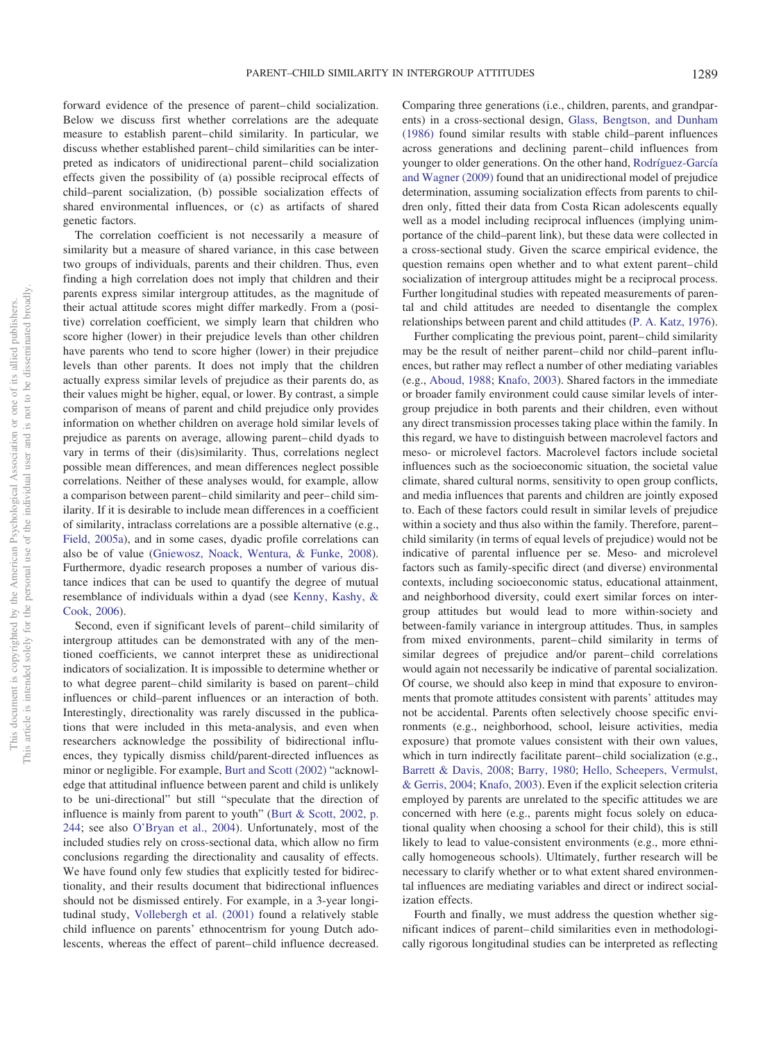forward evidence of the presence of parent–child socialization. Below we discuss first whether correlations are the adequate measure to establish parent–child similarity. In particular, we discuss whether established parent–child similarities can be interpreted as indicators of unidirectional parent–child socialization effects given the possibility of (a) possible reciprocal effects of child–parent socialization, (b) possible socialization effects of shared environmental influences, or (c) as artifacts of shared genetic factors.

The correlation coefficient is not necessarily a measure of similarity but a measure of shared variance, in this case between two groups of individuals, parents and their children. Thus, even finding a high correlation does not imply that children and their parents express similar intergroup attitudes, as the magnitude of their actual attitude scores might differ markedly. From a (positive) correlation coefficient, we simply learn that children who score higher (lower) in their prejudice levels than other children have parents who tend to score higher (lower) in their prejudice levels than other parents. It does not imply that the children actually express similar levels of prejudice as their parents do, as their values might be higher, equal, or lower. By contrast, a simple comparison of means of parent and child prejudice only provides information on whether children on average hold similar levels of prejudice as parents on average, allowing parent–child dyads to vary in terms of their (dis)similarity. Thus, correlations neglect possible mean differences, and mean differences neglect possible correlations. Neither of these analyses would, for example, allow a comparison between parent–child similarity and peer–child similarity. If it is desirable to include mean differences in a coefficient of similarity, intraclass correlations are a possible alternative (e.g., Field, 2005a), and in some cases, dyadic profile correlations can also be of value (Gniewosz, Noack, Wentura, & Funke, 2008). Furthermore, dyadic research proposes a number of various distance indices that can be used to quantify the degree of mutual resemblance of individuals within a dyad (see Kenny, Kashy, & Cook, 2006).

Second, even if significant levels of parent–child similarity of intergroup attitudes can be demonstrated with any of the mentioned coefficients, we cannot interpret these as unidirectional indicators of socialization. It is impossible to determine whether or to what degree parent–child similarity is based on parent–child influences or child–parent influences or an interaction of both. Interestingly, directionality was rarely discussed in the publications that were included in this meta-analysis, and even when researchers acknowledge the possibility of bidirectional influences, they typically dismiss child/parent-directed influences as minor or negligible. For example, Burt and Scott (2002) "acknowledge that attitudinal influence between parent and child is unlikely to be uni-directional" but still "speculate that the direction of influence is mainly from parent to youth" (Burt & Scott, 2002, p. 244; see also O'Bryan et al., 2004). Unfortunately, most of the included studies rely on cross-sectional data, which allow no firm conclusions regarding the directionality and causality of effects. We have found only few studies that explicitly tested for bidirectionality, and their results document that bidirectional influences should not be dismissed entirely. For example, in a 3-year longitudinal study, Vollebergh et al. (2001) found a relatively stable child influence on parents' ethnocentrism for young Dutch adolescents, whereas the effect of parent–child influence decreased. Comparing three generations (i.e., children, parents, and grandparents) in a cross-sectional design, Glass, Bengtson, and Dunham (1986) found similar results with stable child–parent influences across generations and declining parent–child influences from younger to older generations. On the other hand, Rodríguez-García and Wagner (2009) found that an unidirectional model of prejudice determination, assuming socialization effects from parents to children only, fitted their data from Costa Rican adolescents equally well as a model including reciprocal influences (implying unimportance of the child–parent link), but these data were collected in a cross-sectional study. Given the scarce empirical evidence, the question remains open whether and to what extent parent–child socialization of intergroup attitudes might be a reciprocal process. Further longitudinal studies with repeated measurements of parental and child attitudes are needed to disentangle the complex relationships between parent and child attitudes (P. A. Katz, 1976).

Further complicating the previous point, parent–child similarity may be the result of neither parent–child nor child–parent influences, but rather may reflect a number of other mediating variables (e.g., Aboud, 1988; Knafo, 2003). Shared factors in the immediate or broader family environment could cause similar levels of intergroup prejudice in both parents and their children, even without any direct transmission processes taking place within the family. In this regard, we have to distinguish between macrolevel factors and meso- or microlevel factors. Macrolevel factors include societal influences such as the socioeconomic situation, the societal value climate, shared cultural norms, sensitivity to open group conflicts, and media influences that parents and children are jointly exposed to. Each of these factors could result in similar levels of prejudice within a society and thus also within the family. Therefore, parent–child similarity (in terms of equal levels of prejudice) would not be indicative of parental influence per se. Meso- and microlevel factors such as family-specific direct (and diverse) environmental contexts, including socioeconomic status, educational attainment, and neighborhood diversity, could exert similar forces on intergroup attitudes but would lead to more within-society and between-family variance in intergroup attitudes. Thus, in samples from mixed environments, parent–child similarity in terms of similar degrees of prejudice and/or parent–child correlations would again not necessarily be indicative of parental socialization. Of course, we should also keep in mind that exposure to environments that promote attitudes consistent with parents' attitudes may not be accidental. Parents often selectively choose specific environments (e.g., neighborhood, school, leisure activities, media exposure) that promote values consistent with their own values, which in turn indirectly facilitate parent–child socialization (e.g., Barrett & Davis, 2008; Barry, 1980; Hello, Scheepers, Vermulst, & Gerris, 2004; Knafo, 2003). Even if the explicit selection criteria employed by parents are unrelated to the specific attitudes we are concerned with here (e.g., parents might focus solely on educational quality when choosing a school for their child), this is still likely to lead to value-consistent environments (e.g., more ethnically homogeneous schools). Ultimately, further research will be necessary to clarify whether or to what extent shared environmental influences are mediating variables and direct or indirect socialization effects.

Fourth and finally, we must address the question whether significant indices of parent–child similarities even in methodologically rigorous longitudinal studies can be interpreted as reflecting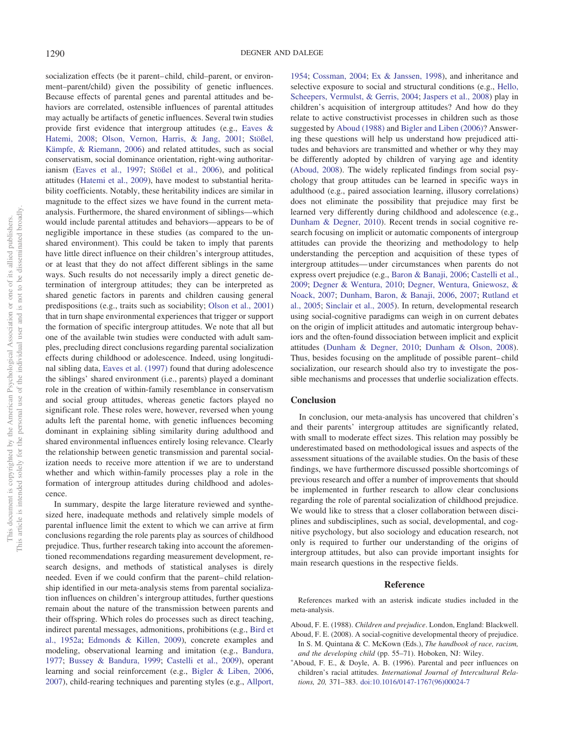socialization effects (be it parent–child, child–parent, or environment–parent/child) given the possibility of genetic influences. Because effects of parental genes and parental attitudes and behaviors are correlated, ostensible influences of parental attitudes may actually be artifacts of genetic influences. Several twin studies provide first evidence that intergroup attitudes (e.g., Eaves & Hatemi, 2008; Olson, Vernon, Harris, & Jang, 2001; Stößel, Kämpfe, & Riemann, 2006) and related attitudes, such as social conservatism, social dominance orientation, right-wing authoritarianism (Eaves et al., 1997; Stößel et al., 2006), and political attitudes (Hatemi et al., 2009), have modest to substantial heritability coefficients. Notably, these heritability indices are similar in magnitude to the effect sizes we have found in the current meta-analysis. Furthermore, the shared environment of siblings—which would include parental attitudes and behaviors—appears to be of negligible importance in these studies (as compared to the unshared environment). This could be taken to imply that parents have little direct influence on their children's intergroup attitudes, or at least that they do not affect different siblings in the same ways. Such results do not necessarily imply a direct genetic determination of intergroup attitudes; they can be interpreted as shared genetic factors in parents and children causing general predispositions (e.g., traits such as sociability; Olson et al., 2001) that in turn shape environmental experiences that trigger or support the formation of specific intergroup attitudes. We note that all but one of the available twin studies were conducted with adult samples, precluding direct conclusions regarding parental socialization effects during childhood or adolescence. Indeed, using longitudinal sibling data, Eaves et al. (1997) found that during adolescence the siblings' shared environment (i.e., parents) played a dominant role in the creation of within-family resemblance in conservatism and social group attitudes, whereas genetic factors played no significant role. These roles were, however, reversed when young adults left the parental home, with genetic influences becoming dominant in explaining sibling similarity during adulthood and shared environmental influences entirely losing relevance. Clearly the relationship between genetic transmission and parental socialization needs to receive more attention if we are to understand whether and which within-family processes play a role in the formation of intergroup attitudes during childhood and adolescence.

In summary, despite the large literature reviewed and synthesized here, inadequate methods and relatively simple models of parental influence limit the extent to which we can arrive at firm conclusions regarding the role parents play as sources of childhood prejudice. Thus, further research taking into account the aforementioned recommendations regarding measurement development, research designs, and methods of statistical analyses is direly needed. Even if we could confirm that the parent–child relationship identified in our meta-analysis stems from parental socialization influences on children's intergroup attitudes, further questions remain about the nature of the transmission between parents and their offspring. Which roles do processes such as direct teaching, indirect parental messages, admonitions, prohibitions (e.g., Bird et al., 1952a; Edmonds & Killen, 2009), concrete examples and modeling, observational learning and imitation (e.g., Bandura, 1977; Bussey & Bandura, 1999; Castelli et al., 2009), operant learning and social reinforcement (e.g., Bigler & Liben, 2006, 2007), child-rearing techniques and parenting styles (e.g., Allport, 1954; Cossman, 2004; Ex & Janssen, 1998), and inheritance and selective exposure to social and structural conditions (e.g., Hello, Scheepers, Vermulst, & Gerris, 2004; Jaspers et al., 2008) play in children's acquisition of intergroup attitudes? And how do they relate to active constructivist processes in children such as those suggested by Aboud (1988) and Bigler and Liben (2006)? Answering these questions will help us understand how prejudiced attitudes and behaviors are transmitted and whether or why they may be differently adopted by children of varying age and identity (Aboud, 2008). The widely replicated findings from social psychology that group attitudes can be learned in specific ways in adulthood (e.g., paired association learning, illusory correlations) does not eliminate the possibility that prejudice may first be learned very differently during childhood and adolescence (e.g., Dunham & Degner, 2010). Recent trends in social cognitive research focusing on implicit or automatic components of intergroup attitudes can provide the theorizing and methodology to help understanding the perception and acquisition of these types of intergroup attitudes—under circumstances when parents do not express overt prejudice (e.g., Baron & Banaji, 2006; Castelli et al., 2009; Degner & Wentura, 2010; Degner, Wentura, Gniewosz, & Noack, 2007; Dunham, Baron, & Banaji, 2006, 2007; Rutland et al., 2005; Sinclair et al., 2005). In return, developmental research using social-cognitive paradigms can weigh in on current debates on the origin of implicit attitudes and automatic intergroup behaviors and the often-found dissociation between implicit and explicit attitudes (Dunham & Degner, 2010; Dunham & Olson, 2008). Thus, besides focusing on the amplitude of possible parent–child socialization, our research should also try to investigate the possible mechanisms and processes that underlie socialization effects.

## Conclusion

In conclusion, our meta-analysis has uncovered that children's and their parents' intergroup attitudes are significantly related, with small to moderate effect sizes. This relation may possibly be underestimated based on methodological issues and aspects of the assessment situations of the available studies. On the basis of these findings, we have furthermore discussed possible shortcomings of previous research and offer a number of improvements that should be implemented in further research to allow clear conclusions regarding the role of parental socialization of childhood prejudice. We would like to stress that a closer collaboration between disciplines and subdisciplines, such as social, developmental, and cognitive psychology, but also sociology and education research, not only is required to further our understanding of the origins of intergroup attitudes, but also can provide important insights for main research questions in the respective fields.

## Reference

References marked with an asterisk indicate studies included in the meta-analysis.

Aboud, F. E. (1988). *Children and prejudice*. London, England: Blackwell.

Aboud, F. E. (2008). A social-cognitive developmental theory of prejudice. In S. M. Quintana & C. McKown (Eds.), *The handbook of race, racism, and the developing child* (pp. 55–71). Hoboken, NJ: Wiley.

*Aboud, F. E., & Doyle, A. B. (1996). Parental and peer influences on children's racial attitudes. *International Journal of Intercultural Relations, 20,* 371–383. doi:10.1016/0147-1767(96)00024-7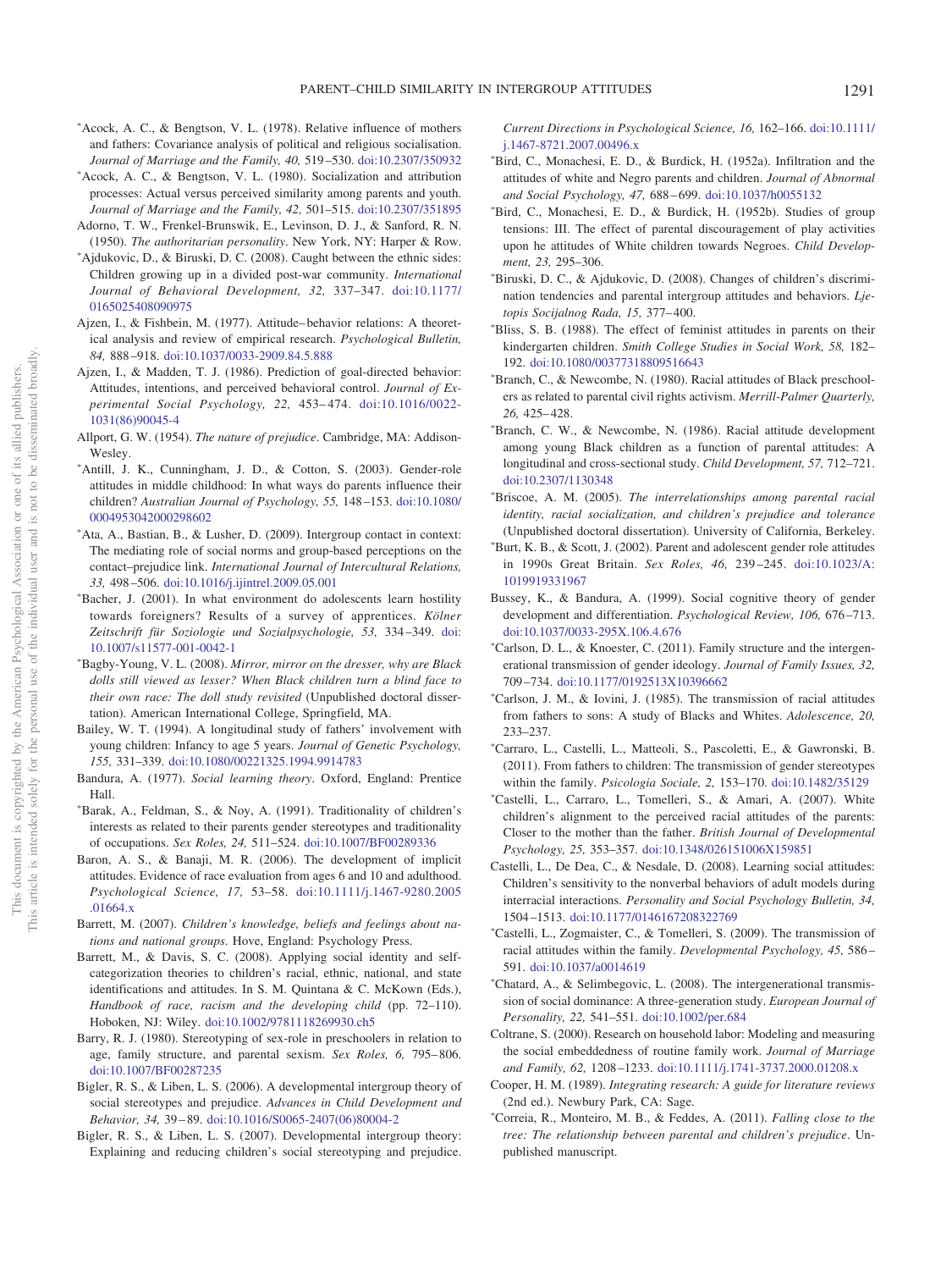*Acock, A. C., & Bengtson, V. L. (1978). Relative influence of mothers and fathers: Covariance analysis of political and religious socialisation. *Journal of Marriage and the Family, 40,* 519–530. doi:10.2307/350932

*Acock, A. C., & Bengtson, V. L. (1980). Socialization and attribution processes: Actual versus perceived similarity among parents and youth. *Journal of Marriage and the Family, 42,* 501–515. doi:10.2307/351895

Adorno, T. W., Frenkel-Brunswik, E., Levinson, D. J., & Sanford, R. N. (1950). *The authoritarian personality*. New York, NY: Harper & Row.

*Ajdukovic, D., & Biruski, D. C. (2008). Caught between the ethnic sides: Children growing up in a divided post-war community. *International Journal of Behavioral Development, 32,* 337–347. doi:10.1177/0165025408090975

Ajzen, I., & Fishbein, M. (1977). Attitude–behavior relations: A theoretical analysis and review of empirical research. *Psychological Bulletin, 84,* 888–918. doi:10.1037/0033-2909.84.5.888

Ajzen, I., & Madden, T. J. (1986). Prediction of goal-directed behavior: Attitudes, intentions, and perceived behavioral control. *Journal of Experimental Social Psychology, 22,* 453–474. doi:10.1016/0022-1031(86)90045-4

Allport, G. W. (1954). *The nature of prejudice*. Cambridge, MA: Addison-Wesley.

*Antill, J. K., Cunningham, J. D., & Cotton, S. (2003). Gender-role attitudes in middle childhood: In what ways do parents influence their children? *Australian Journal of Psychology, 55,* 148–153. doi:10.1080/0004953042000298602

*Ata, A., Bastian, B., & Lusher, D. (2009). Intergroup contact in context: The mediating role of social norms and group-based perceptions on the contact–prejudice link. *International Journal of Intercultural Relations, 33,* 498–506. doi:10.1016/j.ijintrel.2009.05.001

*Bacher, J. (2001). In what environment do adolescents learn hostility towards foreigners? Results of a survey of apprentices. *Kölner Zeitschrift für Soziologie und Sozialpsychologie, 53,* 334–349. doi:10.1007/s11577-001-0042-1

*Bagby-Young, V. L. (2008). *Mirror, mirror on the dresser, why are Black dolls still viewed as lesser? When Black children turn a blind face to their own race: The doll study revisited* (Unpublished doctoral dissertation). American International College, Springfield, MA.

Bailey, W. T. (1994). A longitudinal study of fathers' involvement with young children: Infancy to age 5 years. *Journal of Genetic Psychology, 155,* 331–339. doi:10.1080/00221325.1994.9914783

Bandura, A. (1977). *Social learning theory*. Oxford, England: Prentice Hall.

*Barak, A., Feldman, S., & Noy, A. (1991). Traditionality of children's interests as related to their parents gender stereotypes and traditionality of occupations. *Sex Roles, 24,* 511–524. doi:10.1007/BF00289336

Baron, A. S., & Banaji, M. R. (2006). The development of implicit attitudes. Evidence of race evaluation from ages 6 and 10 and adulthood. *Psychological Science, 17,* 53–58. doi:10.1111/j.1467-9280.2005.01664.x

Barrett, M. (2007). *Children's knowledge, beliefs and feelings about nations and national groups*. Hove, England: Psychology Press.

Barrett, M., & Davis, S. C. (2008). Applying social identity and self-categorization theories to children's racial, ethnic, national, and state identifications and attitudes. In S. M. Quintana & C. McKown (Eds.), *Handbook of race, racism and the developing child* (pp. 72–110). Hoboken, NJ: Wiley. doi:10.1002/9781118269930.ch5

Barry, R. J. (1980). Stereotyping of sex-role in preschoolers in relation to age, family structure, and parental sexism. *Sex Roles, 6,* 795–806. doi:10.1007/BF00287235

Bigler, R. S., & Liben, L. S. (2006). A developmental intergroup theory of social stereotypes and prejudice. *Advances in Child Development and Behavior, 34,* 39–89. doi:10.1016/S0065-2407(06)80004-2

Bigler, R. S., & Liben, L. S. (2007). Developmental intergroup theory: Explaining and reducing children's social stereotyping and prejudice. *Current Directions in Psychological Science, 16,* 162–166. doi:10.1111/j.1467-8721.2007.00496.x

*Bird, C., Monachesi, E. D., & Burdick, H. (1952a). Infiltration and the attitudes of white and Negro parents and children. *Journal of Abnormal and Social Psychology, 47,* 688–699. doi:10.1037/h0055132

*Bird, C., Monachesi, E. D., & Burdick, H. (1952b). Studies of group tensions: III. The effect of parental discouragement of play activities upon he attitudes of White children towards Negroes. *Child Development, 23,* 295–306.

*Biruski, D. C., & Ajdukovic, D. (2008). Changes of children's discrimination tendencies and parental intergroup attitudes and behaviors. *Ljetopis Socijalnog Rada, 15,* 377–400.

*Bliss, S. B. (1988). The effect of feminist attitudes in parents on their kindergarten children. *Smith College Studies in Social Work, 58,* 182–192. doi:10.1080/00377318809516643

*Branch, C., & Newcombe, N. (1980). Racial attitudes of Black preschoolers as related to parental civil rights activism. *Merrill-Palmer Quarterly, 26,* 425–428.

*Branch, C. W., & Newcombe, N. (1986). Racial attitude development among young Black children as a function of parental attitudes: A longitudinal and cross-sectional study. *Child Development, 57,* 712–721. doi:10.2307/1130348

*Briscoe, A. M. (2005). *The interrelationships among parental racial identity, racial socialization, and children's prejudice and tolerance* (Unpublished doctoral dissertation). University of California, Berkeley.

*Burt, K. B., & Scott, J. (2002). Parent and adolescent gender role attitudes in 1990s Great Britain. *Sex Roles, 46,* 239–245. doi:10.1023/A:1019919331967

Bussey, K., & Bandura, A. (1999). Social cognitive theory of gender development and differentiation. *Psychological Review, 106,* 676–713. doi:10.1037/0033-295X.106.4.676

*Carlson, D. L., & Knoester, C. (2011). Family structure and the intergenerational transmission of gender ideology. *Journal of Family Issues, 32,* 709–734. doi:10.1177/0192513X10396662

*Carlson, J. M., & Iovini, J. (1985). The transmission of racial attitudes from fathers to sons: A study of Blacks and Whites. *Adolescence, 20,* 233–237.

*Carraro, L., Castelli, L., Matteoli, S., Pascoletti, E., & Gawronski, B. (2011). From fathers to children: The transmission of gender stereotypes within the family. *Psicologia Sociale, 2,* 153–170. doi:10.1482/35129

*Castelli, L., Carraro, L., Tomelleri, S., & Amari, A. (2007). White children's alignment to the perceived racial attitudes of the parents: Closer to the mother than the father. *British Journal of Developmental Psychology, 25,* 353–357. doi:10.1348/026151006X159851

Castelli, L., De Dea, C., & Nesdale, D. (2008). Learning social attitudes: Children's sensitivity to the nonverbal behaviors of adult models during interracial interactions. *Personality and Social Psychology Bulletin, 34,* 1504–1513. doi:10.1177/0146167208322769

*Castelli, L., Zogmaister, C., & Tomelleri, S. (2009). The transmission of racial attitudes within the family. *Developmental Psychology, 45,* 586–591. doi:10.1037/a0014619

*Chatard, A., & Selimbegovic, L. (2008). The intergenerational transmission of social dominance: A three-generation study. *European Journal of Personality, 22,* 541–551. doi:10.1002/per.684

Coltrane, S. (2000). Research on household labor: Modeling and measuring the social embeddedness of routine family work. *Journal of Marriage and Family, 62,* 1208–1233. doi:10.1111/j.1741-3737.2000.01208.x

Cooper, H. M. (1989). *Integrating research: A guide for literature reviews* (2nd ed.). Newbury Park, CA: Sage.

*Correia, R., Monteiro, M. B., & Feddes, A. (2011). *Falling close to the tree: The relationship between parental and children's prejudice*. Unpublished manuscript.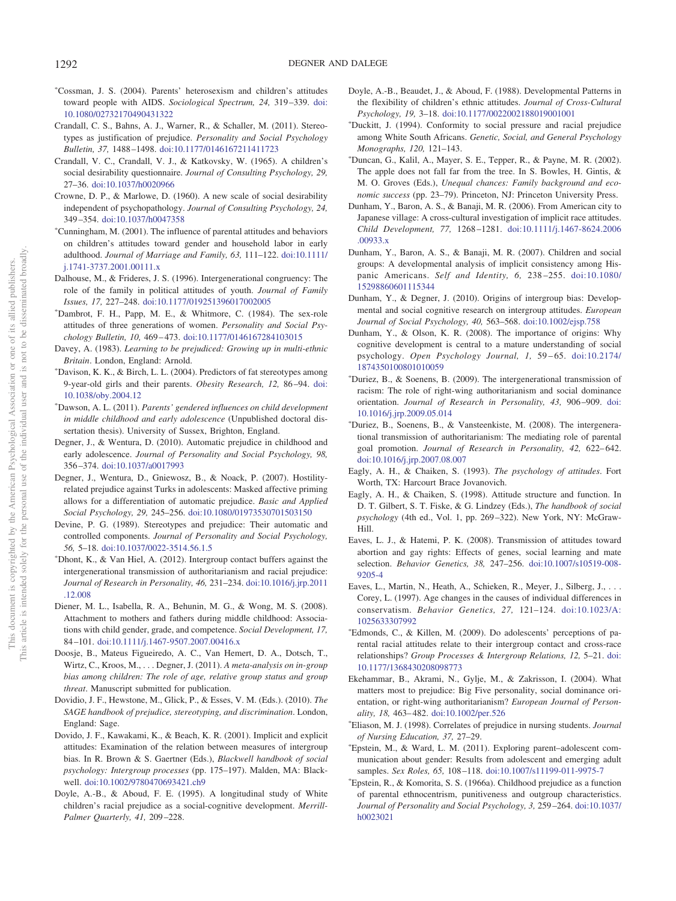*Cossman, J. S. (2004). Parents' heterosexism and children's attitudes toward people with AIDS. *Sociological Spectrum, 24,* 319–339. doi:10.1080/02732170490431322

Crandall, C. S., Bahns, A. J., Warner, R., & Schaller, M. (2011). Stereotypes as justification of prejudice. *Personality and Social Psychology Bulletin, 37,* 1488–1498. doi:10.1177/0146167211411723

Crandall, V. C., Crandall, V. J., & Katkovsky, W. (1965). A children's social desirability questionnaire. *Journal of Consulting Psychology, 29,* 27–36. doi:10.1037/h0020966

Crowne, D. P., & Marlowe, D. (1960). A new scale of social desirability independent of psychopathology. *Journal of Consulting Psychology, 24,* 349–354. doi:10.1037/h0047358

*Cunningham, M. (2001). The influence of parental attitudes and behaviors on children's attitudes toward gender and household labor in early adulthood. *Journal of Marriage and Family, 63,* 111–122. doi:10.1111/j.1741-3737.2001.00111.x

Dalhouse, M., & Frideres, J. S. (1996). Intergenerational congruency: The role of the family in political attitudes of youth. *Journal of Family Issues, 17,* 227–248. doi:10.1177/019251396017002005

*Dambrot, F. H., Papp, M. E., & Whitmore, C. (1984). The sex-role attitudes of three generations of women. *Personality and Social Psychology Bulletin, 10,* 469–473. doi:10.1177/0146167284103015

Davey, A. (1983). *Learning to be prejudiced: Growing up in multi-ethnic Britain*. London, England: Arnold.

*Davison, K. K., & Birch, L. L. (2004). Predictors of fat stereotypes among 9-year-old girls and their parents. *Obesity Research, 12,* 86–94. doi:10.1038/oby.2004.12

*Dawson, A. L. (2011). *Parents' gendered influences on child development in middle childhood and early adolescence* (Unpublished doctoral dissertation thesis). University of Sussex, Brighton, England.

Degner, J., & Wentura, D. (2010). Automatic prejudice in childhood and early adolescence. *Journal of Personality and Social Psychology, 98,* 356–374. doi:10.1037/a0017993

Degner, J., Wentura, D., Gniewosz, B., & Noack, P. (2007). Hostility-related prejudice against Turks in adolescents: Masked affective priming allows for a differentiation of automatic prejudice. *Basic and Applied Social Psychology, 29,* 245–256. doi:10.1080/01973530701503150

Devine, P. G. (1989). Stereotypes and prejudice: Their automatic and controlled components. *Journal of Personality and Social Psychology, 56,* 5–18. doi:10.1037/0022-3514.56.1.5

*Dhont, K., & Van Hiel, A. (2012). Intergroup contact buffers against the intergenerational transmission of authoritarianism and racial prejudice: *Journal of Research in Personality, 46,* 231–234. doi:10.1016/j.jrp.2011.12.008

Diener, M. L., Isabella, R. A., Behunin, M. G., & Wong, M. S. (2008). Attachment to mothers and fathers during middle childhood: Associations with child gender, grade, and competence. *Social Development, 17,* 84–101. doi:10.1111/j.1467-9507.2007.00416.x

Doosje, B., Mateus Figueiredo, A. C., Van Hemert, D. A., Dotsch, T., Wirtz, C., Kroos, M., . . . Degner, J. (2011). *A meta-analysis on in-group bias among children: The role of age, relative group status and group threat*. Manuscript submitted for publication.

Dovidio, J. F., Hewstone, M., Glick, P., & Esses, V. M. (Eds.). (2010). *The SAGE handbook of prejudice, stereotyping, and discrimination*. London, England: Sage.

Dovido, J. F., Kawakami, K., & Beach, K. R. (2001). Implicit and explicit attitudes: Examination of the relation between measures of intergroup bias. In R. Brown & S. Gaertner (Eds.), *Blackwell handbook of social psychology: Intergroup processes* (pp. 175–197). Malden, MA: Blackwell. doi:10.1002/9780470693421.ch9

Doyle, A.-B., & Aboud, F. E. (1995). A longitudinal study of White children's racial prejudice as a social-cognitive development. *Merrill-Palmer Quarterly, 41,* 209–228.

Doyle, A.-B., Beaudet, J., & Aboud, F. (1988). Developmental Patterns in the flexibility of children's ethnic attitudes. *Journal of Cross-Cultural Psychology, 19,* 3–18. doi:10.1177/0022002188019001001

*Duckitt, J. (1994). Conformity to social pressure and racial prejudice among White South Africans. *Genetic, Social, and General Psychology Monographs, 120,* 121–143.

*Duncan, G., Kalil, A., Mayer, S. E., Tepper, R., & Payne, M. R. (2002). The apple does not fall far from the tree. In S. Bowles, H. Gintis, & M. O. Groves (Eds.), *Unequal chances: Family background and economic success* (pp. 23–79). Princeton, NJ: Princeton University Press.

Dunham, Y., Baron, A. S., & Banaji, M. R. (2006). From American city to Japanese village: A cross-cultural investigation of implicit race attitudes. *Child Development, 77,* 1268–1281. doi:10.1111/j.1467-8624.2006.00933.x

Dunham, Y., Baron, A. S., & Banaji, M. R. (2007). Children and social groups: A developmental analysis of implicit consistency among Hispanic Americans. *Self and Identity, 6,* 238–255. doi:10.1080/15298860601115344

Dunham, Y., & Degner, J. (2010). Origins of intergroup bias: Developmental and social cognitive research on intergroup attitudes. *European Journal of Social Psychology, 40,* 563–568. doi:10.1002/ejsp.758

Dunham, Y., & Olson, K. R. (2008). The importance of origins: Why cognitive development is central to a mature understanding of social psychology. *Open Psychology Journal, 1,* 59–65. doi:10.2174/1874350100801010059

*Duriez, B., & Soenens, B. (2009). The intergenerational transmission of racism: The role of right-wing authoritarianism and social dominance orientation. *Journal of Research in Personality, 43,* 906–909. doi:10.1016/j.jrp.2009.05.014

*Duriez, B., Soenens, B., & Vansteenkiste, M. (2008). The intergenerational transmission of authoritarianism: The mediating role of parental goal promotion. *Journal of Research in Personality, 42,* 622–642. doi:10.1016/j.jrp.2007.08.007

Eagly, A. H., & Chaiken, S. (1993). *The psychology of attitudes*. Fort Worth, TX: Harcourt Brace Jovanovich.

Eagly, A. H., & Chaiken, S. (1998). Attitude structure and function. In D. T. Gilbert, S. T. Fiske, & G. Lindzey (Eds.), *The handbook of social psychology* (4th ed., Vol. 1, pp. 269–322). New York, NY: McGraw-Hill.

Eaves, L. J., & Hatemi, P. K. (2008). Transmission of attitudes toward abortion and gay rights: Effects of genes, social learning and mate selection. *Behavior Genetics, 38,* 247–256. doi:10.1007/s10519-008-9205-4

Eaves, L., Martin, N., Heath, A., Schieken, R., Meyer, J., Silberg, J., . . . Corey, L. (1997). Age changes in the causes of individual differences in conservatism. *Behavior Genetics, 27,* 121–124. doi:10.1023/A:1025633307992

*Edmonds, C., & Killen, M. (2009). Do adolescents' perceptions of parental racial attitudes relate to their intergroup contact and cross-race relationships? *Group Processes & Intergroup Relations, 12,* 5–21. doi:10.1177/1368430208098773

Ekehammar, B., Akrami, N., Gylje, M., & Zakrisson, I. (2004). What matters most to prejudice: Big Five personality, social dominance orientation, or right-wing authoritarianism? *European Journal of Personality, 18,* 463–482. doi:10.1002/per.526

*Eliason, M. J. (1998). Correlates of prejudice in nursing students. *Journal of Nursing Education, 37,* 27–29.

*Epstein, M., & Ward, L. M. (2011). Exploring parent–adolescent communication about gender: Results from adolescent and emerging adult samples. *Sex Roles, 65,* 108–118. doi:10.1007/s11199-011-9975-7

*Epstein, R., & Komorita, S. S. (1966a). Childhood prejudice as a function of parental ethnocentrism, punitiveness and outgroup characteristics. *Journal of Personality and Social Psychology, 3,* 259–264. doi:10.1037/h0023021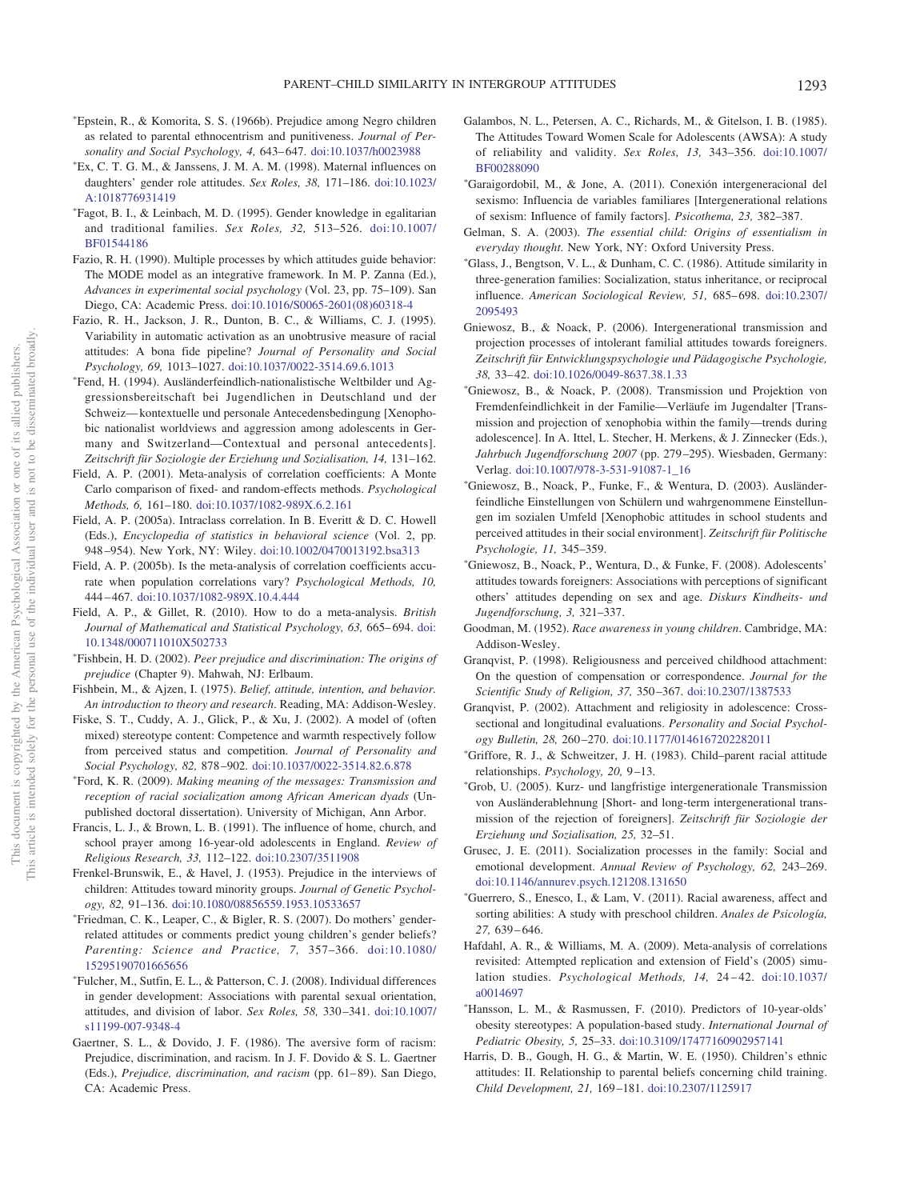*Epstein, R., & Komorita, S. S. (1966b). Prejudice among Negro children as related to parental ethnocentrism and punitiveness. *Journal of Personality and Social Psychology, 4,* 643–647. doi:10.1037/h0023988

*Ex, C. T. G. M., & Janssens, J. M. A. M. (1998). Maternal influences on daughters' gender role attitudes. *Sex Roles, 38,* 171–186. doi:10.1023/A:1018776931419

*Fagot, B. I., & Leinbach, M. D. (1995). Gender knowledge in egalitarian and traditional families. *Sex Roles, 32,* 513–526. doi:10.1007/BF01544186

Fazio, R. H. (1990). Multiple processes by which attitudes guide behavior: The MODE model as an integrative framework. In M. P. Zanna (Ed.), *Advances in experimental social psychology* (Vol. 23, pp. 75–109). San Diego, CA: Academic Press. doi:10.1016/S0065-2601(08)60318-4

Fazio, R. H., Jackson, J. R., Dunton, B. C., & Williams, C. J. (1995). Variability in automatic activation as an unobtrusive measure of racial attitudes: A bona fide pipeline? *Journal of Personality and Social Psychology, 69,* 1013–1027. doi:10.1037/0022-3514.69.6.1013

*Fend, H. (1994). Ausländerfeindlich-nationalistische Weltbilder und Aggressionsbereitschaft bei Jugendlichen in Deutschland und der Schweiz—kontextuelle und personale Antecedensbedingung [Xenophobic nationalist worldviews and aggression among adolescents in Germany and Switzerland—Contextual and personal antecedents]. *Zeitschrift für Soziologie der Erziehung und Sozialisation, 14,* 131–162.

Field, A. P. (2001). Meta-analysis of correlation coefficients: A Monte Carlo comparison of fixed- and random-effects methods. *Psychological Methods, 6,* 161–180. doi:10.1037/1082-989X.6.2.161

Field, A. P. (2005a). Intraclass correlation. In B. Everitt & D. C. Howell (Eds.), *Encyclopedia of statistics in behavioral science* (Vol. 2, pp. 948–954). New York, NY: Wiley. doi:10.1002/0470013192.bsa313

Field, A. P. (2005b). Is the meta-analysis of correlation coefficients accurate when population correlations vary? *Psychological Methods, 10,* 444–467. doi:10.1037/1082-989X.10.4.444

Field, A. P., & Gillet, R. (2010). How to do a meta-analysis. *British Journal of Mathematical and Statistical Psychology, 63,* 665–694. doi:10.1348/000711010X502733

*Fishbein, H. D. (2002). *Peer prejudice and discrimination: The origins of prejudice* (Chapter 9). Mahwah, NJ: Erlbaum.

Fishbein, M., & Ajzen, I. (1975). *Belief, attitude, intention, and behavior. An introduction to theory and research*. Reading, MA: Addison-Wesley.

Fiske, S. T., Cuddy, A. J., Glick, P., & Xu, J. (2002). A model of (often mixed) stereotype content: Competence and warmth respectively follow from perceived status and competition. *Journal of Personality and Social Psychology, 82,* 878–902. doi:10.1037/0022-3514.82.6.878

*Ford, K. R. (2009). *Making meaning of the messages: Transmission and reception of racial socialization among African American dyads* (Unpublished doctoral dissertation). University of Michigan, Ann Arbor.

Francis, L. J., & Brown, L. B. (1991). The influence of home, church, and school prayer among 16-year-old adolescents in England. *Review of Religious Research, 33,* 112–122. doi:10.2307/3511908

Frenkel-Brunswik, E., & Havel, J. (1953). Prejudice in the interviews of children: Attitudes toward minority groups. *Journal of Genetic Psychology, 82,* 91–136. doi:10.1080/08856559.1953.10533657

*Friedman, C. K., Leaper, C., & Bigler, R. S. (2007). Do mothers' gender-related attitudes or comments predict young children's gender beliefs? *Parenting: Science and Practice, 7,* 357–366. doi:10.1080/15295190701665656

*Fulcher, M., Sutfin, E. L., & Patterson, C. J. (2008). Individual differences in gender development: Associations with parental sexual orientation, attitudes, and division of labor. *Sex Roles, 58,* 330–341. doi:10.1007/s11199-007-9348-4

Gaertner, S. L., & Dovido, J. F. (1986). The aversive form of racism: Prejudice, discrimination, and racism. In J. F. Dovido & S. L. Gaertner (Eds.), *Prejudice, discrimination, and racism* (pp. 61–89). San Diego, CA: Academic Press.

Galambos, N. L., Petersen, A. C., Richards, M., & Gitelson, I. B. (1985). The Attitudes Toward Women Scale for Adolescents (AWSA): A study of reliability and validity. *Sex Roles, 13,* 343–356. doi:10.1007/BF00288090

*Garaigordobil, M., & Jone, A. (2011). Conexión intergeneracional del sexismo: Influencia de variables familiares [Intergenerational relations of sexism: Influence of family factors]. *Psicothema, 23,* 382–387.

Gelman, S. A. (2003). *The essential child: Origins of essentialism in everyday thought*. New York, NY: Oxford University Press.

*Glass, J., Bengtson, V. L., & Dunham, C. C. (1986). Attitude similarity in three-generation families: Socialization, status inheritance, or reciprocal influence. *American Sociological Review, 51,* 685–698. doi:10.2307/2095493

Gniewosz, B., & Noack, P. (2006). Intergenerational transmission and projection processes of intolerant familial attitudes towards foreigners. *Zeitschrift für Entwicklungspsychologie und Pädagogische Psychologie, 38,* 33–42. doi:10.1026/0049-8637.38.1.33

*Gniewosz, B., & Noack, P. (2008). Transmission und Projektion von Fremdenfeindlichkeit in der Familie—Verläufe im Jugendalter [Transmission and projection of xenophobia within the family—trends during adolescence]. In A. Ittel, L. Stecher, H. Merkens, & J. Zinnecker (Eds.), *Jahrbuch Jugendforschung 2007* (pp. 279–295). Wiesbaden, Germany: Verlag. doi:10.1007/978-3-531-91087-1_16

*Gniewosz, B., Noack, P., Funke, F., & Wentura, D. (2003). Ausländerfeindliche Einstellungen von Schülern und wahrgenommene Einstellungen im sozialen Umfeld [Xenophobic attitudes in school students and perceived attitudes in their social environment]. *Zeitschrift für Politische Psychologie, 11,* 345–359.

*Gniewosz, B., Noack, P., Wentura, D., & Funke, F. (2008). Adolescents' attitudes towards foreigners: Associations with perceptions of significant others' attitudes depending on sex and age. *Diskurs Kindheits- und Jugendforschung, 3,* 321–337.

Goodman, M. (1952). *Race awareness in young children*. Cambridge, MA: Addison-Wesley.

Granqvist, P. (1998). Religiousness and perceived childhood attachment: On the question of compensation or correspondence. *Journal for the Scientific Study of Religion, 37,* 350–367. doi:10.2307/1387533

Granqvist, P. (2002). Attachment and religiosity in adolescence: Cross-sectional and longitudinal evaluations. *Personality and Social Psychology Bulletin, 28,* 260–270. doi:10.1177/0146167202282011

*Griffore, R. J., & Schweitzer, J. H. (1983). Child–parent racial attitude relationships. *Psychology, 20,* 9–13.

*Grob, U. (2005). Kurz- und langfristige intergenerationale Transmission von Ausländerablehnung [Short- and long-term intergenerational transmission of the rejection of foreigners]. *Zeitschrift für Soziologie der Erziehung und Sozialisation, 25,* 32–51.

Grusec, J. E. (2011). Socialization processes in the family: Social and emotional development. *Annual Review of Psychology, 62,* 243–269. doi:10.1146/annurev.psych.121208.131650

*Guerrero, S., Enesco, I., & Lam, V. (2011). Racial awareness, affect and sorting abilities: A study with preschool children. *Anales de Psicología, 27,* 639–646.

Hafdahl, A. R., & Williams, M. A. (2009). Meta-analysis of correlations revisited: Attempted replication and extension of Field's (2005) simulation studies. *Psychological Methods, 14,* 24–42. doi:10.1037/a0014697

*Hansson, L. M., & Rasmussen, F. (2010). Predictors of 10-year-olds' obesity stereotypes: A population-based study. *International Journal of Pediatric Obesity, 5,* 25–33. doi:10.3109/17477160902957141

Harris, D. B., Gough, H. G., & Martin, W. E. (1950). Children's ethnic attitudes: II. Relationship to parental beliefs concerning child training. *Child Development, 21,* 169–181. doi:10.2307/1125917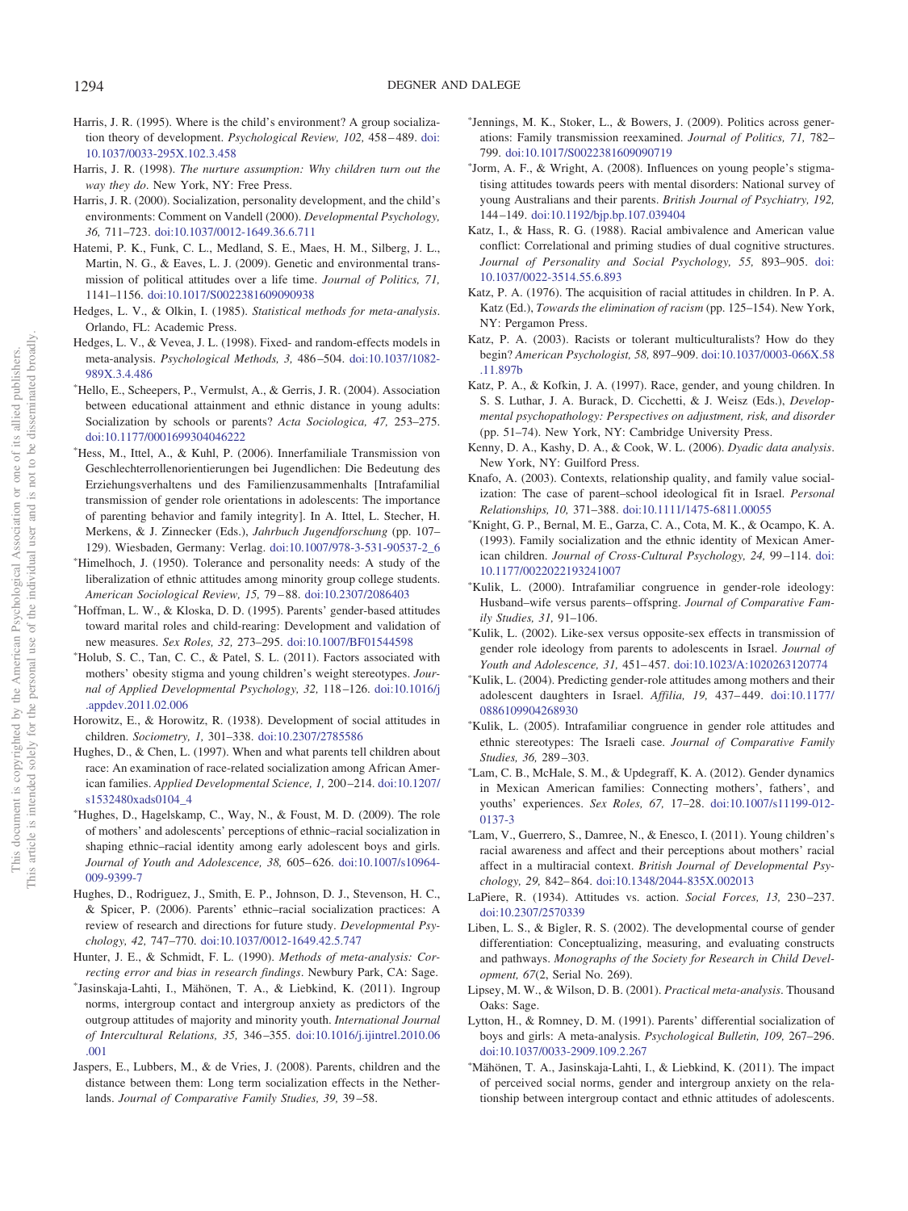Harris, J. R. (1995). Where is the child's environment? A group socialization theory of development. *Psychological Review, 102,* 458–489. doi:10.1037/0033-295X.102.3.458

Harris, J. R. (1998). *The nurture assumption: Why children turn out the way they do*. New York, NY: Free Press.

Harris, J. R. (2000). Socialization, personality development, and the child's environments: Comment on Vandell (2000). *Developmental Psychology, 36,* 711–723. doi:10.1037/0012-1649.36.6.711

Hatemi, P. K., Funk, C. L., Medland, S. E., Maes, H. M., Silberg, J. L., Martin, N. G., & Eaves, L. J. (2009). Genetic and environmental transmission of political attitudes over a life time. *Journal of Politics, 71,* 1141–1156. doi:10.1017/S0022381609090938

Hedges, L. V., & Olkin, I. (1985). *Statistical methods for meta-analysis*. Orlando, FL: Academic Press.

Hedges, L. V., & Vevea, J. L. (1998). Fixed- and random-effects models in meta-analysis. *Psychological Methods, 3,* 486–504. doi:10.1037/1082-989X.3.4.486

*Hello, E., Scheepers, P., Vermulst, A., & Gerris, J. R. (2004). Association between educational attainment and ethnic distance in young adults: Socialization by schools or parents? *Acta Sociologica, 47,* 253–275. doi:10.1177/0001699304046222

*Hess, M., Ittel, A., & Kuhl, P. (2006). Innerfamiliale Transmission von Geschlechterrollenorientierungen bei Jugendlichen: Die Bedeutung des Erziehungsverhaltens und des Familienzusammenhalts [Intrafamilial transmission of gender role orientations in adolescents: The importance of parenting behavior and family integrity]. In A. Ittel, L. Stecher, H. Merkens, & J. Zinnecker (Eds.), *Jahrbuch Jugendforschung* (pp. 107–129). Wiesbaden, Germany: Verlag. doi:10.1007/978-3-531-90537-2_6

*Himelhoch, J. (1950). Tolerance and personality needs: A study of the liberalization of ethnic attitudes among minority group college students. *American Sociological Review, 15,* 79–88. doi:10.2307/2086403

*Hoffman, L. W., & Kloska, D. D. (1995). Parents' gender-based attitudes toward marital roles and child-rearing: Development and validation of new measures. *Sex Roles, 32,* 273–295. doi:10.1007/BF01544598

*Holub, S. C., Tan, C. C., & Patel, S. L. (2011). Factors associated with mothers' obesity stigma and young children's weight stereotypes. *Journal of Applied Developmental Psychology, 32,* 118–126. doi:10.1016/j.appdev.2011.02.006

Horowitz, E., & Horowitz, R. (1938). Development of social attitudes in children. *Sociometry, 1,* 301–338. doi:10.2307/2785586

Hughes, D., & Chen, L. (1997). When and what parents tell children about race: An examination of race-related socialization among African American families. *Applied Developmental Science, 1,* 200–214. doi:10.1207/s1532480xads0104_4

*Hughes, D., Hagelskamp, C., Way, N., & Foust, M. D. (2009). The role of mothers' and adolescents' perceptions of ethnic–racial socialization in shaping ethnic–racial identity among early adolescent boys and girls. *Journal of Youth and Adolescence, 38,* 605–626. doi:10.1007/s10964-009-9399-7

Hughes, D., Rodriguez, J., Smith, E. P., Johnson, D. J., Stevenson, H. C., & Spicer, P. (2006). Parents' ethnic–racial socialization practices: A review of research and directions for future study. *Developmental Psychology, 42,* 747–770. doi:10.1037/0012-1649.42.5.747

Hunter, J. E., & Schmidt, F. L. (1990). *Methods of meta-analysis: Correcting error and bias in research findings*. Newbury Park, CA: Sage.

*Jasinskaja-Lahti, I., Mähönen, T. A., & Liebkind, K. (2011). Ingroup norms, intergroup contact and intergroup anxiety as predictors of the outgroup attitudes of majority and minority youth. *International Journal of Intercultural Relations, 35,* 346–355. doi:10.1016/j.ijintrel.2010.06.001

Jaspers, E., Lubbers, M., & de Vries, J. (2008). Parents, children and the distance between them: Long term socialization effects in the Netherlands. *Journal of Comparative Family Studies, 39,* 39–58.

*Jennings, M. K., Stoker, L., & Bowers, J. (2009). Politics across generations: Family transmission reexamined. *Journal of Politics, 71,* 782–799. doi:10.1017/S0022381609090719

*Jorm, A. F., & Wright, A. (2008). Influences on young people's stigmatising attitudes towards peers with mental disorders: National survey of young Australians and their parents. *British Journal of Psychiatry, 192,* 144–149. doi:10.1192/bjp.bp.107.039404

Katz, I., & Hass, R. G. (1988). Racial ambivalence and American value conflict: Correlational and priming studies of dual cognitive structures. *Journal of Personality and Social Psychology, 55,* 893–905. doi:10.1037/0022-3514.55.6.893

Katz, P. A. (1976). The acquisition of racial attitudes in children. In P. A. Katz (Ed.), *Towards the elimination of racism* (pp. 125–154). New York, NY: Pergamon Press.

Katz, P. A. (2003). Racists or tolerant multiculturalists? How do they begin? *American Psychologist, 58,* 897–909. doi:10.1037/0003-066X.58.11.897b

Katz, P. A., & Kofkin, J. A. (1997). Race, gender, and young children. In S. S. Luthar, J. A. Burack, D. Cicchetti, & J. Weisz (Eds.), *Developmental psychopathology: Perspectives on adjustment, risk, and disorder* (pp. 51–74). New York, NY: Cambridge University Press.

Kenny, D. A., Kashy, D. A., & Cook, W. L. (2006). *Dyadic data analysis*. New York, NY: Guilford Press.

Knafo, A. (2003). Contexts, relationship quality, and family value socialization: The case of parent–school ideological fit in Israel. *Personal Relationships, 10,* 371–388. doi:10.1111/1475-6811.00055

*Knight, G. P., Bernal, M. E., Garza, C. A., Cota, M. K., & Ocampo, K. A. (1993). Family socialization and the ethnic identity of Mexican American children. *Journal of Cross-Cultural Psychology, 24,* 99–114. doi:10.1177/0022022193241007

*Kulik, L. (2000). Intrafamiliar congruence in gender-role ideology: Husband–wife versus parents–offspring. *Journal of Comparative Family Studies, 31,* 91–106.

*Kulik, L. (2002). Like-sex versus opposite-sex effects in transmission of gender role ideology from parents to adolescents in Israel. *Journal of Youth and Adolescence, 31,* 451–457. doi:10.1023/A:1020263120774

*Kulik, L. (2004). Predicting gender-role attitudes among mothers and their adolescent daughters in Israel. *Affilia, 19,* 437–449. doi:10.1177/0886109904268930

*Kulik, L. (2005). Intrafamiliar congruence in gender role attitudes and ethnic stereotypes: The Israeli case. *Journal of Comparative Family Studies, 36,* 289–303.

*Lam, C. B., McHale, S. M., & Updegraff, K. A. (2012). Gender dynamics in Mexican American families: Connecting mothers', fathers', and youths' experiences. *Sex Roles, 67,* 17–28. doi:10.1007/s11199-012-0137-3

*Lam, V., Guerrero, S., Damree, N., & Enesco, I. (2011). Young children's racial awareness and affect and their perceptions about mothers' racial affect in a multiracial context. *British Journal of Developmental Psychology, 29,* 842–864. doi:10.1348/2044-835X.002013

LaPiere, R. (1934). Attitudes vs. action. *Social Forces, 13,* 230–237. doi:10.2307/2570339

Liben, L. S., & Bigler, R. S. (2002). The developmental course of gender differentiation: Conceptualizing, measuring, and evaluating constructs and pathways. *Monographs of the Society for Research in Child Development, 67*(2, Serial No. 269).

Lipsey, M. W., & Wilson, D. B. (2001). *Practical meta-analysis*. Thousand Oaks: Sage.

Lytton, H., & Romney, D. M. (1991). Parents' differential socialization of boys and girls: A meta-analysis. *Psychological Bulletin, 109,* 267–296. doi:10.1037/0033-2909.109.2.267

*Mähönen, T. A., Jasinskaja-Lahti, I., & Liebkind, K. (2011). The impact of perceived social norms, gender and intergroup anxiety on the relationship between intergroup contact and ethnic attitudes of adolescents.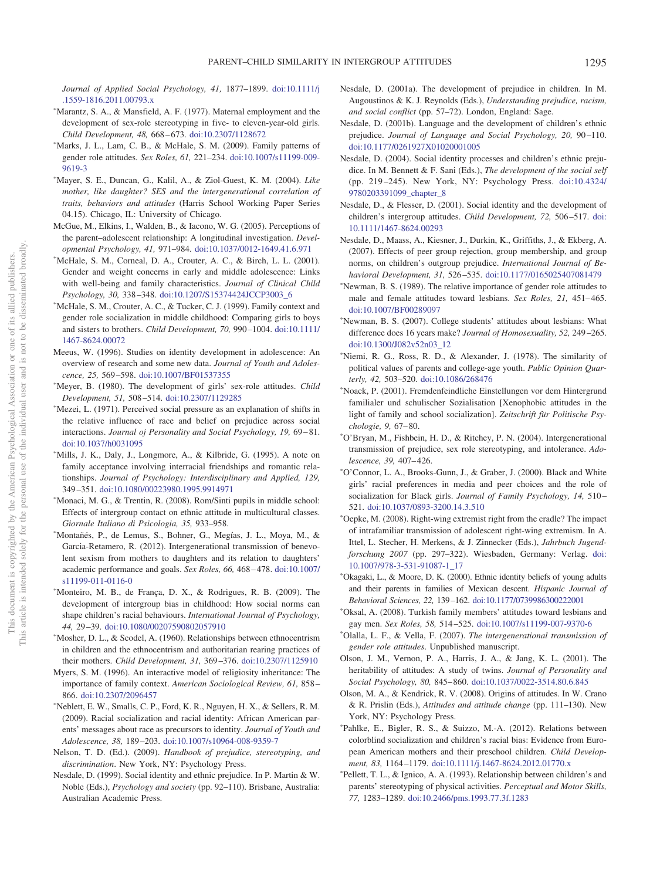*Journal of Applied Social Psychology, 41,* 1877–1899. doi:10.1111/j.1559-1816.2011.00793.x

*Marantz, S. A., & Mansfield, A. F. (1977). Maternal employment and the development of sex-role stereotyping in five- to eleven-year-old girls. *Child Development, 48,* 668–673. doi:10.2307/1128672

*Marks, J. L., Lam, C. B., & McHale, S. M. (2009). Family patterns of gender role attitudes. *Sex Roles, 61,* 221–234. doi:10.1007/s11199-009-9619-3

*Mayer, S. E., Duncan, G., Kalil, A., & Ziol-Guest, K. M. (2004). *Like mother, like daughter? SES and the intergenerational correlation of traits, behaviors and attitudes* (Harris School Working Paper Series 04.15). Chicago, IL: University of Chicago.

McGue, M., Elkins, I., Walden, B., & Iacono, W. G. (2005). Perceptions of the parent–adolescent relationship: A longitudinal investigation. *Developmental Psychology, 41,* 971–984. doi:10.1037/0012-1649.41.6.971

*McHale, S. M., Corneal, D. A., Crouter, A. C., & Birch, L. L. (2001). Gender and weight concerns in early and middle adolescence: Links with well-being and family characteristics. *Journal of Clinical Child Psychology, 30,* 338–348. doi:10.1207/S15374424JCCP3003_6

*McHale, S. M., Crouter, A. C., & Tucker, C. J. (1999). Family context and gender role socialization in middle childhood: Comparing girls to boys and sisters to brothers. *Child Development, 70,* 990–1004. doi:10.1111/1467-8624.00072

Meeus, W. (1996). Studies on identity development in adolescence: An overview of research and some new data. *Journal of Youth and Adolescence, 25,* 569–598. doi:10.1007/BF01537355

*Meyer, B. (1980). The development of girls' sex-role attitudes. *Child Development, 51,* 508–514. doi:10.2307/1129285

*Mezei, L. (1971). Perceived social pressure as an explanation of shifts in the relative influence of race and belief on prejudice across social interactions. *Journal oj Personality and Social Psychology, 19,* 69–81. doi:10.1037/h0031095

*Mills, J. K., Daly, J., Longmore, A., & Kilbride, G. (1995). A note on family acceptance involving interracial friendships and romantic relationships. *Journal of Psychology: Interdisciplinary and Applied, 129,* 349–351. doi:10.1080/00223980.1995.9914971

*Monaci, M. G., & Trentin, R. (2008). Rom/Sinti pupils in middle school: Effects of intergroup contact on ethnic attitude in multicultural classes. *Giornale Italiano di Psicologia, 35,* 933–958.

*Montañés, P., de Lemus, S., Bohner, G., Megías, J. L., Moya, M., & Garcia-Retamero, R. (2012). Intergenerational transmission of benevolent sexism from mothers to daughters and its relation to daughters' academic performance and goals. *Sex Roles, 66,* 468–478. doi:10.1007/s11199-011-0116-0

*Monteiro, M. B., de França, D. X., & Rodrigues, R. B. (2009). The development of intergroup bias in childhood: How social norms can shape children's racial behaviours. *International Journal of Psychology, 44,* 29–39. doi:10.1080/00207590802057910

*Mosher, D. L., & Scodel, A. (1960). Relationships between ethnocentrism in children and the ethnocentrism and authoritarian rearing practices of their mothers. *Child Development, 31,* 369–376. doi:10.2307/1125910

Myers, S. M. (1996). An interactive model of religiosity inheritance: The importance of family context. *American Sociological Review, 61,* 858–866. doi:10.2307/2096457

*Neblett, E. W., Smalls, C. P., Ford, K. R., Nguyen, H. X., & Sellers, R. M. (2009). Racial socialization and racial identity: African American parents' messages about race as precursors to identity. *Journal of Youth and Adolescence, 38,* 189–203. doi:10.1007/s10964-008-9359-7

Nelson, T. D. (Ed.). (2009). *Handbook of prejudice, stereotyping, and discrimination*. New York, NY: Psychology Press.

Nesdale, D. (1999). Social identity and ethnic prejudice. In P. Martin & W. Noble (Eds.), *Psychology and society* (pp. 92–110). Brisbane, Australia: Australian Academic Press.

Nesdale, D. (2001a). The development of prejudice in children. In M. Augoustinos & K. J. Reynolds (Eds.), *Understanding prejudice, racism, and social conflict* (pp. 57–72). London, England: Sage.

Nesdale, D. (2001b). Language and the development of children's ethnic prejudice. *Journal of Language and Social Psychology, 20,* 90–110. doi:10.1177/0261927X01020001005

Nesdale, D. (2004). Social identity processes and children's ethnic prejudice. In M. Bennett & F. Sani (Eds.), *The development of the social self* (pp. 219–245). New York, NY: Psychology Press. doi:10.4324/9780203391099_chapter_8

Nesdale, D., & Flesser, D. (2001). Social identity and the development of children's intergroup attitudes. *Child Development, 72,* 506–517. doi:10.1111/1467-8624.00293

Nesdale, D., Maass, A., Kiesner, J., Durkin, K., Griffiths, J., & Ekberg, A. (2007). Effects of peer group rejection, group membership, and group norms, on children's outgroup prejudice. *International Journal of Behavioral Development, 31,* 526–535. doi:10.1177/0165025407081479

*Newman, B. S. (1989). The relative importance of gender role attitudes to male and female attitudes toward lesbians. *Sex Roles, 21,* 451–465. doi:10.1007/BF00289097

*Newman, B. S. (2007). College students' attitudes about lesbians: What difference does 16 years make? *Journal of Homosexuality, 52,* 249–265. doi:10.1300/J082v52n03_12

*Niemi, R. G., Ross, R. D., & Alexander, J. (1978). The similarity of political values of parents and college-age youth. *Public Opinion Quarterly, 42,* 503–520. doi:10.1086/268476

*Noack, P. (2001). Fremdenfeindliche Einstellungen vor dem Hintergrund familialer und schulischer Sozialisation [Xenophobic attitudes in the light of family and school socialization]. *Zeitschrift für Politische Psychologie, 9,* 67–80.

*O'Bryan, M., Fishbein, H. D., & Ritchey, P. N. (2004). Intergenerational transmission of prejudice, sex role stereotyping, and intolerance. *Adolescence, 39,* 407–426.

*O'Connor, L. A., Brooks-Gunn, J., & Graber, J. (2000). Black and White girls' racial preferences in media and peer choices and the role of socialization for Black girls. *Journal of Family Psychology, 14,* 510–521. doi:10.1037/0893-3200.14.3.510

*Oepke, M. (2008). Right-wing extremist right from the cradle? The impact of intrafamiliar transmission of adolescent right-wing extremism. In A. Ittel, L. Stecher, H. Merkens, & J. Zinnecker (Eds.), *Jahrbuch Jugendforschung 2007* (pp. 297–322). Wiesbaden, Germany: Verlag. doi:10.1007/978-3-531-91087-1_17

*Okagaki, L., & Moore, D. K. (2000). Ethnic identity beliefs of young adults and their parents in families of Mexican descent. *Hispanic Journal of Behavioral Sciences, 22,* 139–162. doi:10.1177/0739986300222001

*Oksal, A. (2008). Turkish family members' attitudes toward lesbians and gay men. *Sex Roles, 58,* 514–525. doi:10.1007/s11199-007-9370-6

*Olalla, L. F., & Vella, F. (2007). *The intergenerational transmission of gender role attitudes*. Unpublished manuscript.

Olson, J. M., Vernon, P. A., Harris, J. A., & Jang, K. L. (2001). The heritability of attitudes: A study of twins. *Journal of Personality and Social Psychology, 80,* 845–860. doi:10.1037/0022-3514.80.6.845

Olson, M. A., & Kendrick, R. V. (2008). Origins of attitudes. In W. Crano & R. Prislin (Eds.), *Attitudes and attitude change* (pp. 111–130). New York, NY: Psychology Press.

*Pahlke, E., Bigler, R. S., & Suizzo, M.-A. (2012). Relations between colorblind socialization and children's racial bias: Evidence from European American mothers and their preschool children. *Child Development, 83,* 1164–1179. doi:10.1111/j.1467-8624.2012.01770.x

*Pellett, T. L., & Ignico, A. A. (1993). Relationship between children's and parents' stereotyping of physical activities. *Perceptual and Motor Skills, 77,* 1283–1289. doi:10.2466/pms.1993.77.3f.1283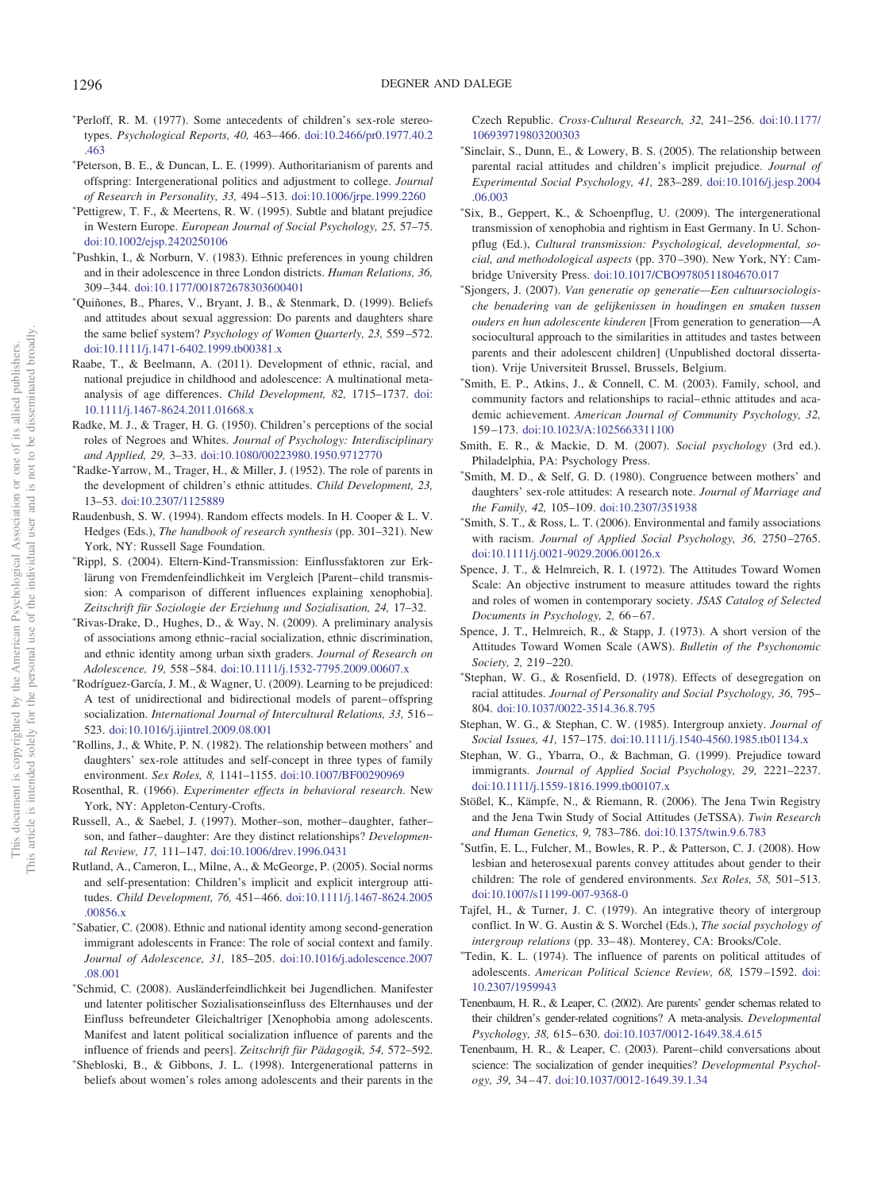*Perloff, R. M. (1977). Some antecedents of children's sex-role stereotypes. *Psychological Reports, 40,* 463–466. doi:10.2466/pr0.1977.40.2.463

*Peterson, B. E., & Duncan, L. E. (1999). Authoritarianism of parents and offspring: Intergenerational politics and adjustment to college. *Journal of Research in Personality, 33,* 494–513. doi:10.1006/jrpe.1999.2260

*Pettigrew, T. F., & Meertens, R. W. (1995). Subtle and blatant prejudice in Western Europe. *European Journal of Social Psychology, 25,* 57–75. doi:10.1002/ejsp.2420250106

*Pushkin, I., & Norburn, V. (1983). Ethnic preferences in young children and in their adolescence in three London districts. *Human Relations, 36,* 309–344. doi:10.1177/001872678303600401

*Quiñones, B., Phares, V., Bryant, J. B., & Stenmark, D. (1999). Beliefs and attitudes about sexual aggression: Do parents and daughters share the same belief system? *Psychology of Women Quarterly, 23,* 559–572. doi:10.1111/j.1471-6402.1999.tb00381.x

Raabe, T., & Beelmann, A. (2011). Development of ethnic, racial, and national prejudice in childhood and adolescence: A multinational meta-analysis of age differences. *Child Development, 82,* 1715–1737. doi:10.1111/j.1467-8624.2011.01668.x

Radke, M. J., & Trager, H. G. (1950). Children's perceptions of the social roles of Negroes and Whites. *Journal of Psychology: Interdisciplinary and Applied, 29,* 3–33. doi:10.1080/00223980.1950.9712770

*Radke-Yarrow, M., Trager, H., & Miller, J. (1952). The role of parents in the development of children's ethnic attitudes. *Child Development, 23,* 13–53. doi:10.2307/1125889

Raudenbush, S. W. (1994). Random effects models. In H. Cooper & L. V. Hedges (Eds.), *The handbook of research synthesis* (pp. 301–321). New York, NY: Russell Sage Foundation.

*Rippl, S. (2004). Eltern-Kind-Transmission: Einflussfaktoren zur Erklärung von Fremdenfeindlichkeit im Vergleich [Parent–child transmission: A comparison of different influences explaining xenophobia]. *Zeitschrift für Soziologie der Erziehung und Sozialisation, 24,* 17–32.

*Rivas-Drake, D., Hughes, D., & Way, N. (2009). A preliminary analysis of associations among ethnic–racial socialization, ethnic discrimination, and ethnic identity among urban sixth graders. *Journal of Research on Adolescence, 19,* 558–584. doi:10.1111/j.1532-7795.2009.00607.x

*Rodríguez-García, J. M., & Wagner, U. (2009). Learning to be prejudiced: A test of unidirectional and bidirectional models of parent–offspring socialization. *International Journal of Intercultural Relations, 33,* 516–523. doi:10.1016/j.ijintrel.2009.08.001

*Rollins, J., & White, P. N. (1982). The relationship between mothers' and daughters' sex-role attitudes and self-concept in three types of family environment. *Sex Roles, 8,* 1141–1155. doi:10.1007/BF00290969

Rosenthal, R. (1966). *Experimenter effects in behavioral research*. New York, NY: Appleton-Century-Crofts.

Russell, A., & Saebel, J. (1997). Mother–son, mother–daughter, father–son, and father–daughter: Are they distinct relationships? *Developmental Review, 17,* 111–147. doi:10.1006/drev.1996.0431

Rutland, A., Cameron, L., Milne, A., & McGeorge, P. (2005). Social norms and self-presentation: Children's implicit and explicit intergroup attitudes. *Child Development, 76,* 451–466. doi:10.1111/j.1467-8624.2005.00856.x

*Sabatier, C. (2008). Ethnic and national identity among second-generation immigrant adolescents in France: The role of social context and family. *Journal of Adolescence, 31,* 185–205. doi:10.1016/j.adolescence.2007.08.001

*Schmid, C. (2008). Ausländerfeindlichkeit bei Jugendlichen. Manifester und latenter politischer Sozialisationseinfluss des Elternhauses und der Einfluss befreundeter Gleichaltriger [Xenophobia among adolescents. Manifest and latent political socialization influence of parents and the influence of friends and peers]. *Zeitschrift für Pädagogik, 54,* 572–592.

*Shebloski, B., & Gibbons, J. L. (1998). Intergenerational patterns in beliefs about women's roles among adolescents and their parents in the Czech Republic. *Cross-Cultural Research, 32,* 241–256. doi:10.1177/106939719803200303

*Sinclair, S., Dunn, E., & Lowery, B. S. (2005). The relationship between parental racial attitudes and children's implicit prejudice. *Journal of Experimental Social Psychology, 41,* 283–289. doi:10.1016/j.jesp.2004.06.003

*Six, B., Geppert, K., & Schoenpflug, U. (2009). The intergenerational transmission of xenophobia and rightism in East Germany. In U. Schonpflug (Ed.), *Cultural transmission: Psychological, developmental, social, and methodological aspects* (pp. 370–390). New York, NY: Cambridge University Press. doi:10.1017/CBO9780511804670.017

*Sjongers, J. (2007). *Van generatie op generatie—Een cultuursociologische benadering van de gelijkenissen in houdingen en smaken tussen ouders en hun adolescente kinderen* [From generation to generation—A sociocultural approach to the similarities in attitudes and tastes between parents and their adolescent children] (Unpublished doctoral dissertation). Vrije Universiteit Brussel, Brussels, Belgium.

*Smith, E. P., Atkins, J., & Connell, C. M. (2003). Family, school, and community factors and relationships to racial–ethnic attitudes and academic achievement. *American Journal of Community Psychology, 32,* 159–173. doi:10.1023/A:1025663311100

Smith, E. R., & Mackie, D. M. (2007). *Social psychology* (3rd ed.). Philadelphia, PA: Psychology Press.

*Smith, M. D., & Self, G. D. (1980). Congruence between mothers' and daughters' sex-role attitudes: A research note. *Journal of Marriage and the Family, 42,* 105–109. doi:10.2307/351938

*Smith, S. T., & Ross, L. T. (2006). Environmental and family associations with racism. *Journal of Applied Social Psychology, 36,* 2750–2765. doi:10.1111/j.0021-9029.2006.00126.x

Spence, J. T., & Helmreich, R. I. (1972). The Attitudes Toward Women Scale: An objective instrument to measure attitudes toward the rights and roles of women in contemporary society. *JSAS Catalog of Selected Documents in Psychology, 2,* 66–67.

Spence, J. T., Helmreich, R., & Stapp, J. (1973). A short version of the Attitudes Toward Women Scale (AWS). *Bulletin of the Psychonomic Society, 2,* 219–220.

*Stephan, W. G., & Rosenfield, D. (1978). Effects of desegregation on racial attitudes. *Journal of Personality and Social Psychology, 36,* 795–804. doi:10.1037/0022-3514.36.8.795

Stephan, W. G., & Stephan, C. W. (1985). Intergroup anxiety. *Journal of Social Issues, 41,* 157–175. doi:10.1111/j.1540-4560.1985.tb01134.x

Stephan, W. G., Ybarra, O., & Bachman, G. (1999). Prejudice toward immigrants. *Journal of Applied Social Psychology, 29,* 2221–2237. doi:10.1111/j.1559-1816.1999.tb00107.x

Stößel, K., Kämpfe, N., & Riemann, R. (2006). The Jena Twin Registry and the Jena Twin Study of Social Attitudes (JeTSSA). *Twin Research and Human Genetics, 9,* 783–786. doi:10.1375/twin.9.6.783

*Sutfin, E. L., Fulcher, M., Bowles, R. P., & Patterson, C. J. (2008). How lesbian and heterosexual parents convey attitudes about gender to their children: The role of gendered environments. *Sex Roles, 58,* 501–513. doi:10.1007/s11199-007-9368-0

Tajfel, H., & Turner, J. C. (1979). An integrative theory of intergroup conflict. In W. G. Austin & S. Worchel (Eds.), *The social psychology of intergroup relations* (pp. 33–48). Monterey, CA: Brooks/Cole.

*Tedin, K. L. (1974). The influence of parents on political attitudes of adolescents. *American Political Science Review, 68,* 1579–1592. doi:10.2307/1959943

Tenenbaum, H. R., & Leaper, C. (2002). Are parents' gender schemas related to their children's gender-related cognitions? A meta-analysis. *Developmental Psychology, 38,* 615–630. doi:10.1037/0012-1649.38.4.615

Tenenbaum, H. R., & Leaper, C. (2003). Parent–child conversations about science: The socialization of gender inequities? *Developmental Psychology, 39,* 34–47. doi:10.1037/0012-1649.39.1.34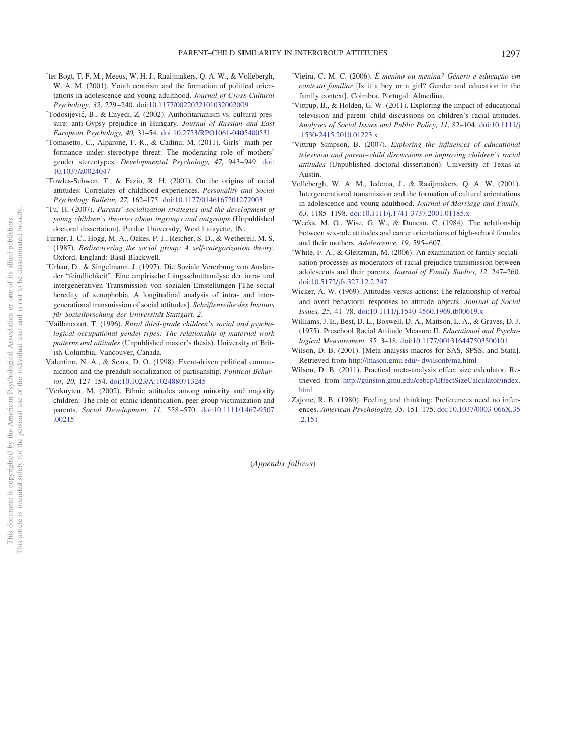*ter Bogt, T. F. M., Meeus, W. H. J., Raaijmakers, Q. A. W., & Vollebergh, W. A. M. (2001). Youth centrism and the formation of political orientations in adolescence and young adulthood. *Journal of Cross-Cultural Psychology, 32,* 229–240. doi:10.1177/0022022101032002009

*Todosijević, B., & Enyedi, Z. (2002). Authoritarianism vs. cultural pressure: anti-Gypsy prejudice in Hungary. *Journal of Russian and East European Psychology, 40,* 31–54. doi:10.2753/RPO1061-0405400531

*Tomasetto, C., Alparone, F. R., & Cadinu, M. (2011). Girls' math performance under stereotype threat: The moderating role of mothers' gender stereotypes. *Developmental Psychology, 47,* 943–949. doi:10.1037/a0024047

*Towles-Schwen, T., & Fazio, R. H. (2001). On the origins of racial attitudes: Correlates of childhood experiences. *Personality and Social Psychology Bulletin, 27,* 162–175. doi:10.1177/0146167201272003

*Tu, H. (2007). *Parents' socialization strategies and the development of young children's theories about ingroups and outgroups* (Unpublished doctoral dissertation). Purdue University, West Lafayette, IN.

Turner, J. C., Hogg, M. A., Oakes, P. J., Reicher, S. D., & Wetherell, M. S. (1987). *Rediscovering the social group: A self-categorization theory*. Oxford, England: Basil Blackwell.

*Urban, D., & Singelmann, J. (1997). Die Soziale Vererbung von Ausländer "feindlichkeit". Eine empirische Längsschnittanalyse der intra- und intergenerativen Transmission von sozialen Einstellungen [The social heredity of xenophobia. A longitudinal analysis of intra- and intergenerational transmission of social attitudes]. *Schriftenreihe des Instituts für Sozialforschung der Universität Stuttgart, 2*.

*Vaillancourt, T. (1996). *Rural third-grade children's social and psychological occupational gender-types: The relationship of maternal work patterns and attitudes* (Unpublished master's thesis). University of British Columbia, Vancouver, Canada.

Valentino, N. A., & Sears, D. O. (1998). Event-driven political communication and the preadult socialization of partisanship. *Political Behavior, 20,* 127–154. doi:10.1023/A:1024880713245

*Verkuyten, M. (2002). Ethnic attitudes among minority and majority children: The role of ethnic identification, peer group victimization and parents. *Social Development, 11,* 558–570. doi:10.1111/1467-9507.00215

*Vieira, C. M. C. (2006). *É menino ou menina? Género e educação em contexto familiar* [Is it a boy or a girl? Gender and education in the family context]. Coimbra, Portugal: Almedina.

*Vittrup, B., & Holden, G. W. (2011). Exploring the impact of educational television and parent–child discussions on children's racial attitudes. *Analyses of Social Issues and Public Policy, 11,* 82–104. doi:10.1111/j.1530-2415.2010.01223.x

*Vittrup Simpson, B. (2007). *Exploring the influences of educational television and parent–child discussions on improving children's racial attitudes* (Unpublished doctoral dissertation). University of Texas at Austin.

Vollebergh, W. A. M., Iedema, J., & Raaijmakers, Q. A. W. (2001). Intergenerational transmission and the formation of cultural orientations in adolescence and young adulthood. *Journal of Marriage and Family, 63,* 1185–1198. doi:10.1111/j.1741-3737.2001.01185.x

*Weeks, M. O., Wise, G. W., & Duncan, C. (1984). The relationship between sex-role attitudes and career orientations of high-school females and their mothers. *Adolescence, 19,* 595–607.

*White, F. A., & Gleitzman, M. (2006). An examination of family socialisation processes as moderators of racial prejudice transmission between adolescents and their parents. *Journal of Family Studies, 12,* 247–260. doi:10.5172/jfs.327.12.2.247

Wicker, A. W. (1969). Attitudes versus actions: The relationship of verbal and overt behavioral responses to attitude objects. *Journal of Social Issues, 25,* 41–78. doi:10.1111/j.1540-4560.1969.tb00619.x

Williams, J. E., Best, D. L., Boswell, D. A., Mattson, L. A., & Graves, D. J. (1975). Preschool Racial Attitude Measure II. *Educational and Psychological Measurement, 35,* 3–18. doi:10.1177/001316447503500101

Wilson, D. B. (2001). [Meta-analysis macros for SAS, SPSS, and Stata]. Retrieved from http://mason.gmu.edu/~dwilsonb/ma.html

Wilson, D. B. (2011). Practical meta-analysis effect size calculator. Retrieved from http://gunston.gmu.edu/cebcp/EffectSizeCalculator/index.html

Zajonc, R. B. (1980). Feeling and thinking: Preferences need no inferences. *American Psychologist, 35,* 151–175. doi:10.1037/0003-066X.35.2.151

(*Appendix follows*)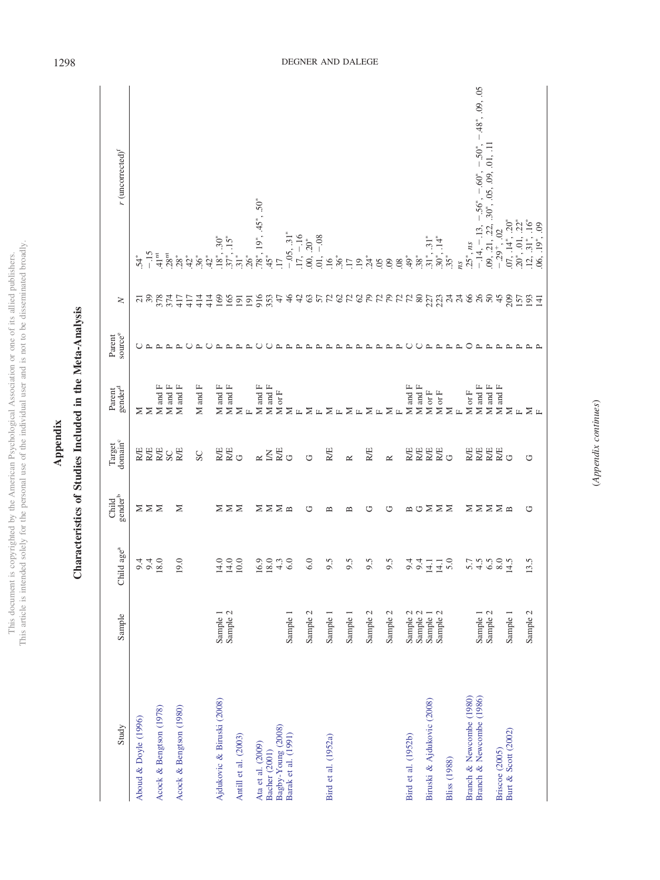# Appendix

## Characteristics of Studies Included in the Meta-Analysis

| Study | Sample | Child age[a] | Child gender[b] | Target domain[c] | Parent gender[d] | Parent source[e] | N | r (uncorrected)[f] |
|---|---|---|---|---|---|---|---|---|
| Aboud & Doyle (1996) | | 9.4 | M | R/E | M | C | 21 | .54* |
| | | 9.4 | M | R/E | M | P | 39 | −.15 |
| Acock & Bengtson (1978) | | 18.0 | M | R/E | M and F | P | 378 | .41[nt] |
| | | | | SC | M and F | P | 374 | .28[nt] |
| Acock & Bengtson (1980) | | 19.0 | M | R/E | M and F | P | 417 | .28* |
| | | | | | | C | 417 | .42* |
| | | | | SC | M and F | P | 414 | .36* |
| | | | | | | C | 414 | .42* |
| Ajdukovic & Biruski (2008) | Sample 1 | 14.0 | M | R/E | M and F | P | 169 | .18*, .30* |
| | Sample 2 | 14.0 | M | R/E | M and F | P | 165 | .37*, .15* |
| Antill et al. (2003) | | 10.0 | M | G | M | P | 191 | .31* |
| | | | | | F | P | 191 | .26* |
| Ata et al. (2009) | | 16.9 | M | R | M and F | C | 916 | .78*, .19*, .45*, .50* |
| Bacher (2001) | | 18.0 | M | I/N | M and F | C | 353 | .45* |
| Bagby-Young (2008) | | 4.3 | M | R/E | M or F | P | 47 | .17 |
| Barak et al. (1991) | Sample 1 | 6.0 | B | G | M | P | 46 | −.05, .31* |
| | | | | | F | P | 42 | .17, −.16 |
| | Sample 2 | 6.0 | G | G | M | P | 63 | .00, .20* |
| | | | | | F | P | 57 | .01, −.08 |
| Bird et al. (1952a) | Sample 1 | 9.5 | B | R/E | M | P | 72 | .16 |
| | | | | | F | P | 62 | .36* |
| | Sample 1 | 9.5 | B | R | M | P | 72 | .17 |
| | | | | | F | P | 62 | .19 |
| | Sample 2 | 9.5 | G | R/E | M | P | 79 | .24* |
| | | | | | F | P | 72 | .05 |
| | Sample 2 | 9.5 | G | R | M | P | 79 | .09 |
| | | | | | F | P | 72 | .08 |
| Bird et al. (1952b) | Sample 2 | 9.4 | B | R/E | M and F | C | 72 | .49* |
| | Sample 2 | 9.4 | G | R/E | M and F | C | 80 | .38* |
| Biruski & Ajdukovic (2008) | Sample 1 | 14.1 | M | R/E | M or F | P | 227 | .31*, .31* |
| | Sample 2 | 14.1 | M | R/E | M or F | P | 223 | .30*, .14* |
| Bliss (1988) | | 5.0 | M | G | M | P | 24 | .35* |
| | | | | | F | P | 24 | *ns* |
| Branch & Newcombe (1980) | | 5.7 | M | R/E | M or F | O | 66 | .25*, *ns* |
| Branch & Newcombe (1986) | Sample 1 | 4.5 | M | R/E | M and F | P | 26 | −.14, −.13, −.56*, −.60*, −.50*, −.48*, .09, .05 |
| | Sample 2 | 6.5 | M | R/E | M and F | P | 50 | .09, .21, .22, .30*, .05, .09, .01, .11 |
| Briscoe (2005) | | 8.0 | M | R/E | M and F | P | 45 | −.29+, .02 |
| Burt & Scott (2002) | Sample 1 | 14.5 | B | G | M | P | 209 | .07, .14*, .20* |
| | | | | | F | P | 157 | .20*, .01, .22* |
| | Sample 2 | 13.5 | G | G | M | P | 193 | .12, .31*, .16* |
| | | | | | F | P | 141 | .06, .19*, .09 |

*(Appendix continues)*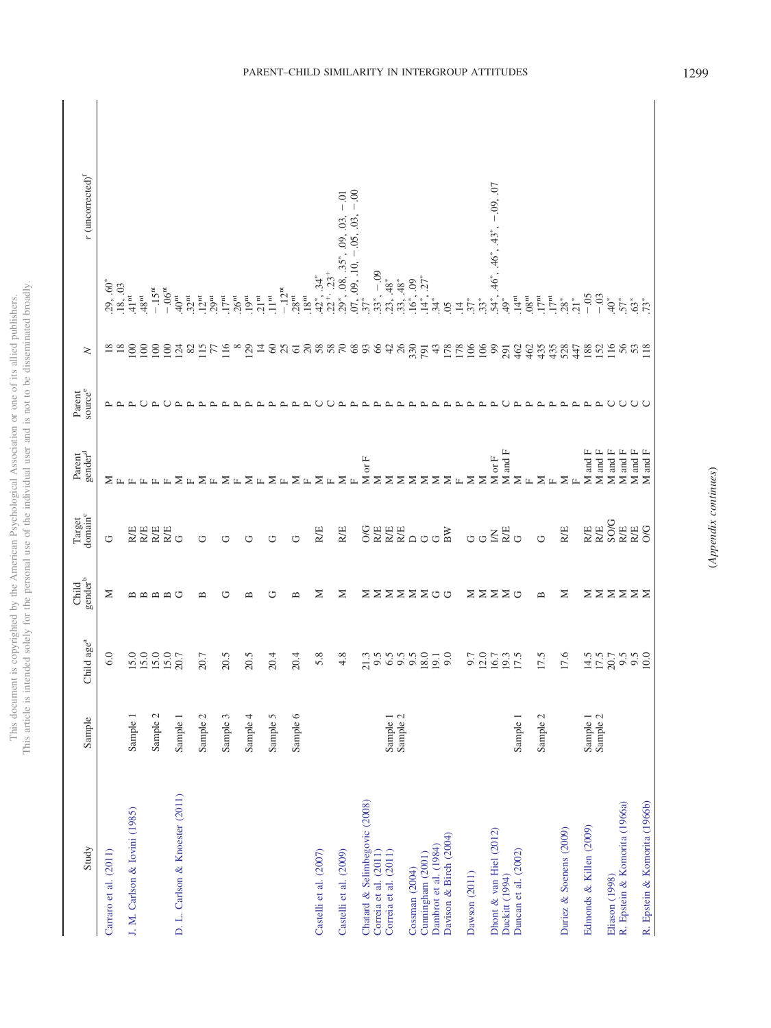| Study | Sample | Child age[a] | Child gender[b] | Target domain[c] | Parent gender[d] | Parent source[e] | N | r (uncorrected)[f] |
|---|---|---|---|---|---|---|---|---|
| Carraro et al. (2011) | | 6.0 | M | G | M | P | 18 | .29, .60* |
| | | | | | F | P | 18 | .18, .03 |
| J. M. Carlson & Iovini (1985) | Sample 1 | 15.0 | B | R/E | F | P | 100 | .41[nt] |
| | | 15.0 | B | R/E | F | P | 100 | .48[nt] |
| | Sample 2 | 15.0 | B | R/E | F | C | 100 | −.15[nt] |
| | | 15.0 | B | R/E | F | C | 100 | −.06[nt] |
| D. L. Carlson & Knoester (2011) | Sample 1 | 20.7 | G | G | M | P | 124 | .40[nt] |
| | | | | | F | P | 82 | .32[nt] |
| | Sample 2 | 20.7 | B | G | M | P | 115 | .12[nt] |
| | | | | | F | P | 77 | .29[nt] |
| | Sample 3 | 20.5 | G | G | M | P | 116 | .17[nt] |
| | | | | | F | P | 8 | .26[nt] |
| | Sample 4 | 20.5 | B | G | M | P | 129 | .19[nt] |
| | | | | | F | P | 14 | .21[nt] |
| | Sample 5 | 20.4 | G | G | M | P | 60 | .11[nt] |
| | | | | | F | P | 25 | −.12[nt] |
| | Sample 6 | 20.4 | B | G | M | P | 61 | .28[nt] |
| | | | | | F | P | 20 | .18[nt] |
| Castelli et al. (2007) | | 5.8 | M | R/E | M | C | 58 | .42*, .34* |
| | | | | | F | C | 58 | .22+, .23+ |
| Castelli et al. (2009) | | 4.8 | M | R/E | M | P | 70 | .29*, .08, .35*, .09, .03, −.01 |
| | | | | | F | P | 68 | .07, .09, .10, −.05, .03, −.00 |
| Chatard & Selimbegovic (2008) | | 21.3 | M | O/G | M or F | P | 93 | .37* |
| Correia et al. (2011) | Sample 1 | 9.5 | M | R/E | M | P | 66 | .33*, −.09 |
| Correia et al. (2011) | Sample 2 | 6.5 | M | R/E | M | P | 42 | .23, .48* |
| | | 9.5 | M | R/E | M | P | 26 | .33, .48* |
| Cossman (2004) | | 9.5 | M | D | M | P | 330 | .16*, .09 |
| Cunningham (2001) | | 18.0 | M | G | M | P | 791 | .14*, .27* |
| Dambrot et al. (1984) | | 19.1 | G | G | M | P | 43 | .34* |
| Davison & Birch (2004) | | 9.0 | G | BW | M | P | 178 | .05 |
| | | | | | F | P | 178 | .14 |
| Dawson (2011) | | 9.7 | M | G | M | P | 106 | .37* |
| | | 12.0 | M | G | M | P | 106 | .33* |
| Dhont & van Hiel (2012) | | 16.7 | M | I/N | M or F | P | 99 | .54*, .46*, .46*, .43*, −.09, .07 |
| Duckitt (1994) | | 19.3 | M | R/E | M and F | C | 291 | .49* |
| Duncan et al. (2002) | Sample 1 | 17.5 | G | G | M | P | 462 | .14[nt] |
| | | | | | F | P | 462 | .08[nt] |
| | Sample 2 | 17.5 | B | G | M | P | 435 | .17[nt] |
| | | | | | F | P | 435 | .17[nt] |
| Duriez & Soenens (2009) | | 17.6 | M | R/E | M | P | 528 | .28* |
| | | | | | F | P | 447 | .21* |
| Edmonds & Killen (2009) | Sample 1 | 14.5 | M | R/E | M and F | P | 188 | −.05 |
| | Sample 2 | 17.5 | M | R/E | M and F | P | 152 | −.03 |
| Eliason (1998) | | 20.7 | M | SO/G | M and F | C | 116 | .40* |
| R. Epstein & Komorita (1966a) | | 9.5 | M | R/E | M and F | C | 56 | .57* |
| | | 9.5 | M | R/E | M and F | C | 53 | .63* |
| R. Epstein & Komorita (1966b) | | 10.0 | M | O/G | M and F | C | 118 | .73* |

(*Appendix continues*)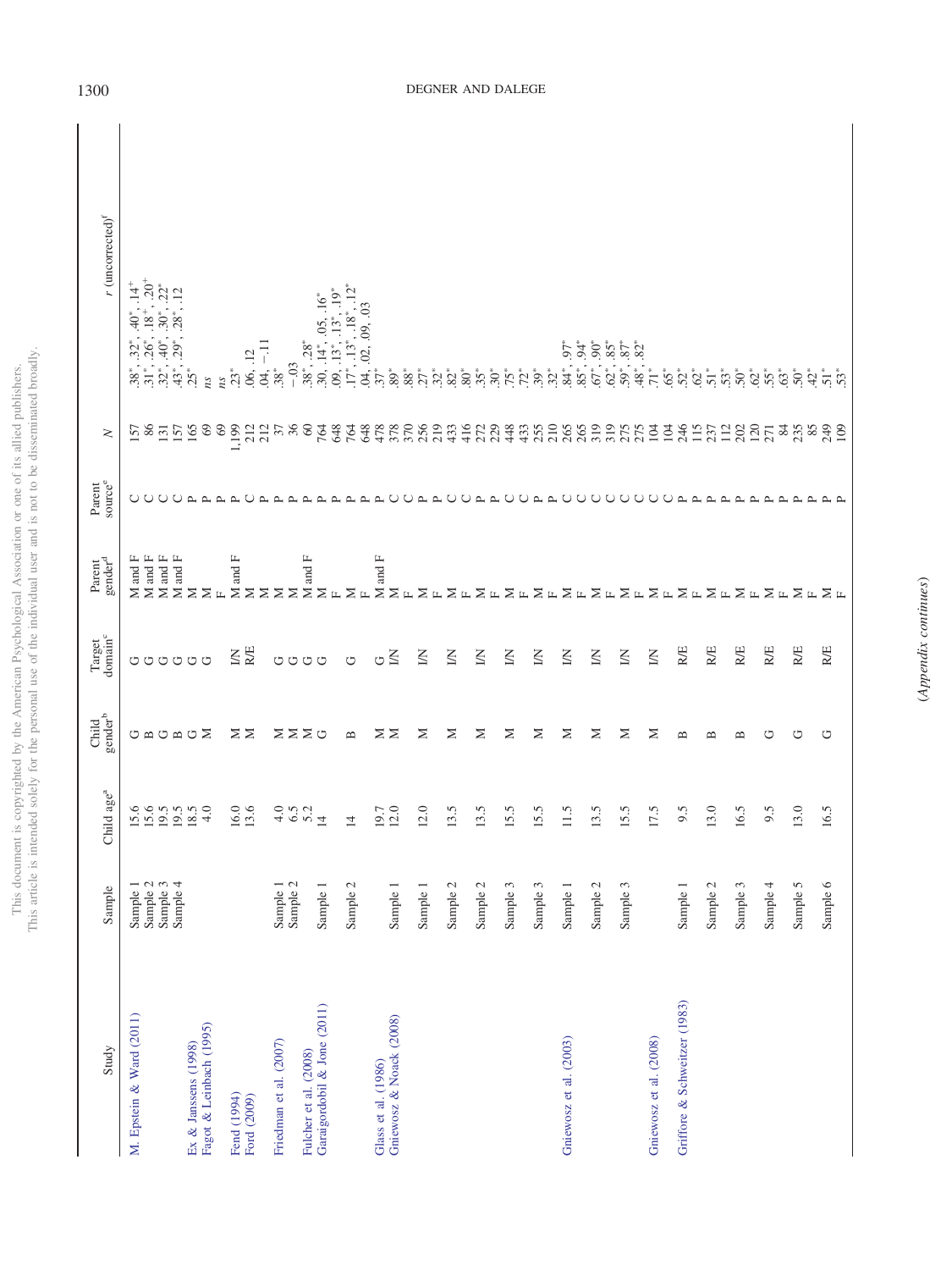| Study | Sample | Child age[a] | Child gender[b] | Target domain[c] | Parent gender[d] | Parent source[e] | $N$ | $r$ (uncorrected)[f] |
|---|---|---|---|---|---|---|---|---|
| M. Epstein & Ward (2011) | Sample 1 | 15.6 | G | G | M and F | C | 157 | .38*, .32*, .40*, .14+ |
| | Sample 2 | 15.6 | B | G | M and F | C | 86 | .31*, .26*, .18+, .20+ |
| | Sample 3 | 19.5 | G | G | M and F | C | 131 | .32*, .40*, .30*, .22* |
| | Sample 4 | 19.5 | B | G | M and F | C | 157 | .43*, .29*, .28*, .12 |
| Ex & Janssens (1998) | | 18.5 | G | G | M | P | 165 | .25* |
| Fagot & Leinbach (1995) | | 4.0 | M | G | M | P | 69 | *ns* |
| | | | | | F | P | 69 | *ns* |
| Fend (1994) | | 16.0 | M | I/N | M and F | P | 1,199 | .23* |
| Ford (2009) | | 13.6 | M | R/E | M | C | 212 | .06, .12 |
| | | | | | M | P | 212 | .04, −.11 |
| Friedman et al. (2007) | Sample 1 | 4.0 | M | G | M | P | 37 | .38* |
| | Sample 2 | 6.5 | M | G | M | P | 36 | −.03 |
| Fulcher et al. (2008) | | 5.2 | M | G | M and F | P | 60 | .38*, .28* |
| Garaigordobil & Jone (2011) | Sample 1 | 14 | G | G | M | P | 764 | .30, .14*, .05, .16* |
| | | | | | F | P | 648 | .09, .13*, .13*, .19* |
| | Sample 2 | 14 | B | G | M | P | 764 | .17*, .13*, .18*, .12* |
| | | | | | F | P | 648 | .04, .02, .09, .03 |
| Glass et al. (1986) | | 19.7 | M | G | M and F | P | 478 | .37* |
| Gniewosz & Noack (2008) | Sample 1 | 12.0 | M | I/N | M | C | 378 | .89* |
| | | | | | F | C | 370 | .88* |
| | Sample 1 | 12.0 | M | I/N | M | P | 256 | .27* |
| | | | | | F | P | 219 | .32* |
| | Sample 2 | 13.5 | M | I/N | M | C | 433 | .82* |
| | | | | | F | C | 416 | .80* |
| | Sample 2 | 13.5 | M | I/N | M | P | 272 | .35* |
| | | | | | F | P | 229 | .30* |
| | Sample 3 | 15.5 | M | I/N | M | C | 448 | .75* |
| | | | | | F | C | 433 | .72* |
| | Sample 3 | 15.5 | M | I/N | M | P | 255 | .39* |
| | | | | | F | P | 210 | .32* |
| Gniewosz et al. (2003) | Sample 1 | 11.5 | M | I/N | M | C | 265 | .84*, .97* |
| | | | | | F | C | 265 | .85*, .94* |
| | Sample 2 | 13.5 | M | I/N | M | C | 319 | .67*, .90* |
| | | | | | F | C | 319 | .62*, .85* |
| | Sample 3 | 15.5 | M | I/N | M | C | 275 | .59*, .87* |
| | | | | | F | C | 275 | .48*, .82* |
| Gniewosz et al. (2008) | | 17.5 | M | I/N | M | C | 104 | .71* |
| | | | | | F | C | 104 | .65* |
| Griffore & Schweitzer (1983) | Sample 1 | 9.5 | B | R/E | M | P | 246 | .52* |
| | | | | | F | P | 115 | .62* |
| | Sample 2 | 13.0 | B | R/E | M | P | 237 | .51* |
| | | | | | F | P | 112 | .53* |
| | Sample 3 | 16.5 | B | R/E | M | P | 202 | .50* |
| | | | | | F | P | 120 | .62* |
| | Sample 4 | 9.5 | G | R/E | M | P | 271 | .55* |
| | | | | | F | P | 84 | .63* |
| | Sample 5 | 13.0 | G | R/E | M | P | 235 | .50* |
| | | | | | F | P | 85 | .42* |
| | Sample 6 | 16.5 | G | R/E | M | P | 249 | .51* |
| | | | | | F | P | 109 | .53* |

*(Appendix continues)*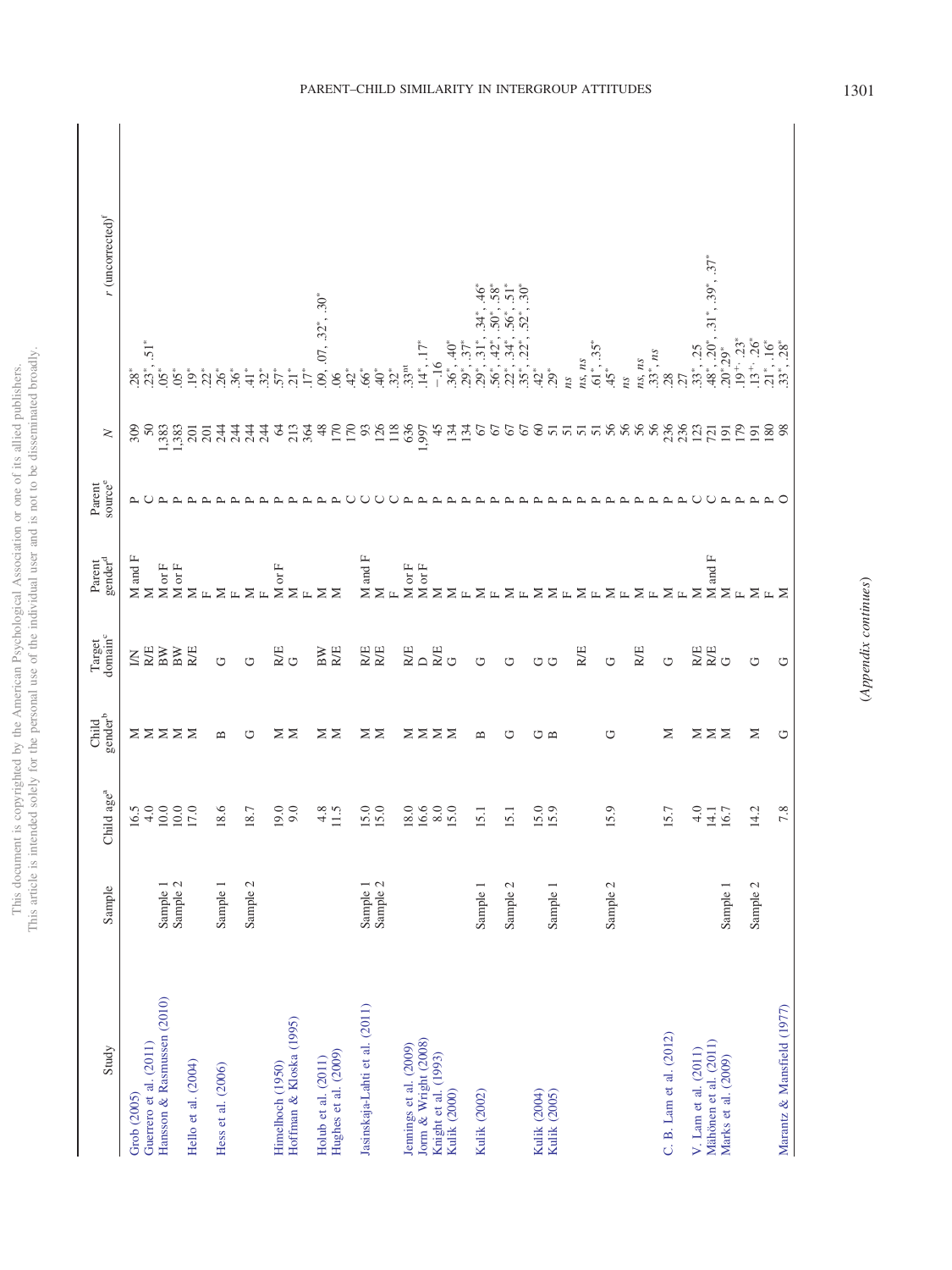| Study | Sample | Child age[a] | Child gender[b] | Target domain[c] | Parent gender[d] | Parent source[e] | $N$ | $r$ (uncorrected)[f] |
|---|---|---|---|---|---|---|---|---|
| Grob (2005) | | 16.5 | M | I/N | M and F | P | 309 | .28* |
| Guerrero et al. (2011) | | 4.0 | M | R/E | M | C | 50 | .23*, .51* |
| Hansson & Rasmussen (2010) | Sample 1 | 10.0 | M | BW | M or F | P | 1,383 | .05* |
| | Sample 2 | 10.0 | M | BW | M or F | P | 1,383 | .05* |
| Hello et al. (2004) | | 17.0 | M | R/E | M | P | 201 | .19* |
| | | | | | F | P | 201 | .22* |
| Hess et al. (2006) | Sample 1 | 18.6 | B | G | M | P | 244 | .26* |
| | | | | | F | P | 244 | .36* |
| | Sample 2 | 18.7 | G | G | M | P | 244 | .41* |
| | | | | | F | P | 244 | .32* |
| Himelhoch (1950) | | 19.0 | M | R/E | M or F | P | 64 | .57* |
| Hoffman & Kloska (1995) | | 9.0 | M | G | M | P | 213 | .21* |
| | | | | | F | P | 364 | .17* |
| Holub et al. (2011) | | 4.8 | M | BW | M | P | 48 | .09, .07, .32*, .30* |
| Hughes et al. (2009) | | 11.5 | M | R/E | M | P | 170 | .06 |
| | | | | | | C | 170 | .42* |
| Jasinskaja-Lahti et al. (2011) | Sample 1 | 15.0 | M | R/E | M and F | C | 93 | .66* |
| | Sample 2 | 15.0 | M | R/E | M | C | 126 | .40* |
| | | | | | F | C | 118 | .32* |
| Jennings et al. (2009) | | 18.0 | M | R/E | M or F | P | 636 | .33[nt] |
| Jorm & Wright (2008) | | 16.6 | M | D | M or F | P | 1,997 | .14*, .17* |
| Knight et al. (1993) | | 8.0 | M | R/E | M | P | 45 | −.16 |
| Kulik (2000) | | 15.0 | M | G | M | P | 134 | .36*, .40* |
| | | | | | F | P | 134 | .29*, .37* |
| Kulik (2002) | Sample 1 | 15.1 | B | G | M | P | 67 | .29*, .31*, .34*, .46* |
| | | | | | F | P | 67 | .56*, .42*, .50*, .58* |
| | Sample 2 | 15.1 | G | G | M | P | 67 | .22*, .34*, .56*, .51* |
| | | | | | F | P | 67 | .35*, .22*, .52*, .30* |
| Kulik (2004) | | 15.0 | G | G | M | P | 60 | .42* |
| Kulik (2005) | Sample 1 | 15.9 | B | G | M | P | 51 | .29* |
| | | | | | F | P | 51 | *ns* |
| | | | | R/E | M | P | 51 | *ns*, *ns* |
| | | | | | F | P | 51 | .61*, .35* |
| | Sample 2 | 15.9 | G | G | M | P | 56 | .45* |
| | | | | | F | P | 56 | *ns* |
| | | | | R/E | M | P | 56 | *ns*, *ns* |
| | | | | | F | P | 56 | .33*, *ns* |
| C. B. Lam et al. (2012) | | 15.7 | M | G | M | P | 236 | .28 |
| | | | | | F | P | 236 | .27 |
| V. Lam et al. (2011) | | 4.0 | M | R/E | M | C | 123 | .33*, .25 |
| Mähönen et al. (2011) | | 14.1 | M | R/E | M and F | C | 721 | .48*, .20*, .31*, .39*, .37* |
| Marks et al. (2009) | Sample 1 | 16.7 | M | G | M | P | 191 | .20*, .29* |
| | | | | | F | P | 179 | .19+, .23* |
| | Sample 2 | 14.2 | M | G | M | P | 191 | .13+, .26* |
| | | | | | F | P | 180 | .21*, .16* |
| Marantz & Mansfield (1977) | | 7.8 | G | G | M | O | 98 | .33*, .28* |

*(Appendix continues)*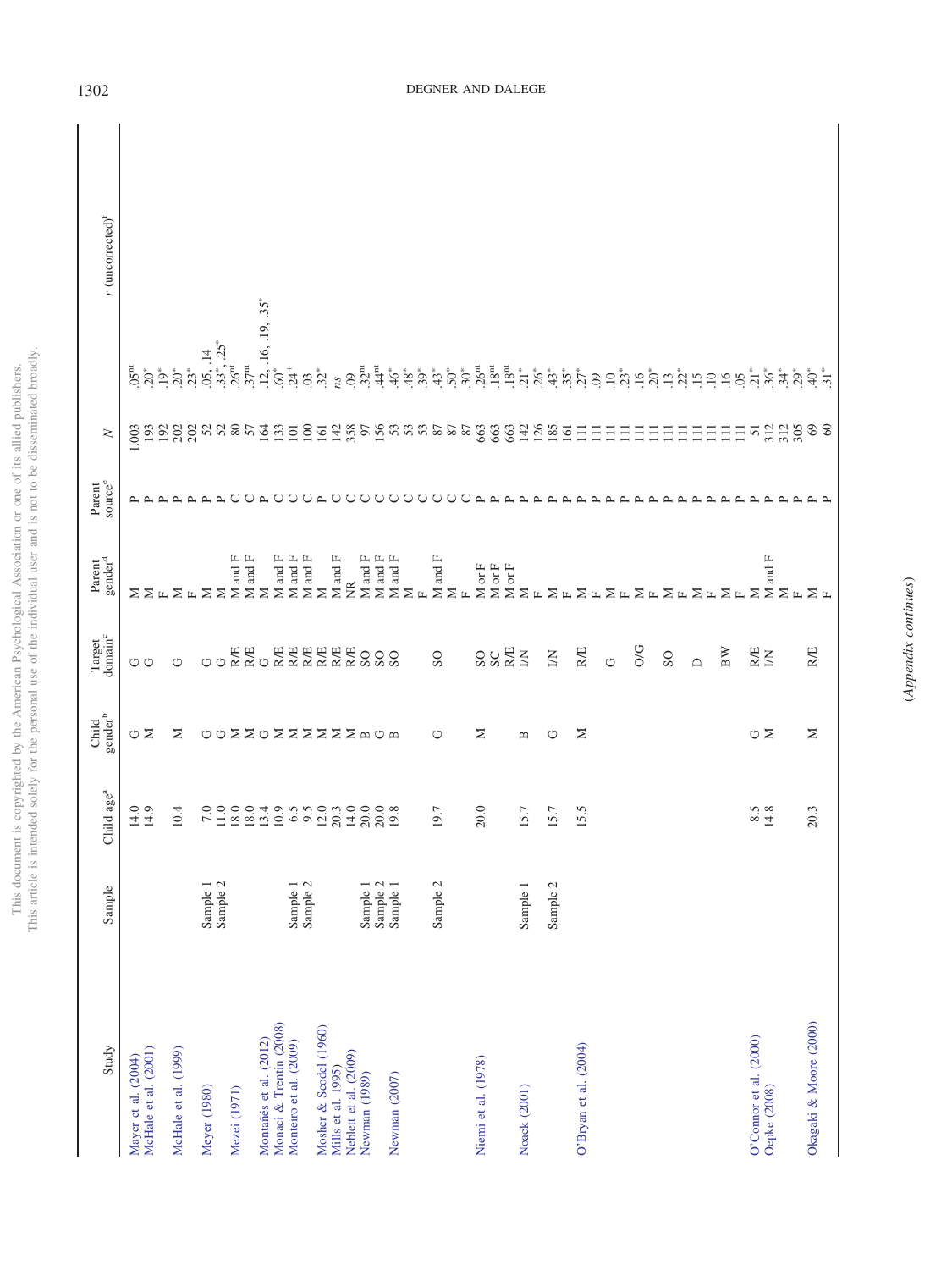| Study | Sample | Child age[a] | Child gender[b] | Target domain[c] | Parent gender[d] | Parent source[e] | N | r (uncorrected)[f] |
|---|---|---|---|---|---|---|---|---|
| Mayer et al. (2004) | | 14.0 | G | G | M | P | 1,003 | .05[nt] |
| McHale et al. (2001) | | 14.9 | M | G | M | P | 193 | .20* |
| | | | | | F | P | 192 | .19* |
| McHale et al. (1999) | | 10.4 | M | G | M | P | 202 | .20* |
| | | | | | F | P | 202 | .23* |
| Meyer (1980) | Sample 1 | 7.0 | G | G | M | P | 52 | .05, .14 |
| | Sample 2 | 11.0 | G | G | M | P | 52 | .33*, .25* |
| Mezei (1971) | | 18.0 | M | R/E | M and F | C | 80 | .26[nt] |
| | | 18.0 | M | R/E | M and F | C | 57 | .37[nt] |
| Montañés et al. (2012) | | 13.4 | G | G | M | P | 164 | .12, .16, .19, .35* |
| Monaci & Trentin (2008) | | 10.9 | M | R/E | M and F | C | 133 | .60* |
| Monteiro et al. (2009) | Sample 1 | 6.5 | M | R/E | M and F | C | 101 | .24[+] |
| | Sample 2 | 9.5 | M | R/E | M and F | C | 100 | .03 |
| Mosher & Scodel (1960) | | 12.0 | M | R/E | M | P | 161 | .32* |
| Mills et al. 1995) | | 20.3 | M | R/E | M and F | C | 142 | *ns* |
| Neblett et al. (2009) | | 14.0 | M | R/E | NR | C | 358 | .09 |
| Newman (1989) | Sample 1 | 20.0 | B | SO | M and F | C | 97 | .32[nt] |
| | Sample 2 | 20.0 | G | SO | M and F | C | 156 | .44[nt] |
| Newman (2007) | Sample 1 | 19.8 | B | SO | M and F | C | 53 | .46* |
| | | | | | M | C | 53 | .48* |
| | | | | | F | C | 53 | .39* |
| | Sample 2 | 19.7 | G | SO | M and F | C | 87 | .43* |
| | | | | | M | C | 87 | .50* |
| | | | | | F | C | 87 | .30* |
| Niemi et al. (1978) | | 20.0 | M | SO | M or F | P | 663 | .26[nt] |
| | | | | SC | M or F | P | 663 | .18[nt] |
| | | | | R/E | M or F | P | 663 | .18[nt] |
| Noack (2001) | Sample 1 | 15.7 | B | I/N | M | P | 142 | .21* |
| | | | | | F | P | 126 | .26* |
| | Sample 2 | 15.7 | G | I/N | M | P | 185 | .43* |
| | | | | | F | P | 161 | .35* |
| O'Bryan et al. (2004) | | 15.5 | M | R/E | M | P | 111 | .27* |
| | | | | | F | P | 111 | .09 |
| | | | | G | M | P | 111 | .10 |
| | | | | | F | P | 111 | .23* |
| | | | | O/G | M | P | 111 | .16 |
| | | | | | F | P | 111 | .20* |
| | | | | SO | M | P | 111 | .13 |
| | | | | | F | P | 111 | .22* |
| | | | | D | M | P | 111 | .15 |
| | | | | | F | P | 111 | .10 |
| | | | | BW | M | P | 111 | .16 |
| | | | | | F | P | 111 | .05 |
| O'Connor et al. (2000) | | 8.5 | G | R/E | M | P | 51 | .21* |
| Oepke (2008) | | 14.8 | M | I/N | M and F | P | 312 | .36* |
| | | | | | M | P | 312 | .34* |
| | | | | | F | P | 305 | .29* |
| Okagaki & Moore (2000) | | 20.3 | M | R/E | M | P | 69 | .40* |
| | | | | | F | P | 60 | .31* |

*(Appendix continues)*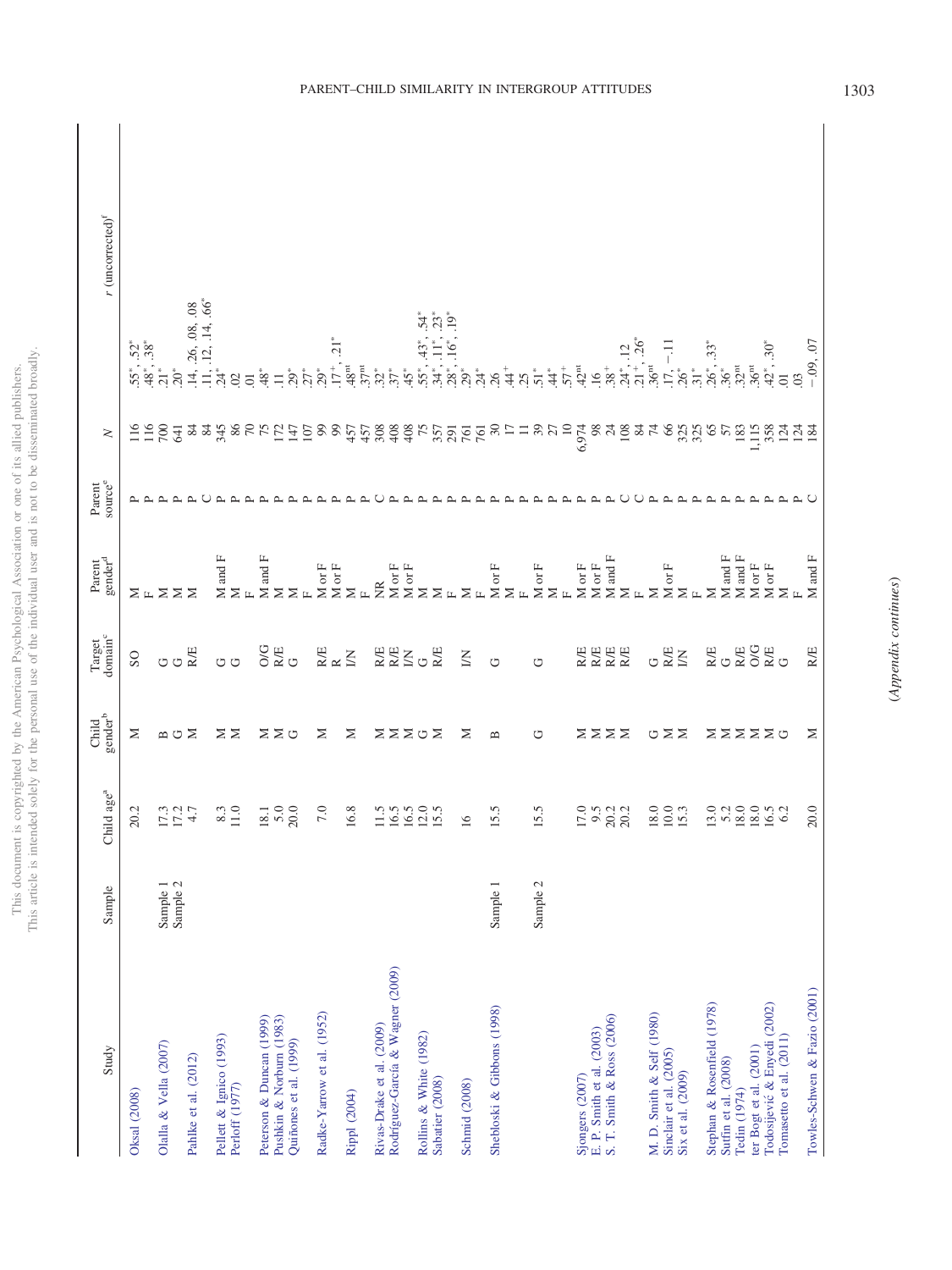| Study | Sample | Child age[a] | Child gender[b] | Target domain[c] | Parent gender[d] | Parent source[e] | $N$ | $r$ (uncorrected)[f] |
|---|---|---|---|---|---|---|---|---|
| Oksal (2008) | | 20.2 | M | SO | M | P | 116 | $.55^{*}$, $.52^{*}$ |
| | | | | | F | P | 116 | $.48^{*}$, $.38^{*}$ |
| Olalla & Vella (2007) | Sample 1 | 17.3 | B | G | M | P | 700 | $.21^{*}$ |
| | Sample 2 | 17.2 | G | G | M | P | 641 | $.20^{*}$ |
| Pahlke et al. (2012) | | 4.7 | M | R/E | M | P | 84 | .14, .26, .08, .08 |
| | | | | | | C | 84 | .11, .12, .14, $.66^{*}$ |
| Pellett & Ignico (1993) | | 8.3 | M | G | M and F | P | 345 | $.24^{*}$ |
| Perloff (1977) | | 11.0 | M | G | M | P | 86 | .02 |
| | | | | | F | P | 70 | .01 |
| Peterson & Duncan (1999) | | 18.1 | M | O/G | M and F | P | 75 | $.48^{*}$ |
| Pushkin & Norburn (1983) | | 5.0 | M | R/E | M | P | 172 | .11 |
| Quiñones et al. (1999) | | 20.0 | G | G | M | P | 147 | $.29^{*}$ |
| | | | | | F | P | 107 | $.27^{*}$ |
| Radke-Yarrow et al. (1952) | | 7.0 | M | R/E | M or F | P | 99 | $.29^{*}$ |
| | | | | R | M or F | P | 99 | $.17^{+}$, $.21^{*}$ |
| Rippl (2004) | | 16.8 | M | I/N | M | P | 457 | $.48^{nt}$ |
| | | | | | F | P | 457 | $.37^{nt}$ |
| Rivas-Drake et al. (2009) | | 11.5 | M | R/E | NR | C | 308 | $.32^{*}$ |
| Rodríguez-García & Wagner (2009) | | 16.5 | M | R/E | M or F | P | 408 | $.37^{*}$ |
| | | 16.5 | M | I/N | M or F | P | 408 | $.45^{*}$ |
| Rollins & White (1982) | | 12.0 | G | G | M | P | 75 | $.55^{*}$, $.43^{*}$, $.54^{*}$ |
| Sabatier (2008) | | 15.5 | M | R/E | M | P | 357 | $.34^{*}$, $.11^{*}$, $.23^{*}$ |
| | | | | | F | P | 291 | $.28^{*}$, $.16^{*}$, $.19^{*}$ |
| Schmid (2008) | | 16 | M | I/N | M | P | 761 | $.29^{*}$ |
| | | | | | F | P | 761 | $.24^{*}$ |
| Shebloski & Gibbons (1998) | Sample 1 | 15.5 | B | G | M or F | P | 30 | .26 |
| | | | | | M | P | 17 | $.44^{+}$ |
| | | | | | F | P | 11 | .25 |
| | Sample 2 | 15.5 | G | G | M or F | P | 39 | $.51^{*}$ |
| | | | | | M | P | 27 | $.44^{*}$ |
| | | | | | F | P | 10 | $.57^{+}$ |
| Sjongers (2007) | | 17.0 | M | R/E | M or F | P | 6,974 | $.42^{nt}$ |
| E. P. Smith et al. (2003) | | 9.5 | M | R/E | M or F | P | 98 | .16 |
| S. T. Smith & Ross (2006) | | 20.2 | M | R/E | M and F | P | 24 | $.38^{+}$ |
| | | 20.2 | M | R/E | M | C | 108 | $.24^{*}$, .12 |
| | | | | | F | C | 84 | $.21^{+}$, $.26^{*}$ |
| M. D. Smith & Self (1980) | | 18.0 | G | G | M | P | 74 | $.36^{nt}$ |
| Sinclair et al. (2005) | | 10.0 | M | R/E | M or F | P | 66 | .17, −.11 |
| Six et al. (2009) | | 15.3 | M | I/N | M | P | 325 | $.26^{*}$ |
| | | | | | F | P | 325 | $.31^{*}$ |
| Stephan & Rosenfield (1978) | | 13.0 | M | R/E | M | P | 65 | $.26^{*}$, $.33^{*}$ |
| Sutfin et al. (2008) | | 5.2 | M | G | M and F | P | 57 | $.36^{*}$ |
| Tedin (1974) | | 18.0 | M | R/E | M and F | P | 183 | $.32^{nt}$ |
| ter Bogt et al. (2001) | | 18.0 | M | O/G | M or F | P | 1,115 | $.36^{nt}$ |
| Todosijević & Enyedi (2002) | | 16.5 | M | R/E | M or F | P | 358 | $.42^{*}$, $.30^{*}$ |
| Tomasetto et al. (2011) | | 6.2 | G | G | M | P | 124 | .01 |
| | | | | | F | P | 124 | .03 |
| Towles-Schwen & Fazio (2001) | | 20.0 | M | R/E | M and F | C | 184 | −.09, .07 |

(*Appendix continues*)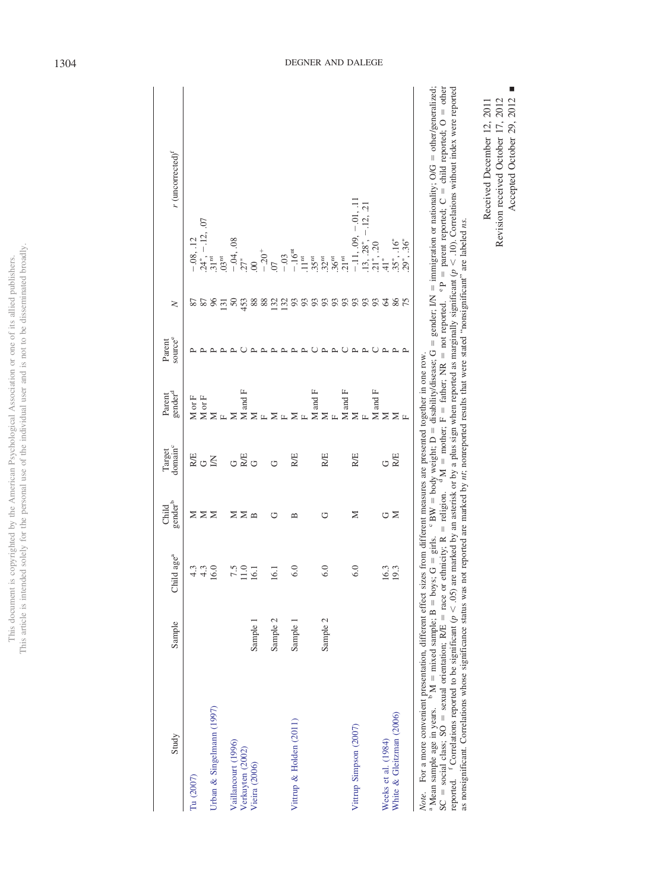| Study | Sample | Child age[a] | Child gender[b] | Target domain[c] | Parent gender[d] | Parent source[e] | N | r (uncorrected)[f] |
|---|---|---|---|---|---|---|---|---|
| Tu (2007) | | 4.3 | M | R/E | M or F | P | 87 | −.08, .12 |
| | | 4.3 | M | G | M or F | P | 87 | .24*, −.12, .07 |
| Urban & Singelmann (1997) | | 16.0 | M | I/N | M | P | 96 | .31[nt] |
| | | | | | F | P | 131 | .03[nt] |
| Vaillancourt (1996) | | 7.5 | M | G | M | P | 50 | −.04, .08 |
| Verkuyten (2002) | | 11.0 | M | R/E | M and F | C | 453 | .27* |
| Vieira (2006) | Sample 1 | 16.1 | B | G | M | P | 88 | .00 |
| | | | | | F | P | 88 | −.20[+] |
| | Sample 2 | 16.1 | G | G | M | P | 132 | .07 |
| | | | | | F | P | 132 | −.03 |
| Vittrup & Holden (2011) | Sample 1 | 6.0 | B | R/E | M | P | 93 | −.16[nt] |
| | | | | | F | P | 93 | .11[nt] |
| | | | | | M and F | C | 93 | .35[nt] |
| | Sample 2 | 6.0 | G | R/E | M | P | 93 | .32[nt] |
| | | | | | F | P | 93 | .36[nt] |
| | | | | | M and F | C | 93 | .21[nt] |
| Vittrup Simpson (2007) | | 6.0 | M | R/E | M | P | 93 | −.11, .09, −.01, .11 |
| | | | | | F | P | 93 | .13, .28*, −.12, .21 |
| | | | | | M and F | C | 93 | .21*, .20 |
| Weeks et al. (1984) | | 16.3 | G | G | M | P | 64 | .41* |
| White & Gleitzman (2006) | | 19.3 | M | R/E | M | P | 86 | .35*, .16* |
| | | | | | F | P | 75 | .29*, .36* |

*Note.* For a more convenient presentation, different effect sizes from different measures are presented together in one row.
[a] Mean sample age in years. [b] M = mixed sample; B = boys; G = girls. [c] BW = body weight; D = disability/disease; G = gender; I/N = immigration or nationality; O/G = other/generalized; SC = social class; SO = sexual orientation; R/E = race or ethnicity; R = religion. [d] M = mother; F = father; NR = not reported. [e] P = parent reported; C = child reported; O = other reported. [f] Correlations reported to be significant ($p < .05$) are marked by an asterisk or by a plus sign when reported as marginally significant ($p < .10$). Correlations without index were reported as nonsignificant. Correlations whose significance status was not reported are marked by *nt*; nonreported results that were stated "nonsignificant" are labeled *ns*.

Received December 12, 2011
Revision received October 17, 2012
Accepted October 29, 2012 ■